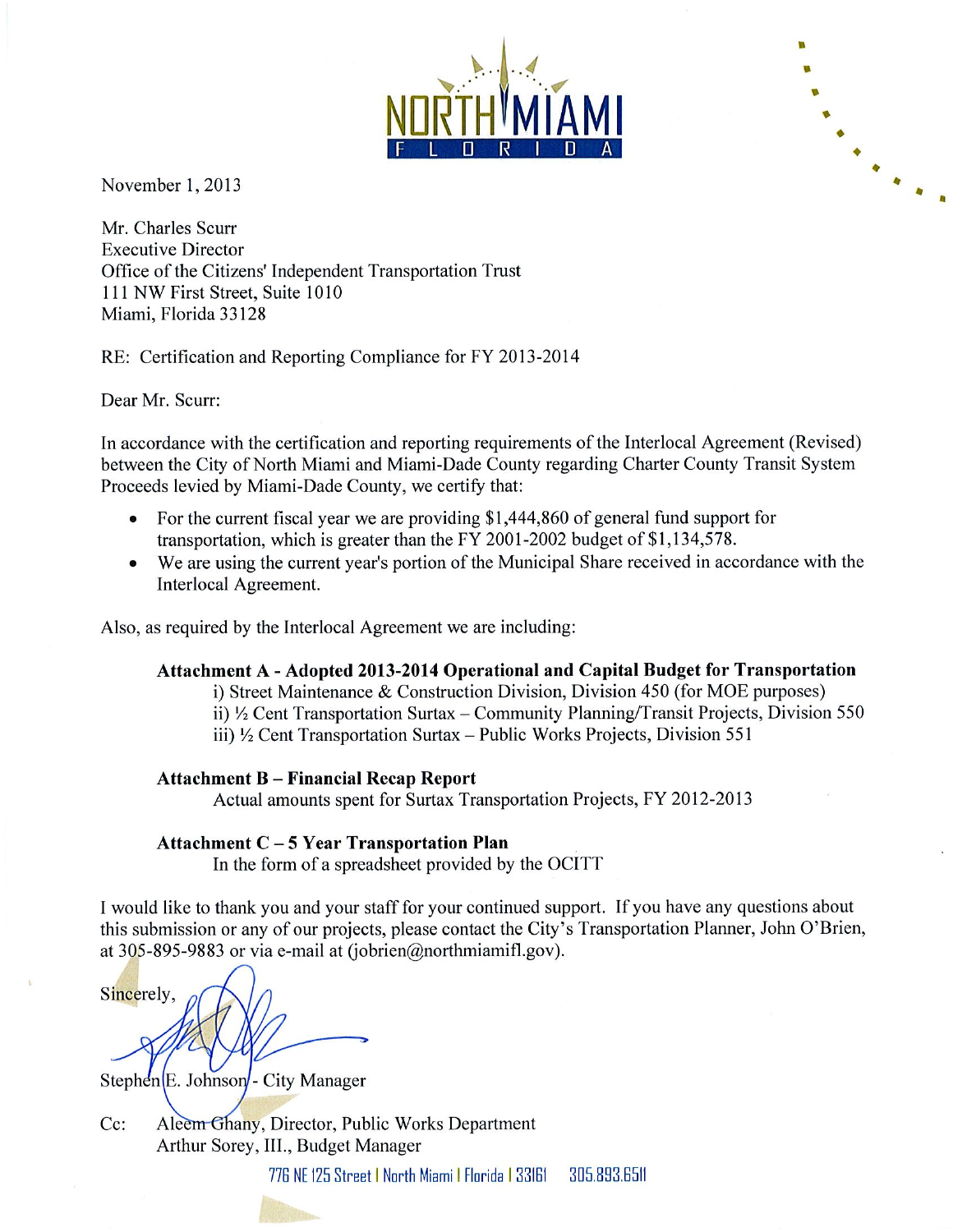NORTH MIAMI

FLORIDA

November 1, 2013

Mr. Charles Scurr
Executive Director
Office of the Citizens' Independent Transportation Trust
111 NW First Street, Suite 1010
Miami, Florida 33128

RE: Certification and Reporting Compliance for FY 2013-2014

Dear Mr. Scurr:

In accordance with the certification and reporting requirements of the Interlocal Agreement (Revised) between the City of North Miami and Miami-Dade County regarding Charter County Transit System Proceeds levied by Miami-Dade County, we certify that:

- For the current fiscal year we are providing $1,444,860 of general fund support for transportation, which is greater than the FY 2001-2002 budget of $1,134,578.
- We are using the current year's portion of the Municipal Share received in accordance with the Interlocal Agreement.

Also, as required by the Interlocal Agreement we are including:

**Attachment A - Adopted 2013-2014 Operational and Capital Budget for Transportation**
i) Street Maintenance & Construction Division, Division 450 (for MOE purposes)
ii) ½ Cent Transportation Surtax – Community Planning/Transit Projects, Division 550
iii) ½ Cent Transportation Surtax – Public Works Projects, Division 551

**Attachment B – Financial Recap Report**
Actual amounts spent for Surtax Transportation Projects, FY 2012-2013

**Attachment C – 5 Year Transportation Plan**
In the form of a spreadsheet provided by the OCITT

I would like to thank you and your staff for your continued support. If you have any questions about this submission or any of our projects, please contact the City's Transportation Planner, John O'Brien, at 305-895-9883 or via e-mail at (jobrien@northmiamifl.gov).

Sincerely,

Stephen E. Johnson - City Manager

Cc: Aleem Ghany, Director, Public Works Department
Arthur Sorey, III., Budget Manager

776 NE 125 Street | North Miami | Florida | 33161 305.893.6511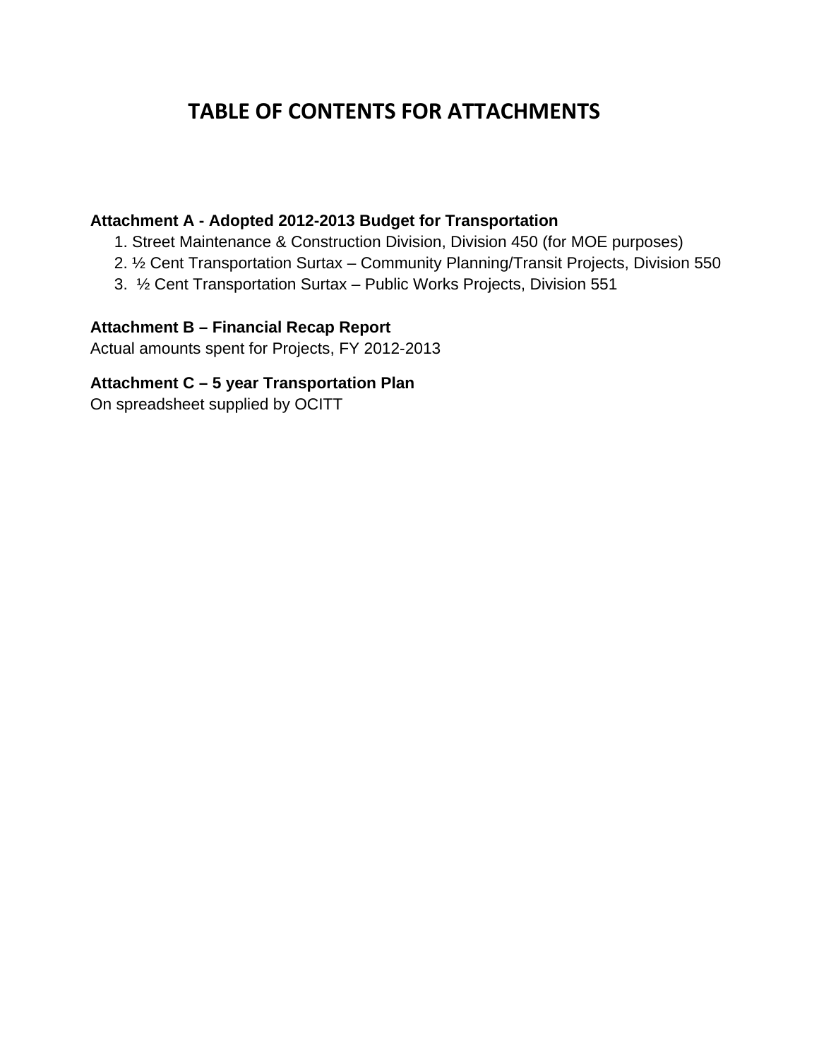# TABLE OF CONTENTS FOR ATTACHMENTS

**Attachment A - Adopted 2012-2013 Budget for Transportation**

1. Street Maintenance & Construction Division, Division 450 (for MOE purposes)
2. ½ Cent Transportation Surtax – Community Planning/Transit Projects, Division 550
3. ½ Cent Transportation Surtax – Public Works Projects, Division 551

**Attachment B – Financial Recap Report**

Actual amounts spent for Projects, FY 2012-2013

**Attachment C – 5 year Transportation Plan**

On spreadsheet supplied by OCITT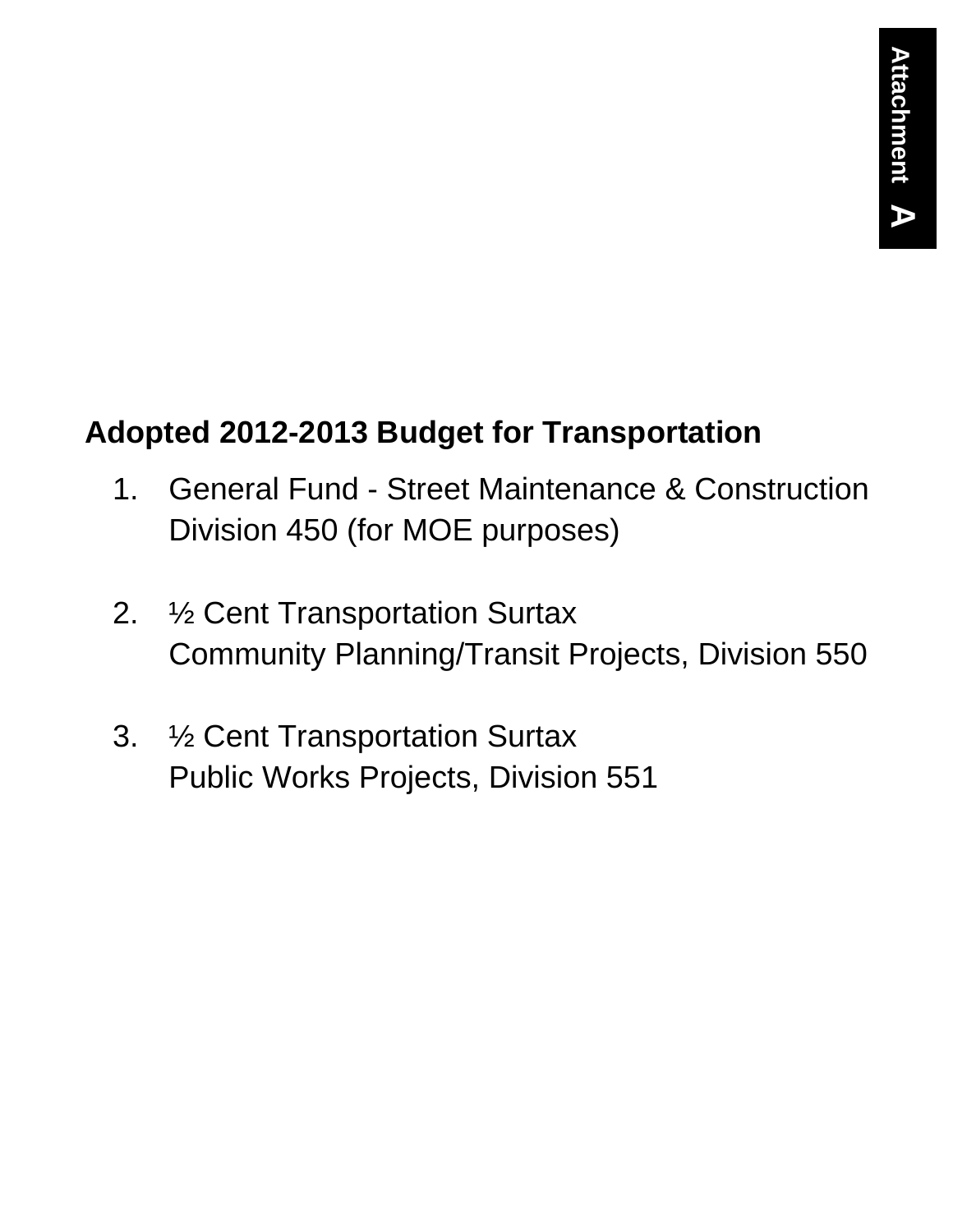**Attachment A**

## Adopted 2012-2013 Budget for Transportation

1. General Fund - Street Maintenance & Construction
   Division 450 (for MOE purposes)

2. ½ Cent Transportation Surtax
   Community Planning/Transit Projects, Division 550

3. ½ Cent Transportation Surtax
   Public Works Projects, Division 551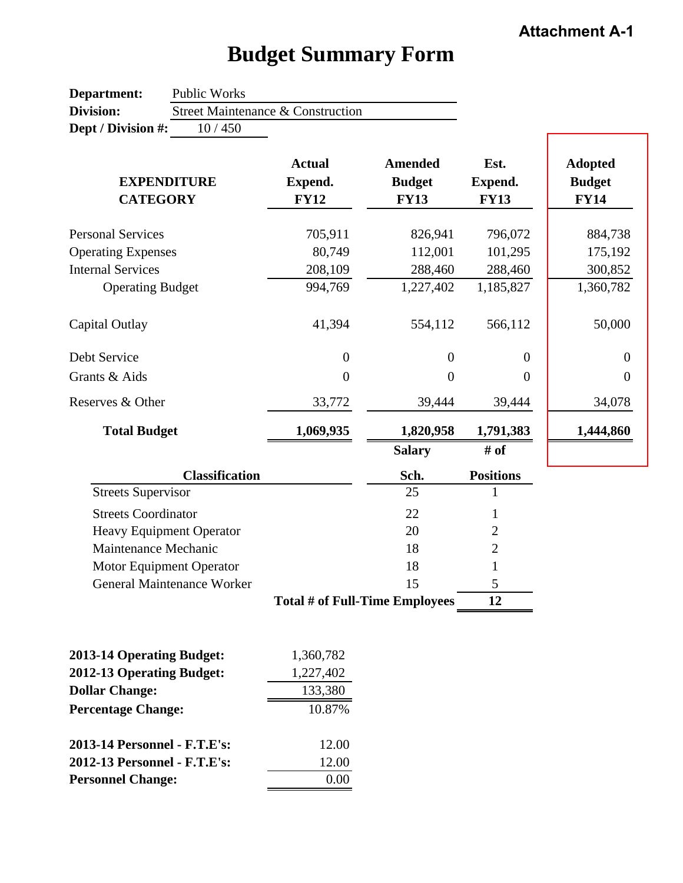Attachment A-1

# Budget Summary Form

**Department:** Public Works
**Division:** Street Maintenance & Construction
**Dept / Division #:** 10 / 450

| EXPENDITURE CATEGORY | Actual Expend. FY12 | Amended Budget FY13 | Est. Expend. FY13 | Adopted Budget FY14 |
|---|---|---|---|---|
| Personal Services | 705,911 | 826,941 | 796,072 | 884,738 |
| Operating Expenses | 80,749 | 112,001 | 101,295 | 175,192 |
| Internal Services | 208,109 | 288,460 | 288,460 | 300,852 |
| Operating Budget | 994,769 | 1,227,402 | 1,185,827 | 1,360,782 |
| Capital Outlay | 41,394 | 554,112 | 566,112 | 50,000 |
| Debt Service | 0 | 0 | 0 | 0 |
| Grants & Aids | 0 | 0 | 0 | 0 |
| Reserves & Other | 33,772 | 39,444 | 39,444 | 34,078 |
| **Total Budget** | **1,069,935** | **1,820,958** | **1,791,383** | **1,444,860** |

| Classification | Salary Sch. | # of Positions |
|---|---|---|
| Streets Supervisor | 25 | 1 |
| Streets Coordinator | 22 | 1 |
| Heavy Equipment Operator | 20 | 2 |
| Maintenance Mechanic | 18 | 2 |
| Motor Equipment Operator | 18 | 1 |
| General Maintenance Worker | 15 | 5 |
| **Total # of Full-Time Employees** | | **12** |

| | |
|---|---|
| **2013-14 Operating Budget:** | 1,360,782 |
| **2012-13 Operating Budget:** | 1,227,402 |
| **Dollar Change:** | 133,380 |
| **Percentage Change:** | 10.87% |

| | |
|---|---|
| **2013-14 Personnel - F.T.E's:** | 12.00 |
| **2012-13 Personnel - F.T.E's:** | 12.00 |
| **Personnel Change:** | 0.00 |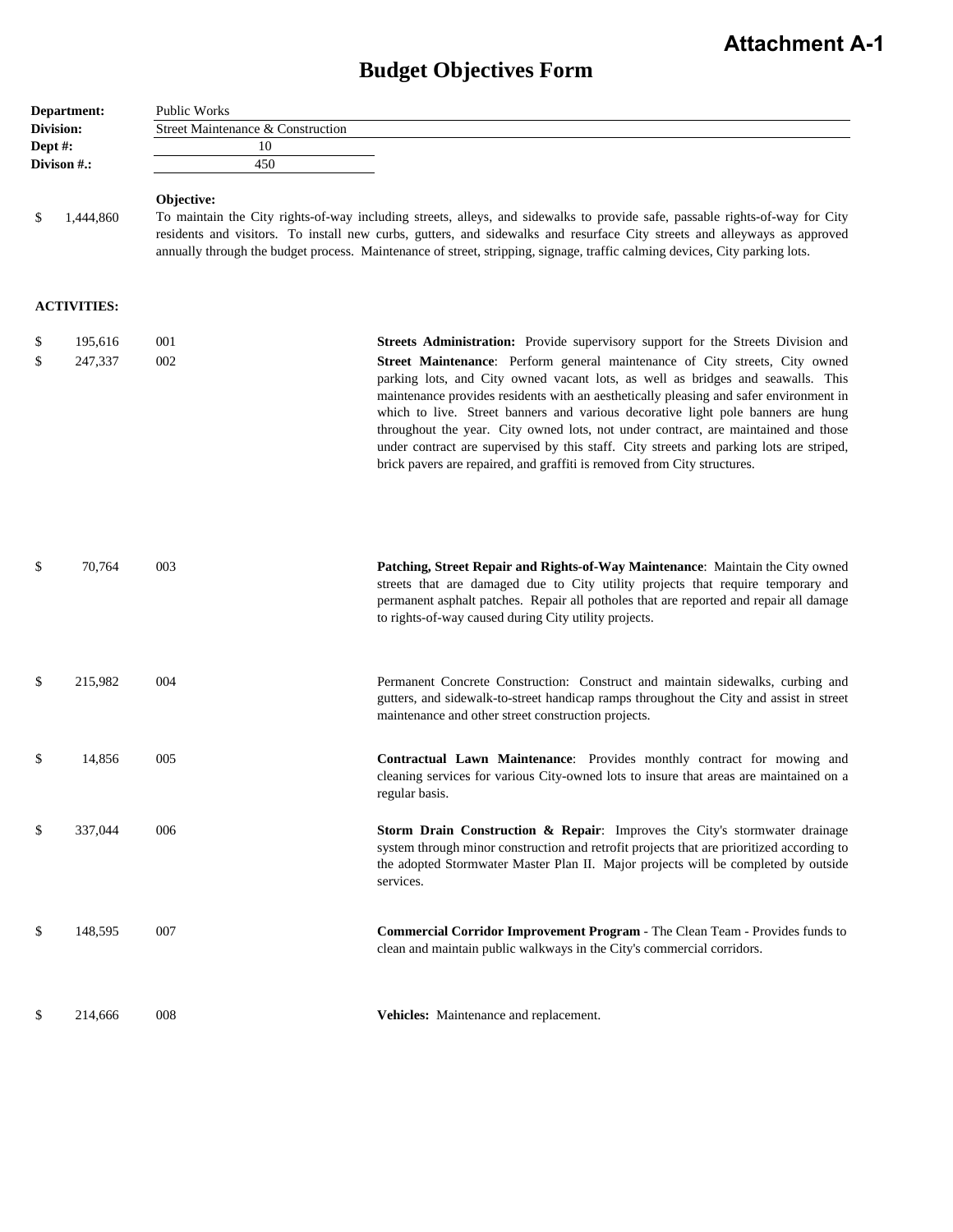**Attachment A-1**

# Budget Objectives Form

**Department:** Public Works
**Division:** Street Maintenance & Construction
**Dept #:** 10
**Divison #.:** 450

**Objective:**

$ 1,444,860

To maintain the City rights-of-way including streets, alleys, and sidewalks to provide safe, passable rights-of-way for City residents and visitors. To install new curbs, gutters, and sidewalks and resurface City streets and alleyways as approved annually through the budget process. Maintenance of street, stripping, signage, traffic calming devices, City parking lots.

**ACTIVITIES:**

| Amount | Activity # | Description |
|---|---|---|
| $ 195,616 | 001 | **Streets Administration:** Provide supervisory support for the Streets Division and |
| $ 247,337 | 002 | **Street Maintenance**: Perform general maintenance of City streets, City owned parking lots, and City owned vacant lots, as well as bridges and seawalls. This maintenance provides residents with an aesthetically pleasing and safer environment in which to live. Street banners and various decorative light pole banners are hung throughout the year. City owned lots, not under contract, are maintained and those under contract are supervised by this staff. City streets and parking lots are striped, brick pavers are repaired, and graffiti is removed from City structures. |
| $ 70,764 | 003 | **Patching, Street Repair and Rights-of-Way Maintenance**: Maintain the City owned streets that are damaged due to City utility projects that require temporary and permanent asphalt patches. Repair all potholes that are reported and repair all damage to rights-of-way caused during City utility projects. |
| $ 215,982 | 004 | Permanent Concrete Construction: Construct and maintain sidewalks, curbing and gutters, and sidewalk-to-street handicap ramps throughout the City and assist in street maintenance and other street construction projects. |
| $ 14,856 | 005 | **Contractual Lawn Maintenance**: Provides monthly contract for mowing and cleaning services for various City-owned lots to insure that areas are maintained on a regular basis. |
| $ 337,044 | 006 | **Storm Drain Construction & Repair**: Improves the City's stormwater drainage system through minor construction and retrofit projects that are prioritized according to the adopted Stormwater Master Plan II. Major projects will be completed by outside services. |
| $ 148,595 | 007 | **Commercial Corridor Improvement Program** - The Clean Team - Provides funds to clean and maintain public walkways in the City's commercial corridors. |
| $ 214,666 | 008 | **Vehicles:** Maintenance and replacement. |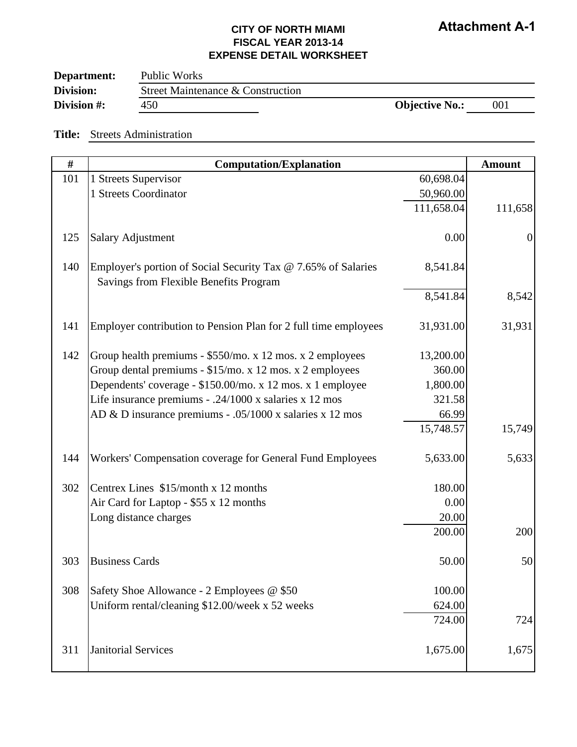**Attachment A-1**

**CITY OF NORTH MIAMI**
**FISCAL YEAR 2013-14**
**EXPENSE DETAIL WORKSHEET**

**Department:** Public Works
**Division:** Street Maintenance & Construction
**Division #:** 450 **Objective No.:** 001

**Title:** Streets Administration

| # | Computation/Explanation | | Amount |
|---|---|---|---|
| 101 | 1 Streets Supervisor | 60,698.04 | |
| | 1 Streets Coordinator | 50,960.00 | |
| | | 111,658.04 | 111,658 |
| 125 | Salary Adjustment | 0.00 | 0 |
| 140 | Employer's portion of Social Security Tax @ 7.65% of Salaries | 8,541.84 | |
| | Savings from Flexible Benefits Program | | |
| | | 8,541.84 | 8,542 |
| 141 | Employer contribution to Pension Plan for 2 full time employees | 31,931.00 | 31,931 |
| 142 | Group health premiums - $550/mo. x 12 mos. x 2 employees | 13,200.00 | |
| | Group dental premiums - $15/mo. x 12 mos. x 2 employees | 360.00 | |
| | Dependents' coverage - $150.00/mo. x 12 mos. x 1 employee | 1,800.00 | |
| | Life insurance premiums - .24/1000 x salaries x 12 mos | 321.58 | |
| | AD & D insurance premiums - .05/1000 x salaries x 12 mos | 66.99 | |
| | | 15,748.57 | 15,749 |
| 144 | Workers' Compensation coverage for General Fund Employees | 5,633.00 | 5,633 |
| 302 | Centrex Lines $15/month x 12 months | 180.00 | |
| | Air Card for Laptop - $55 x 12 months | 0.00 | |
| | Long distance charges | 20.00 | |
| | | 200.00 | 200 |
| 303 | Business Cards | 50.00 | 50 |
| 308 | Safety Shoe Allowance - 2 Employees @ $50 | 100.00 | |
| | Uniform rental/cleaning $12.00/week x 52 weeks | 624.00 | |
| | | 724.00 | 724 |
| 311 | Janitorial Services | 1,675.00 | 1,675 |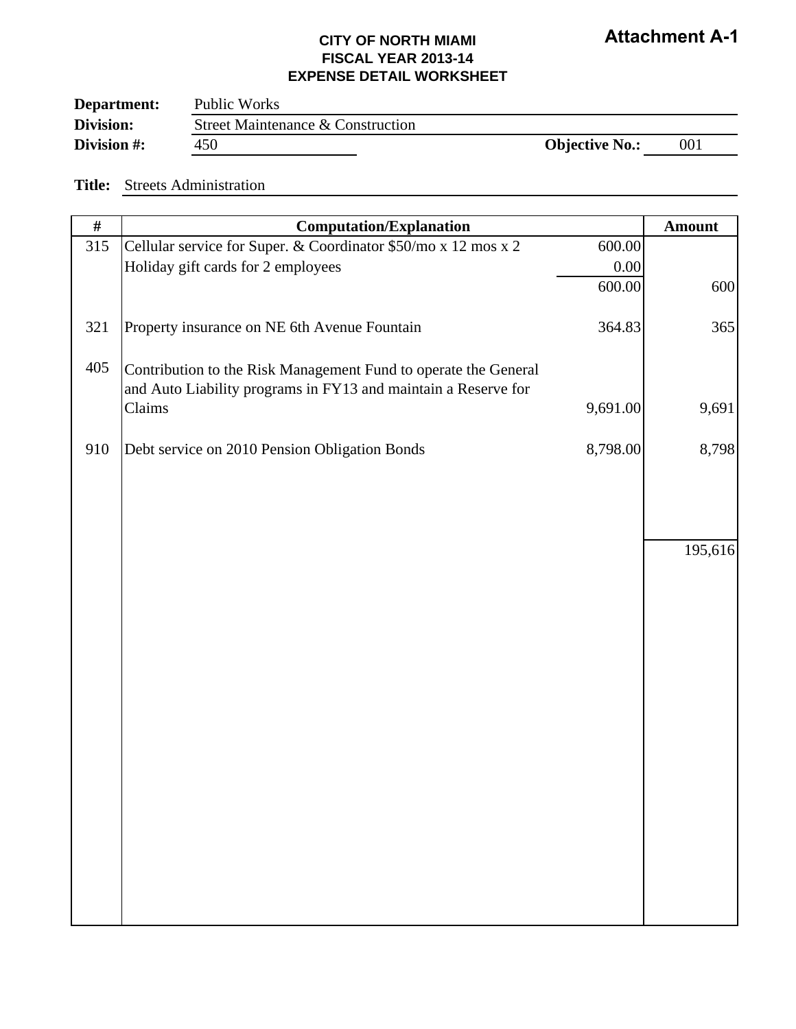**Attachment A-1**

**CITY OF NORTH MIAMI**
**FISCAL YEAR 2013-14**
**EXPENSE DETAIL WORKSHEET**

**Department:** Public Works
**Division:** Street Maintenance & Construction
**Division #:** 450 **Objective No.:** 001

**Title:** Streets Administration

| # | Computation/Explanation | | Amount |
|---|---|---|---|
| 315 | Cellular service for Super. & Coordinator $50/mo x 12 mos x 2 | 600.00 | |
| | Holiday gift cards for 2 employees | 0.00 | |
| | | 600.00 | 600 |
| 321 | Property insurance on NE 6th Avenue Fountain | 364.83 | 365 |
| 405 | Contribution to the Risk Management Fund to operate the General and Auto Liability programs in FY13 and maintain a Reserve for Claims | 9,691.00 | 9,691 |
| 910 | Debt service on 2010 Pension Obligation Bonds | 8,798.00 | 8,798 |
| | | | 195,616 |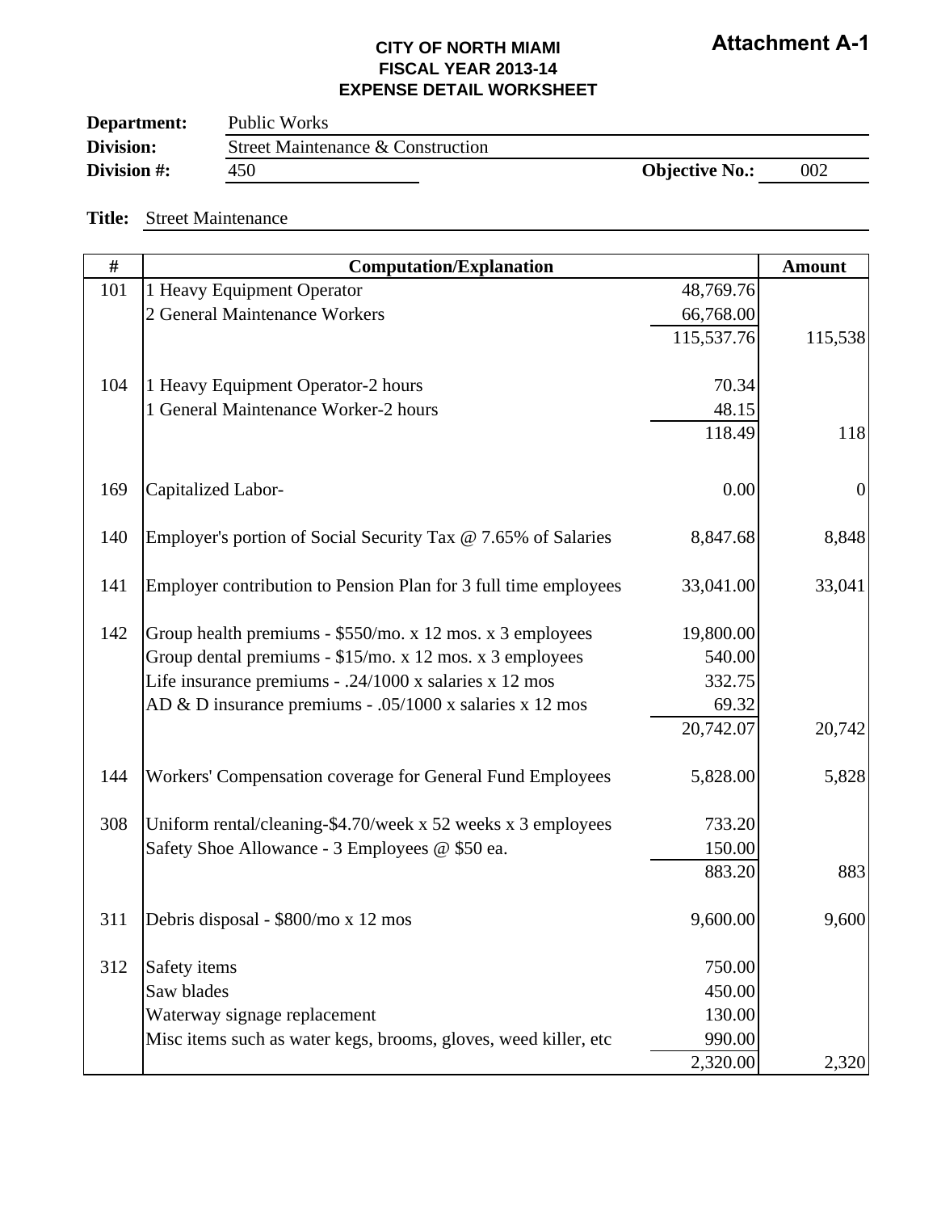**Attachment A-1**

**CITY OF NORTH MIAMI**
**FISCAL YEAR 2013-14**
**EXPENSE DETAIL WORKSHEET**

**Department:** Public Works
**Division:** Street Maintenance & Construction
**Division #:** 450 **Objective No.:** 002

**Title:** Street Maintenance

| # | Computation/Explanation | | Amount |
|---|---|---|---|
| 101 | 1 Heavy Equipment Operator | 48,769.76 | |
| | 2 General Maintenance Workers | 66,768.00 | |
| | | 115,537.76 | 115,538 |
| 104 | 1 Heavy Equipment Operator-2 hours | 70.34 | |
| | 1 General Maintenance Worker-2 hours | 48.15 | |
| | | 118.49 | 118 |
| 169 | Capitalized Labor- | 0.00 | 0 |
| 140 | Employer's portion of Social Security Tax @ 7.65% of Salaries | 8,847.68 | 8,848 |
| 141 | Employer contribution to Pension Plan for 3 full time employees | 33,041.00 | 33,041 |
| 142 | Group health premiums - $550/mo. x 12 mos. x 3 employees | 19,800.00 | |
| | Group dental premiums - $15/mo. x 12 mos. x 3 employees | 540.00 | |
| | Life insurance premiums - .24/1000 x salaries x 12 mos | 332.75 | |
| | AD & D insurance premiums - .05/1000 x salaries x 12 mos | 69.32 | |
| | | 20,742.07 | 20,742 |
| 144 | Workers' Compensation coverage for General Fund Employees | 5,828.00 | 5,828 |
| 308 | Uniform rental/cleaning-$4.70/week x 52 weeks x 3 employees | 733.20 | |
| | Safety Shoe Allowance - 3 Employees @ $50 ea. | 150.00 | |
| | | 883.20 | 883 |
| 311 | Debris disposal - $800/mo x 12 mos | 9,600.00 | 9,600 |
| 312 | Safety items | 750.00 | |
| | Saw blades | 450.00 | |
| | Waterway signage replacement | 130.00 | |
| | Misc items such as water kegs, brooms, gloves, weed killer, etc | 990.00 | |
| | | 2,320.00 | 2,320 |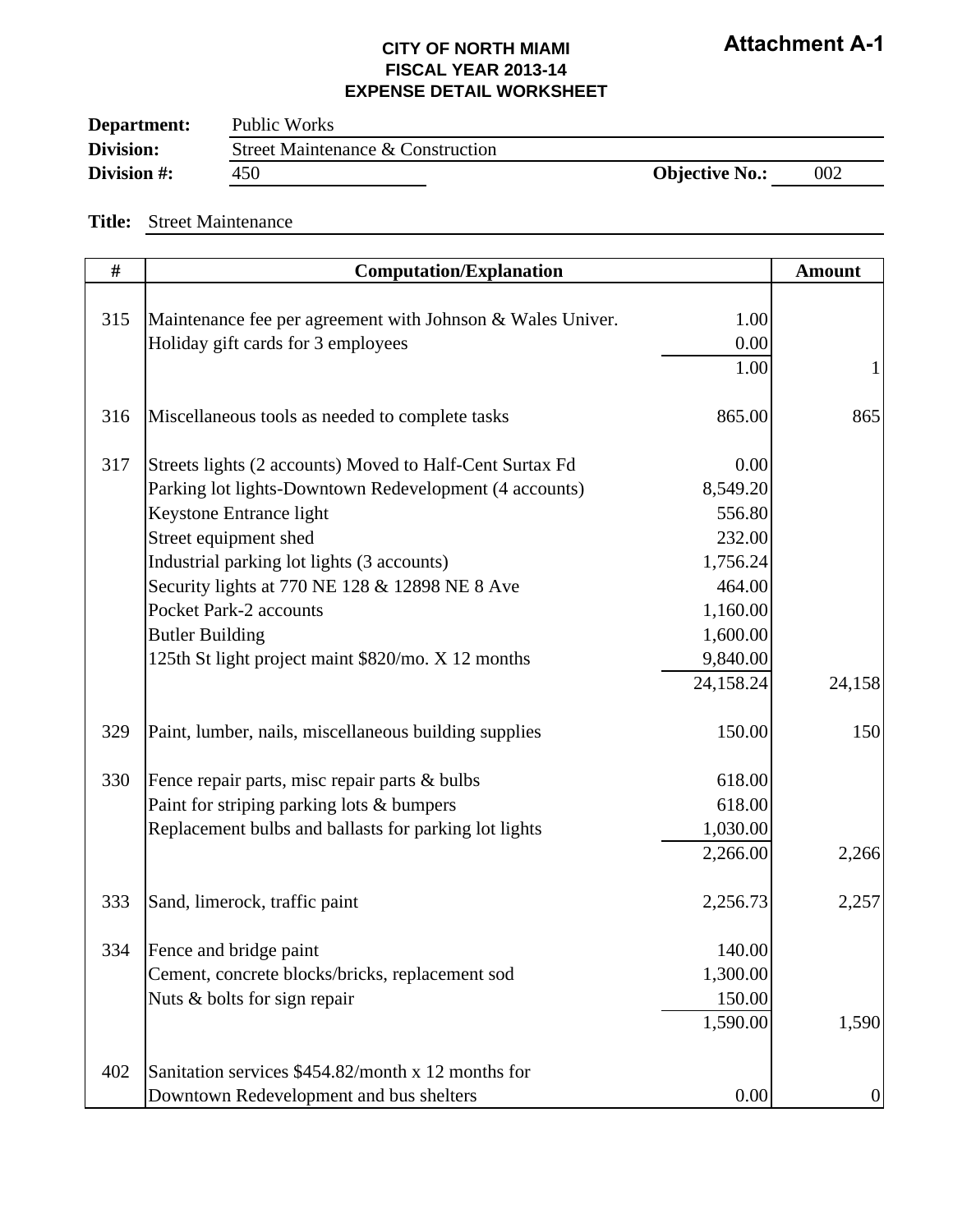**Attachment A-1**

**CITY OF NORTH MIAMI**
**FISCAL YEAR 2013-14**
**EXPENSE DETAIL WORKSHEET**

**Department:** Public Works
**Division:** Street Maintenance & Construction
**Division #:** 450 **Objective No.:** 002

**Title:** Street Maintenance

| # | Computation/Explanation | | Amount |
|---|---|---|---|
| 315 | Maintenance fee per agreement with Johnson & Wales Univer. | 1.00 | |
| | Holiday gift cards for 3 employees | 0.00 | |
| | | 1.00 | 1 |
| 316 | Miscellaneous tools as needed to complete tasks | 865.00 | 865 |
| 317 | Streets lights (2 accounts) Moved to Half-Cent Surtax Fd | 0.00 | |
| | Parking lot lights-Downtown Redevelopment (4 accounts) | 8,549.20 | |
| | Keystone Entrance light | 556.80 | |
| | Street equipment shed | 232.00 | |
| | Industrial parking lot lights (3 accounts) | 1,756.24 | |
| | Security lights at 770 NE 128 & 12898 NE 8 Ave | 464.00 | |
| | Pocket Park-2 accounts | 1,160.00 | |
| | Butler Building | 1,600.00 | |
| | 125th St light project maint $820/mo. X 12 months | 9,840.00 | |
| | | 24,158.24 | 24,158 |
| 329 | Paint, lumber, nails, miscellaneous building supplies | 150.00 | 150 |
| 330 | Fence repair parts, misc repair parts & bulbs | 618.00 | |
| | Paint for striping parking lots & bumpers | 618.00 | |
| | Replacement bulbs and ballasts for parking lot lights | 1,030.00 | |
| | | 2,266.00 | 2,266 |
| 333 | Sand, limerock, traffic paint | 2,256.73 | 2,257 |
| 334 | Fence and bridge paint | 140.00 | |
| | Cement, concrete blocks/bricks, replacement sod | 1,300.00 | |
| | Nuts & bolts for sign repair | 150.00 | |
| | | 1,590.00 | 1,590 |
| 402 | Sanitation services $454.82/month x 12 months for | | |
| | Downtown Redevelopment and bus shelters | 0.00 | 0 |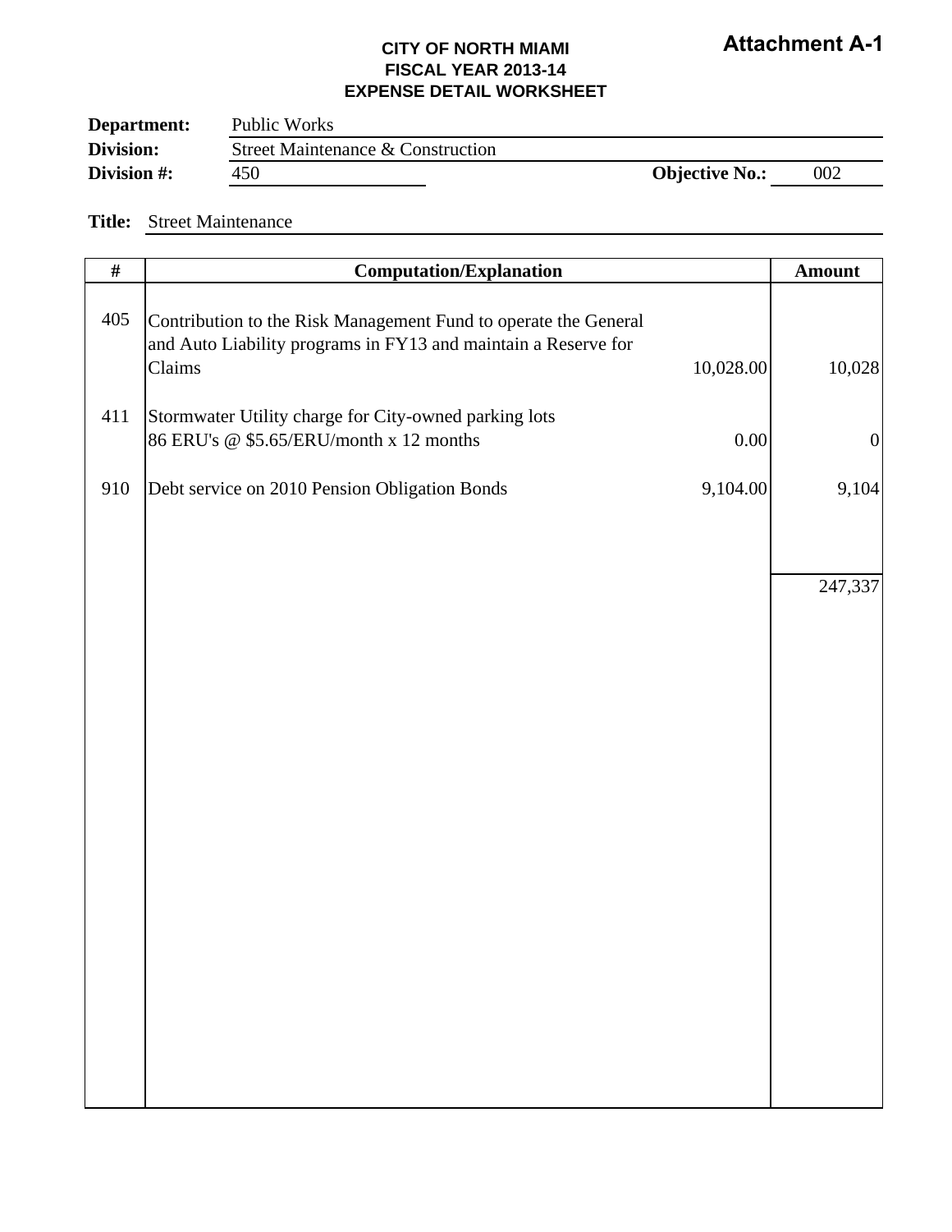**Attachment A-1**

**CITY OF NORTH MIAMI**
**FISCAL YEAR 2013-14**
**EXPENSE DETAIL WORKSHEET**

**Department:** Public Works
**Division:** Street Maintenance & Construction
**Division #:** 450 **Objective No.:** 002

**Title:** Street Maintenance

| # | Computation/Explanation | | Amount |
|---|---|---|---|
| 405 | Contribution to the Risk Management Fund to operate the General and Auto Liability programs in FY13 and maintain a Reserve for Claims | 10,028.00 | 10,028 |
| 411 | Stormwater Utility charge for City-owned parking lots<br>86 ERU's @ $5.65/ERU/month x 12 months | 0.00 | 0 |
| 910 | Debt service on 2010 Pension Obligation Bonds | 9,104.00 | 9,104 |
| | | | 247,337 |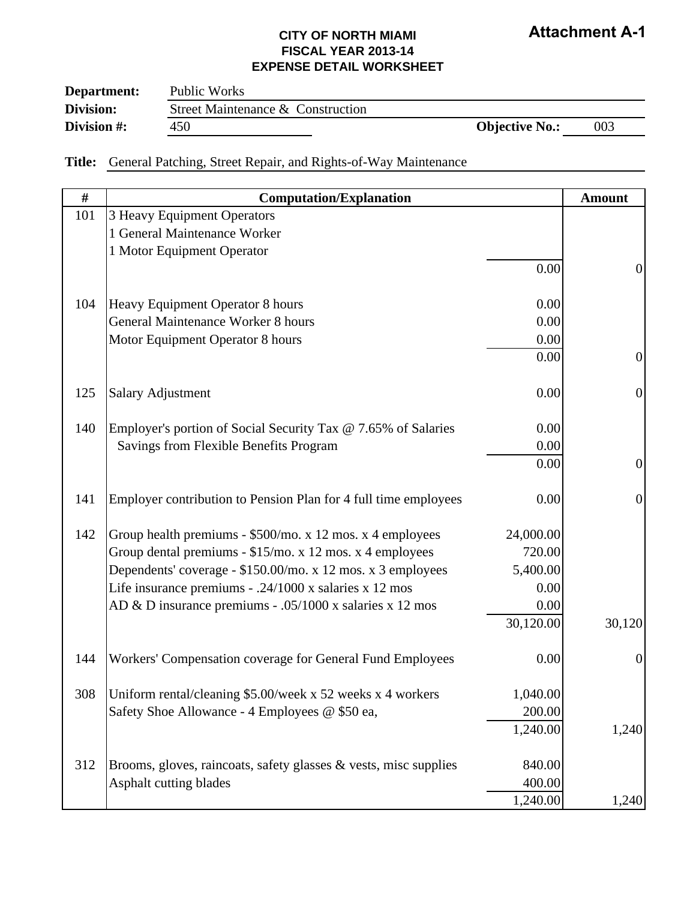**Attachment A-1**

**CITY OF NORTH MIAMI**
**FISCAL YEAR 2013-14**
**EXPENSE DETAIL WORKSHEET**

**Department:** Public Works
**Division:** Street Maintenance & Construction
**Division #:** 450 **Objective No.:** 003

**Title:** General Patching, Street Repair, and Rights-of-Way Maintenance

| # | Computation/Explanation | | Amount |
|---|---|---|---|
| 101 | 3 Heavy Equipment Operators | | |
| | 1 General Maintenance Worker | | |
| | 1 Motor Equipment Operator | | |
| | | 0.00 | 0 |
| 104 | Heavy Equipment Operator 8 hours | 0.00 | |
| | General Maintenance Worker 8 hours | 0.00 | |
| | Motor Equipment Operator 8 hours | 0.00 | |
| | | 0.00 | 0 |
| 125 | Salary Adjustment | 0.00 | 0 |
| 140 | Employer's portion of Social Security Tax @ 7.65% of Salaries | 0.00 | |
| | Savings from Flexible Benefits Program | 0.00 | |
| | | 0.00 | 0 |
| 141 | Employer contribution to Pension Plan for 4 full time employees | 0.00 | 0 |
| 142 | Group health premiums - $500/mo. x 12 mos. x 4 employees | 24,000.00 | |
| | Group dental premiums - $15/mo. x 12 mos. x 4 employees | 720.00 | |
| | Dependents' coverage - $150.00/mo. x 12 mos. x 3 employees | 5,400.00 | |
| | Life insurance premiums - .24/1000 x salaries x 12 mos | 0.00 | |
| | AD & D insurance premiums - .05/1000 x salaries x 12 mos | 0.00 | |
| | | 30,120.00 | 30,120 |
| 144 | Workers' Compensation coverage for General Fund Employees | 0.00 | 0 |
| 308 | Uniform rental/cleaning $5.00/week x 52 weeks x 4 workers | 1,040.00 | |
| | Safety Shoe Allowance - 4 Employees @ $50 ea, | 200.00 | |
| | | 1,240.00 | 1,240 |
| 312 | Brooms, gloves, raincoats, safety glasses & vests, misc supplies | 840.00 | |
| | Asphalt cutting blades | 400.00 | |
| | | 1,240.00 | 1,240 |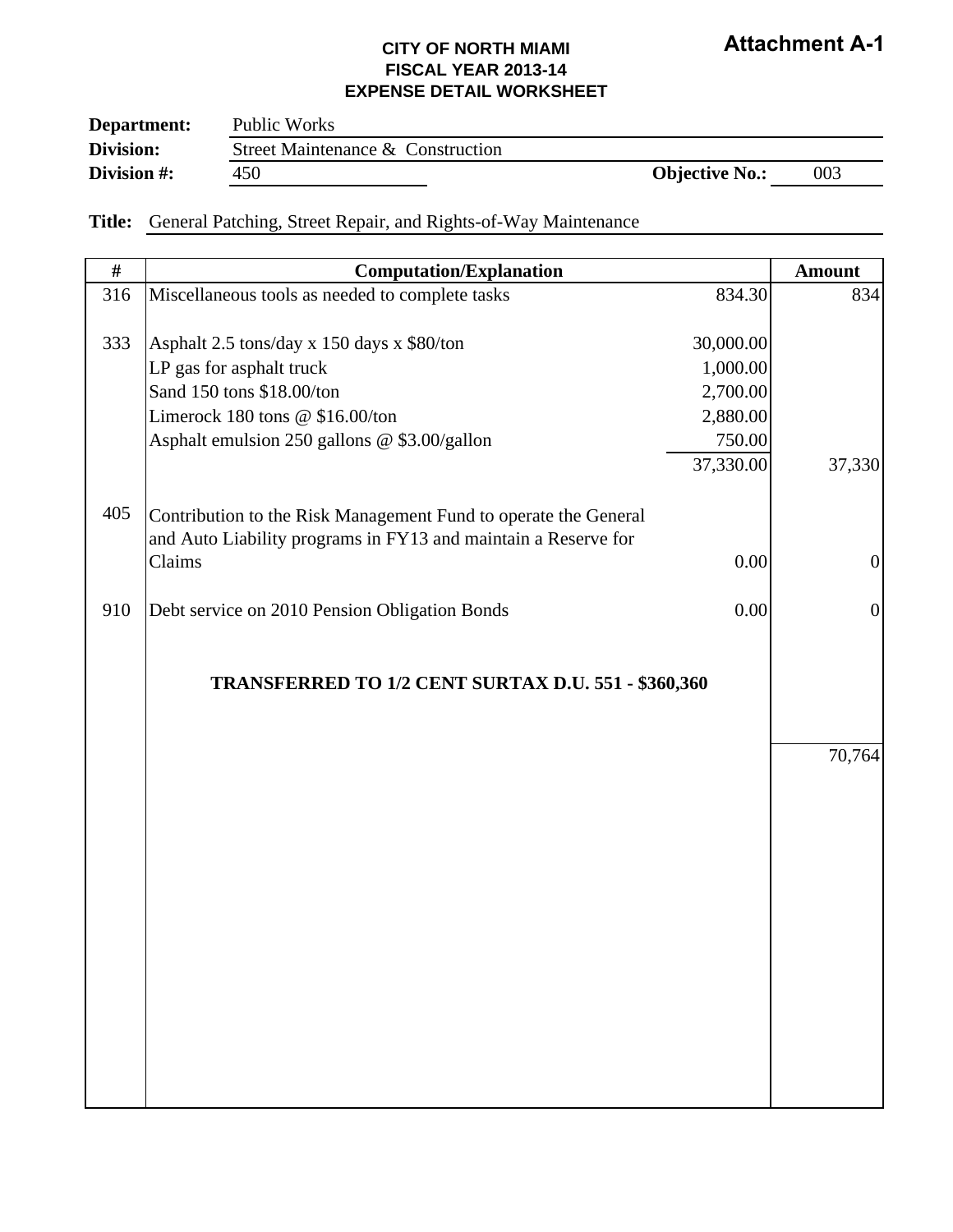**Attachment A-1**

**CITY OF NORTH MIAMI**
**FISCAL YEAR 2013-14**
**EXPENSE DETAIL WORKSHEET**

**Department:** Public Works
**Division:** Street Maintenance & Construction
**Division #:** 450 **Objective No.:** 003

**Title:** General Patching, Street Repair, and Rights-of-Way Maintenance

| # | Computation/Explanation | | Amount |
|---|---|---|---|
| 316 | Miscellaneous tools as needed to complete tasks | 834.30 | 834 |
| 333 | Asphalt 2.5 tons/day x 150 days x $80/ton | 30,000.00 | |
| | LP gas for asphalt truck | 1,000.00 | |
| | Sand 150 tons $18.00/ton | 2,700.00 | |
| | Limerock 180 tons @ $16.00/ton | 2,880.00 | |
| | Asphalt emulsion 250 gallons @ $3.00/gallon | 750.00 | |
| | | 37,330.00 | 37,330 |
| 405 | Contribution to the Risk Management Fund to operate the General and Auto Liability programs in FY13 and maintain a Reserve for Claims | 0.00 | 0 |
| 910 | Debt service on 2010 Pension Obligation Bonds | 0.00 | 0 |
| | **TRANSFERRED TO 1/2 CENT SURTAX D.U. 551 - $360,360** | | |
| | | | 70,764 |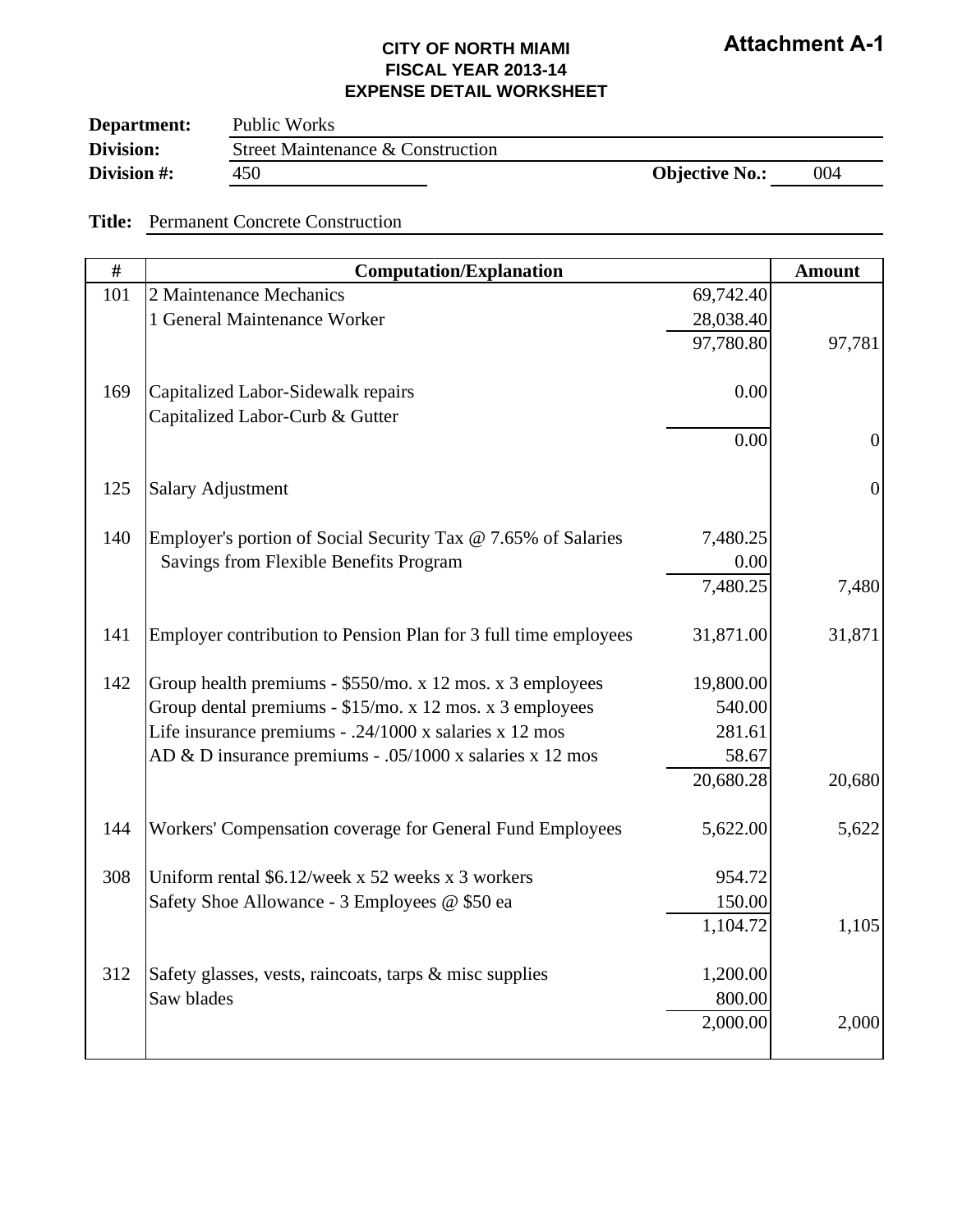**Attachment A-1**

**CITY OF NORTH MIAMI**
**FISCAL YEAR 2013-14**
**EXPENSE DETAIL WORKSHEET**

**Department:** Public Works
**Division:** Street Maintenance & Construction
**Division #:** 450 **Objective No.:** 004

**Title:** Permanent Concrete Construction

| # | Computation/Explanation | | Amount |
|---|---|---|---|
| 101 | 2 Maintenance Mechanics | 69,742.40 | |
| | 1 General Maintenance Worker | 28,038.40 | |
| | | 97,780.80 | 97,781 |
| 169 | Capitalized Labor-Sidewalk repairs | 0.00 | |
| | Capitalized Labor-Curb & Gutter | | |
| | | 0.00 | 0 |
| 125 | Salary Adjustment | | 0 |
| 140 | Employer's portion of Social Security Tax @ 7.65% of Salaries | 7,480.25 | |
| | Savings from Flexible Benefits Program | 0.00 | |
| | | 7,480.25 | 7,480 |
| 141 | Employer contribution to Pension Plan for 3 full time employees | 31,871.00 | 31,871 |
| 142 | Group health premiums - $550/mo. x 12 mos. x 3 employees | 19,800.00 | |
| | Group dental premiums - $15/mo. x 12 mos. x 3 employees | 540.00 | |
| | Life insurance premiums - .24/1000 x salaries x 12 mos | 281.61 | |
| | AD & D insurance premiums - .05/1000 x salaries x 12 mos | 58.67 | |
| | | 20,680.28 | 20,680 |
| 144 | Workers' Compensation coverage for General Fund Employees | 5,622.00 | 5,622 |
| 308 | Uniform rental $6.12/week x 52 weeks x 3 workers | 954.72 | |
| | Safety Shoe Allowance - 3 Employees @ $50 ea | 150.00 | |
| | | 1,104.72 | 1,105 |
| 312 | Safety glasses, vests, raincoats, tarps & misc supplies | 1,200.00 | |
| | Saw blades | 800.00 | |
| | | 2,000.00 | 2,000 |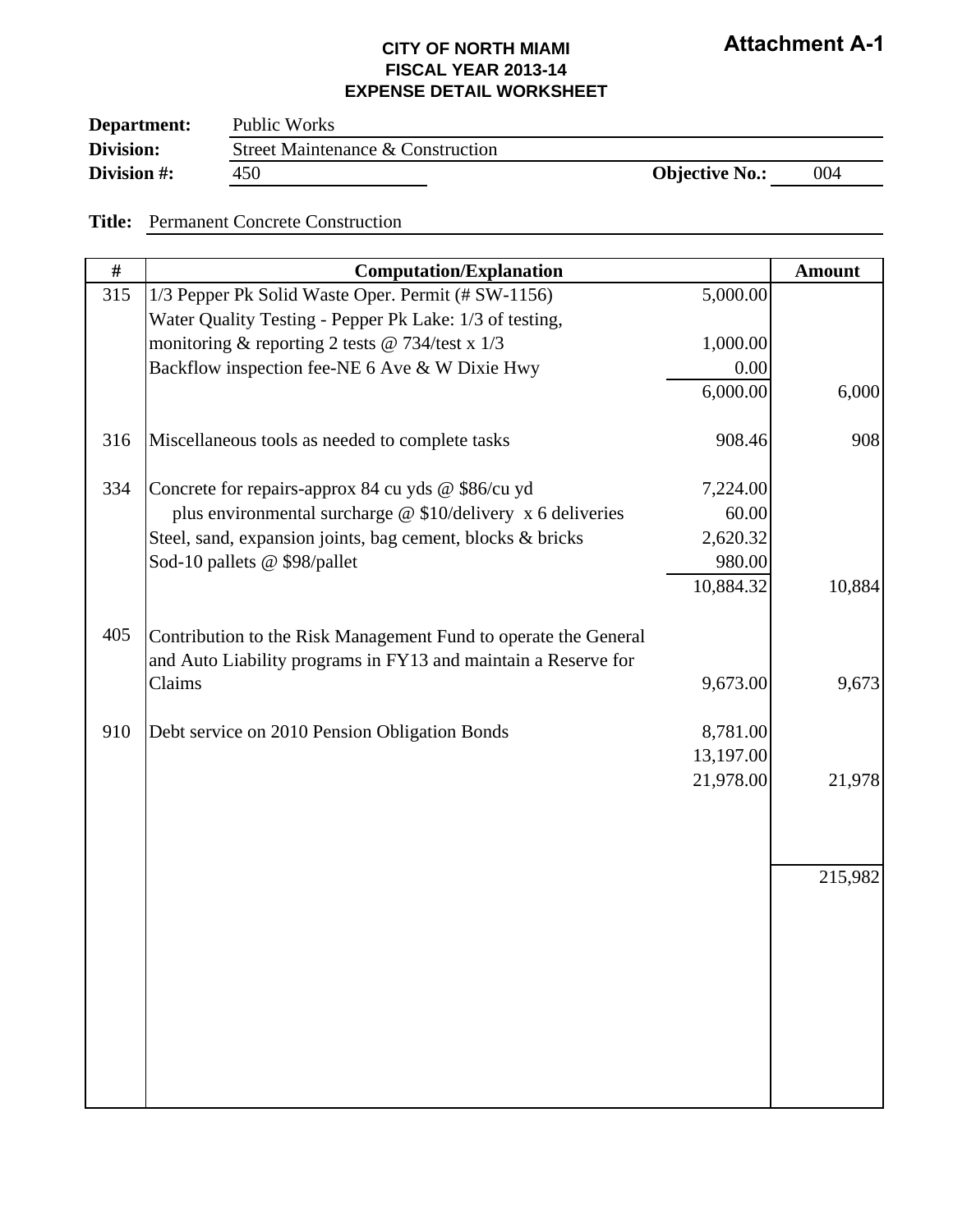**Attachment A-1**

**CITY OF NORTH MIAMI**
**FISCAL YEAR 2013-14**
**EXPENSE DETAIL WORKSHEET**

**Department:** Public Works
**Division:** Street Maintenance & Construction
**Division #:** 450 **Objective No.:** 004

**Title:** Permanent Concrete Construction

| # | Computation/Explanation | | Amount |
|---|---|---|---|
| 315 | 1/3 Pepper Pk Solid Waste Oper. Permit (# SW-1156) | 5,000.00 | |
| | Water Quality Testing - Pepper Pk Lake: 1/3 of testing, | | |
| | monitoring & reporting 2 tests @ 734/test x 1/3 | 1,000.00 | |
| | Backflow inspection fee-NE 6 Ave & W Dixie Hwy | 0.00 | |
| | | 6,000.00 | 6,000 |
| 316 | Miscellaneous tools as needed to complete tasks | 908.46 | 908 |
| 334 | Concrete for repairs-approx 84 cu yds @ $86/cu yd | 7,224.00 | |
| | plus environmental surcharge @ $10/delivery x 6 deliveries | 60.00 | |
| | Steel, sand, expansion joints, bag cement, blocks & bricks | 2,620.32 | |
| | Sod-10 pallets @ $98/pallet | 980.00 | |
| | | 10,884.32 | 10,884 |
| 405 | Contribution to the Risk Management Fund to operate the General and Auto Liability programs in FY13 and maintain a Reserve for Claims | 9,673.00 | 9,673 |
| 910 | Debt service on 2010 Pension Obligation Bonds | 8,781.00 | |
| | | 13,197.00 | |
| | | 21,978.00 | 21,978 |
| | | | 215,982 |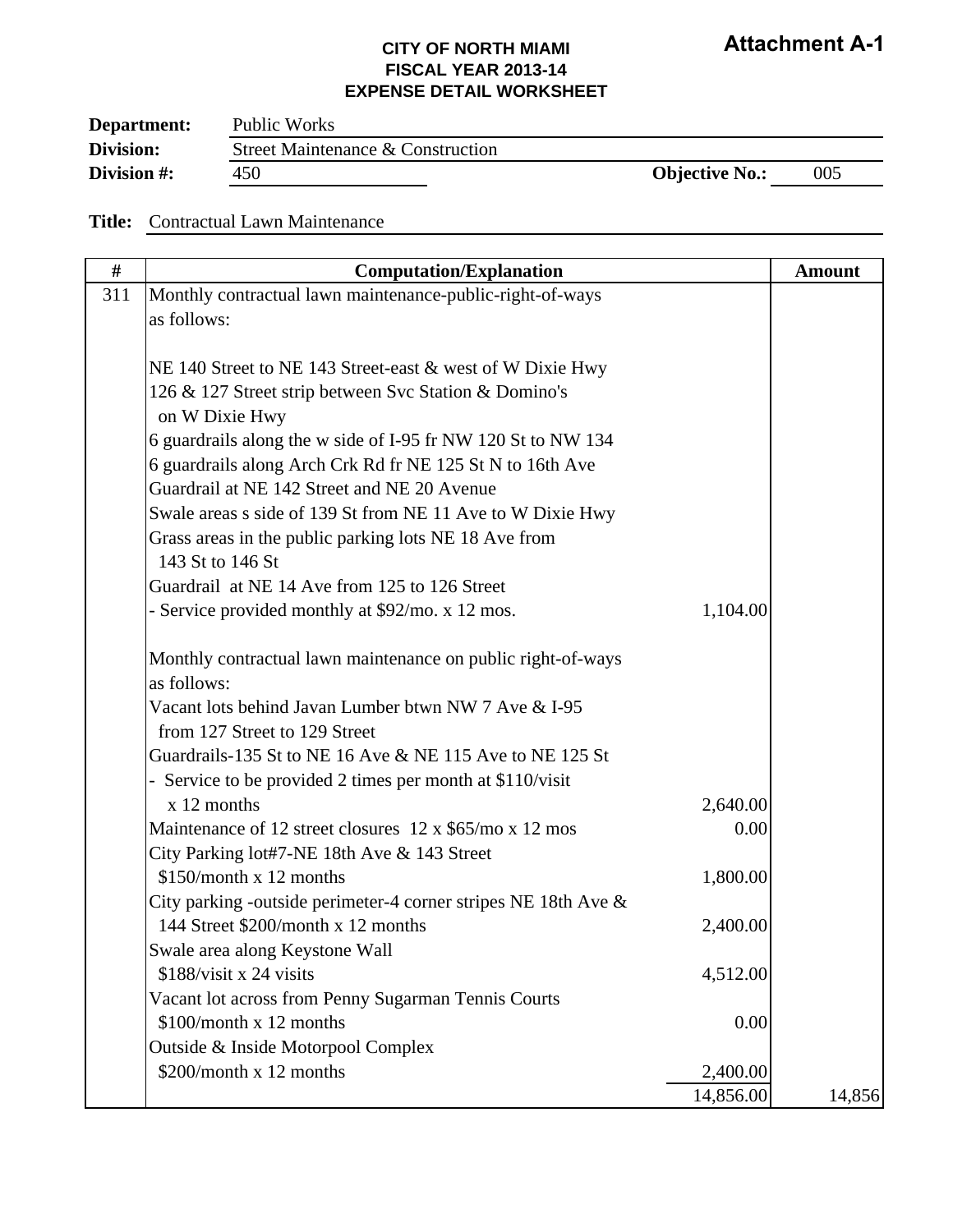**Attachment A-1**

**CITY OF NORTH MIAMI**
**FISCAL YEAR 2013-14**
**EXPENSE DETAIL WORKSHEET**

**Department:** Public Works
**Division:** Street Maintenance & Construction
**Division #:** 450 **Objective No.:** 005

**Title:** Contractual Lawn Maintenance

| # | Computation/Explanation | | Amount |
|---|---|---|---|
| 311 | Monthly contractual lawn maintenance-public-right-of-ways as follows: | | |
| | NE 140 Street to NE 143 Street-east & west of W Dixie Hwy | | |
| | 126 & 127 Street strip between Svc Station & Domino's on W Dixie Hwy | | |
| | 6 guardrails along the w side of I-95 fr NW 120 St to NW 134 | | |
| | 6 guardrails along Arch Crk Rd fr NE 125 St N to 16th Ave | | |
| | Guardrail at NE 142 Street and NE 20 Avenue | | |
| | Swale areas s side of 139 St from NE 11 Ave to W Dixie Hwy | | |
| | Grass areas in the public parking lots NE 18 Ave from 143 St to 146 St | | |
| | Guardrail at NE 14 Ave from 125 to 126 Street | | |
| | - Service provided monthly at $92/mo. x 12 mos. | 1,104.00 | |
| | Monthly contractual lawn maintenance on public right-of-ways as follows: | | |
| | Vacant lots behind Javan Lumber btwn NW 7 Ave & I-95 from 127 Street to 129 Street | | |
| | Guardrails-135 St to NE 16 Ave & NE 115 Ave to NE 125 St | | |
| | - Service to be provided 2 times per month at $110/visit x 12 months | 2,640.00 | |
| | Maintenance of 12 street closures 12 x $65/mo x 12 mos | 0.00 | |
| | City Parking lot#7-NE 18th Ave & 143 Street $150/month x 12 months | 1,800.00 | |
| | City parking -outside perimeter-4 corner stripes NE 18th Ave & 144 Street $200/month x 12 months | 2,400.00 | |
| | Swale area along Keystone Wall $188/visit x 24 visits | 4,512.00 | |
| | Vacant lot across from Penny Sugarman Tennis Courts $100/month x 12 months | 0.00 | |
| | Outside & Inside Motorpool Complex $200/month x 12 months | 2,400.00 | |
| | | 14,856.00 | 14,856 |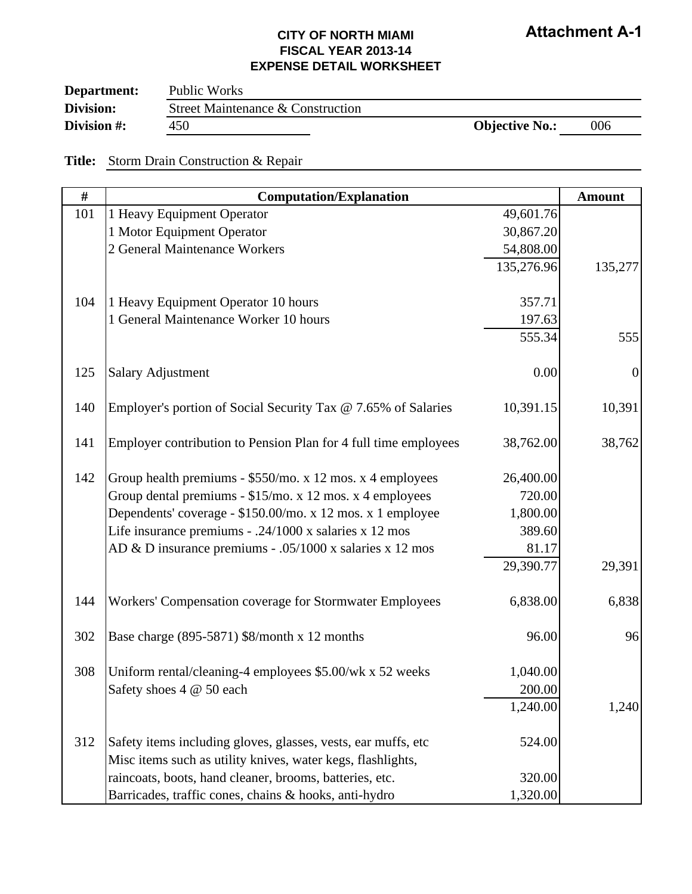**Attachment A-1**

**CITY OF NORTH MIAMI**
**FISCAL YEAR 2013-14**
**EXPENSE DETAIL WORKSHEET**

**Department:** Public Works
**Division:** Street Maintenance & Construction
**Division #:** 450 **Objective No.:** 006

**Title:** Storm Drain Construction & Repair

| # | Computation/Explanation | | Amount |
|---|---|---|---|
| 101 | 1 Heavy Equipment Operator | 49,601.76 | |
| | 1 Motor Equipment Operator | 30,867.20 | |
| | 2 General Maintenance Workers | 54,808.00 | |
| | | 135,276.96 | 135,277 |
| 104 | 1 Heavy Equipment Operator 10 hours | 357.71 | |
| | 1 General Maintenance Worker 10 hours | 197.63 | |
| | | 555.34 | 555 |
| 125 | Salary Adjustment | 0.00 | 0 |
| 140 | Employer's portion of Social Security Tax @ 7.65% of Salaries | 10,391.15 | 10,391 |
| 141 | Employer contribution to Pension Plan for 4 full time employees | 38,762.00 | 38,762 |
| 142 | Group health premiums - $550/mo. x 12 mos. x 4 employees | 26,400.00 | |
| | Group dental premiums - $15/mo. x 12 mos. x 4 employees | 720.00 | |
| | Dependents' coverage - $150.00/mo. x 12 mos. x 1 employee | 1,800.00 | |
| | Life insurance premiums - .24/1000 x salaries x 12 mos | 389.60 | |
| | AD & D insurance premiums - .05/1000 x salaries x 12 mos | 81.17 | |
| | | 29,390.77 | 29,391 |
| 144 | Workers' Compensation coverage for Stormwater Employees | 6,838.00 | 6,838 |
| 302 | Base charge (895-5871) $8/month x 12 months | 96.00 | 96 |
| 308 | Uniform rental/cleaning-4 employees $5.00/wk x 52 weeks | 1,040.00 | |
| | Safety shoes 4 @ 50 each | 200.00 | |
| | | 1,240.00 | 1,240 |
| 312 | Safety items including gloves, glasses, vests, ear muffs, etc | 524.00 | |
| | Misc items such as utility knives, water kegs, flashlights, raincoats, boots, hand cleaner, brooms, batteries, etc. | 320.00 | |
| | Barricades, traffic cones, chains & hooks, anti-hydro | 1,320.00 | |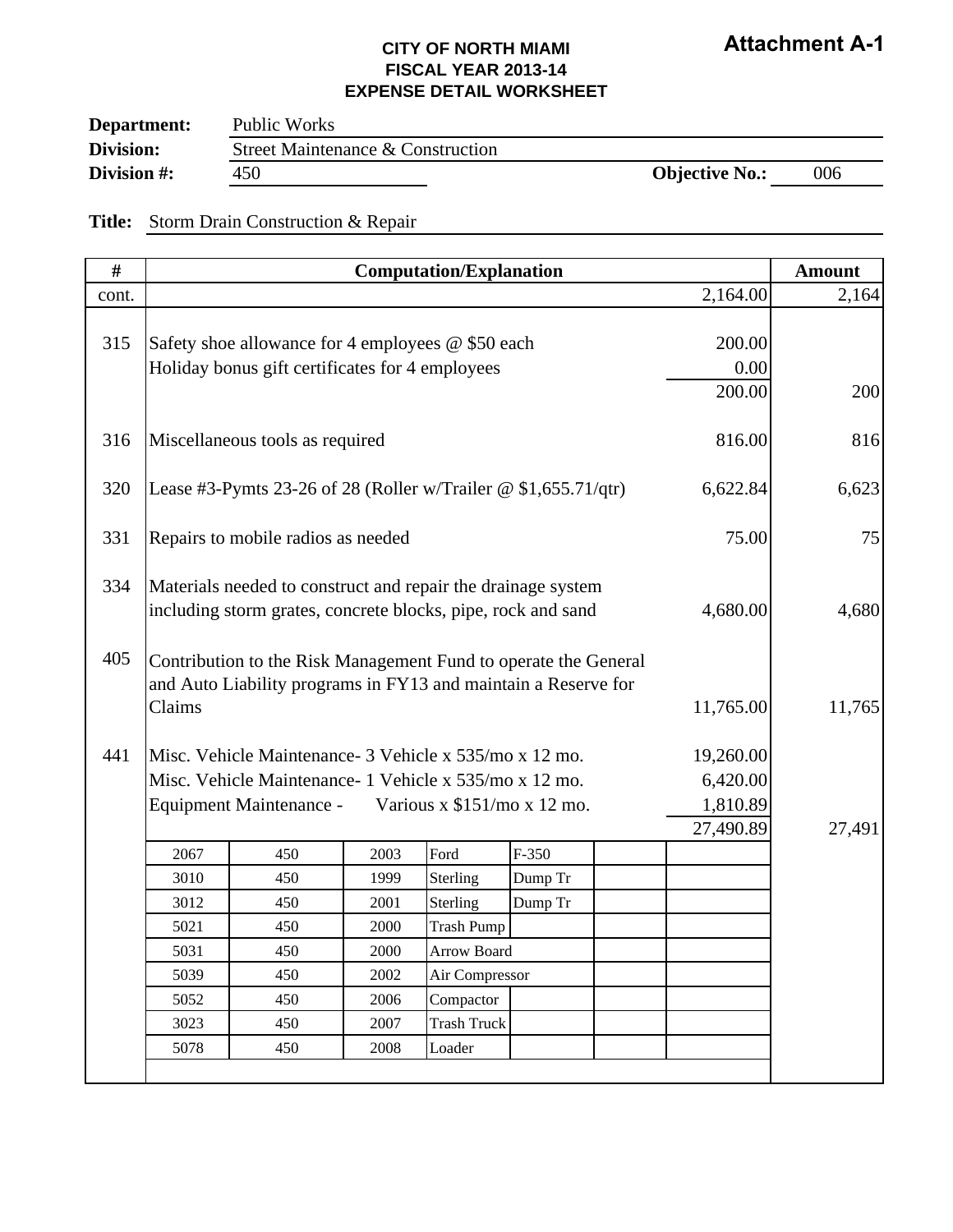**Attachment A-1**

**CITY OF NORTH MIAMI**
**FISCAL YEAR 2013-14**
**EXPENSE DETAIL WORKSHEET**

**Department:** Public Works
**Division:** Street Maintenance & Construction
**Division #:** 450 **Objective No.:** 006

**Title:** Storm Drain Construction & Repair

| # | Computation/Explanation | | Amount |
|---|---|---|---|
| cont. | | 2,164.00 | 2,164 |
| 315 | Safety shoe allowance for 4 employees @ $50 each | 200.00 | |
| | Holiday bonus gift certificates for 4 employees | 0.00 | |
| | | 200.00 | 200 |
| 316 | Miscellaneous tools as required | 816.00 | 816 |
| 320 | Lease #3-Pymts 23-26 of 28 (Roller w/Trailer @ $1,655.71/qtr) | 6,622.84 | 6,623 |
| 331 | Repairs to mobile radios as needed | 75.00 | 75 |
| 334 | Materials needed to construct and repair the drainage system including storm grates, concrete blocks, pipe, rock and sand | 4,680.00 | 4,680 |
| 405 | Contribution to the Risk Management Fund to operate the General and Auto Liability programs in FY13 and maintain a Reserve for Claims | 11,765.00 | 11,765 |
| 441 | Misc. Vehicle Maintenance- 3 Vehicle x 535/mo x 12 mo. | 19,260.00 | |
| | Misc. Vehicle Maintenance- 1 Vehicle x 535/mo x 12 mo. | 6,420.00 | |
| | Equipment Maintenance - Various x $151/mo x 12 mo. | 1,810.89 | |
| | | 27,490.89 | 27,491 |

| | | | | |
|---|---|---|---|---|
| 2067 | 450 | 2003 | Ford | F-350 |
| 3010 | 450 | 1999 | Sterling | Dump Tr |
| 3012 | 450 | 2001 | Sterling | Dump Tr |
| 5021 | 450 | 2000 | Trash Pump | |
| 5031 | 450 | 2000 | Arrow Board | |
| 5039 | 450 | 2002 | Air Compressor | |
| 5052 | 450 | 2006 | Compactor | |
| 3023 | 450 | 2007 | Trash Truck | |
| 5078 | 450 | 2008 | Loader | |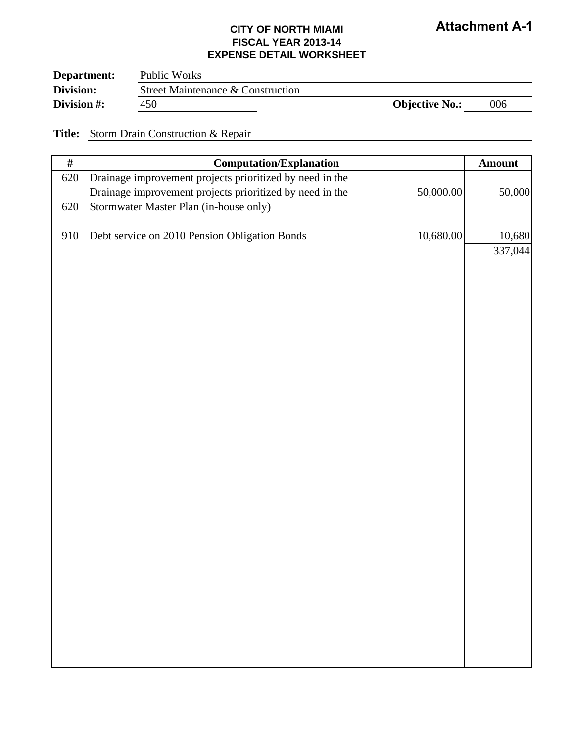**Attachment A-1**

**CITY OF NORTH MIAMI**
**FISCAL YEAR 2013-14**
**EXPENSE DETAIL WORKSHEET**

**Department:** Public Works
**Division:** Street Maintenance & Construction
**Division #:** 450 **Objective No.:** 006

**Title:** Storm Drain Construction & Repair

| # | Computation/Explanation | | Amount |
|---|---|---|---|
| 620 | Drainage improvement projects prioritized by need in the | | |
| | Drainage improvement projects prioritized by need in the | 50,000.00 | 50,000 |
| 620 | Stormwater Master Plan (in-house only) | | |
| | | | |
| 910 | Debt service on 2010 Pension Obligation Bonds | 10,680.00 | 10,680 |
| | | | 337,044 |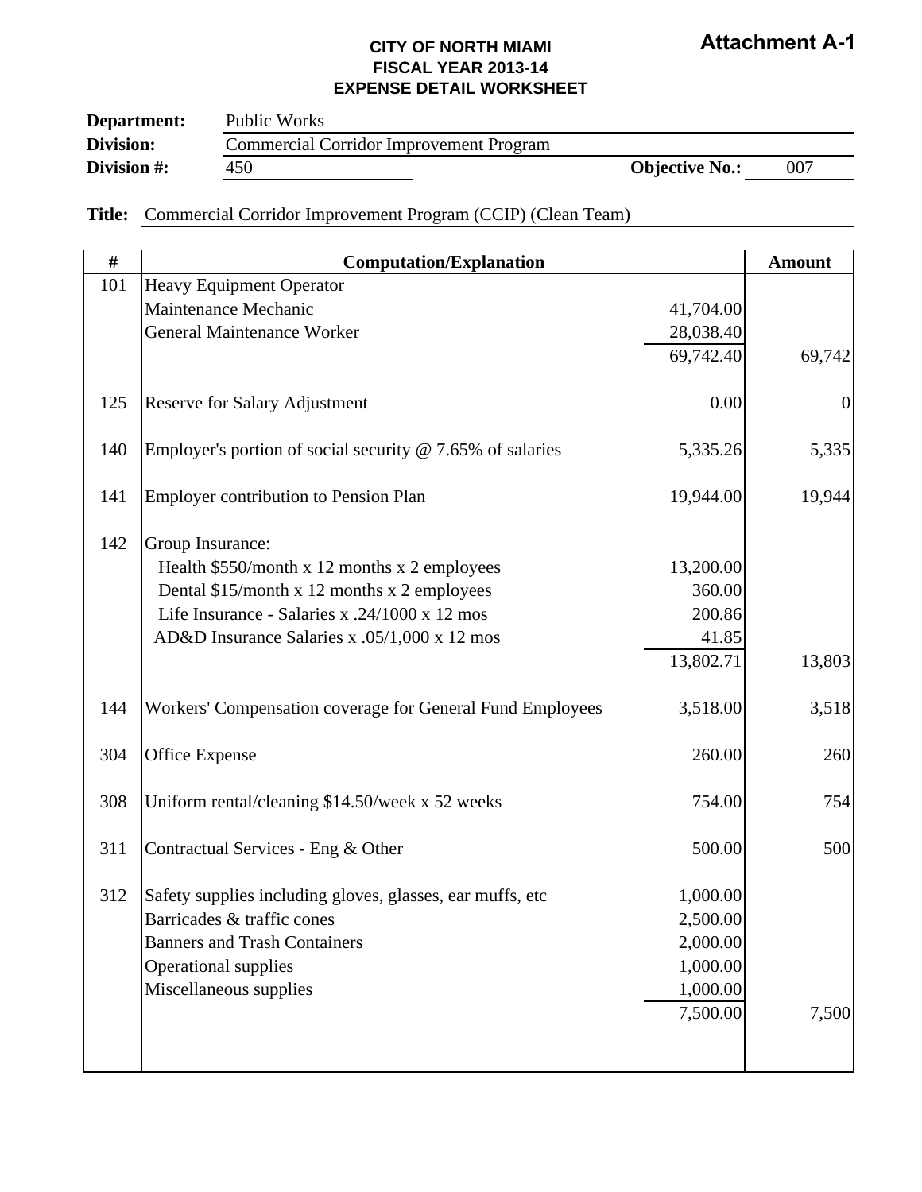**Attachment A-1**

**CITY OF NORTH MIAMI**
**FISCAL YEAR 2013-14**
**EXPENSE DETAIL WORKSHEET**

**Department:** Public Works
**Division:** Commercial Corridor Improvement Program
**Division #:** 450 **Objective No.:** 007

**Title:** Commercial Corridor Improvement Program (CCIP) (Clean Team)

| # | Computation/Explanation | | Amount |
|---|---|---|---|
| 101 | Heavy Equipment Operator | | |
| | Maintenance Mechanic | 41,704.00 | |
| | General Maintenance Worker | 28,038.40 | |
| | | 69,742.40 | 69,742 |
| 125 | Reserve for Salary Adjustment | 0.00 | 0 |
| 140 | Employer's portion of social security @ 7.65% of salaries | 5,335.26 | 5,335 |
| 141 | Employer contribution to Pension Plan | 19,944.00 | 19,944 |
| 142 | Group Insurance: | | |
| | Health $550/month x 12 months x 2 employees | 13,200.00 | |
| | Dental $15/month x 12 months x 2 employees | 360.00 | |
| | Life Insurance - Salaries x .24/1000 x 12 mos | 200.86 | |
| | AD&D Insurance Salaries x .05/1,000 x 12 mos | 41.85 | |
| | | 13,802.71 | 13,803 |
| 144 | Workers' Compensation coverage for General Fund Employees | 3,518.00 | 3,518 |
| 304 | Office Expense | 260.00 | 260 |
| 308 | Uniform rental/cleaning $14.50/week x 52 weeks | 754.00 | 754 |
| 311 | Contractual Services - Eng & Other | 500.00 | 500 |
| 312 | Safety supplies including gloves, glasses, ear muffs, etc | 1,000.00 | |
| | Barricades & traffic cones | 2,500.00 | |
| | Banners and Trash Containers | 2,000.00 | |
| | Operational supplies | 1,000.00 | |
| | Miscellaneous supplies | 1,000.00 | |
| | | 7,500.00 | 7,500 |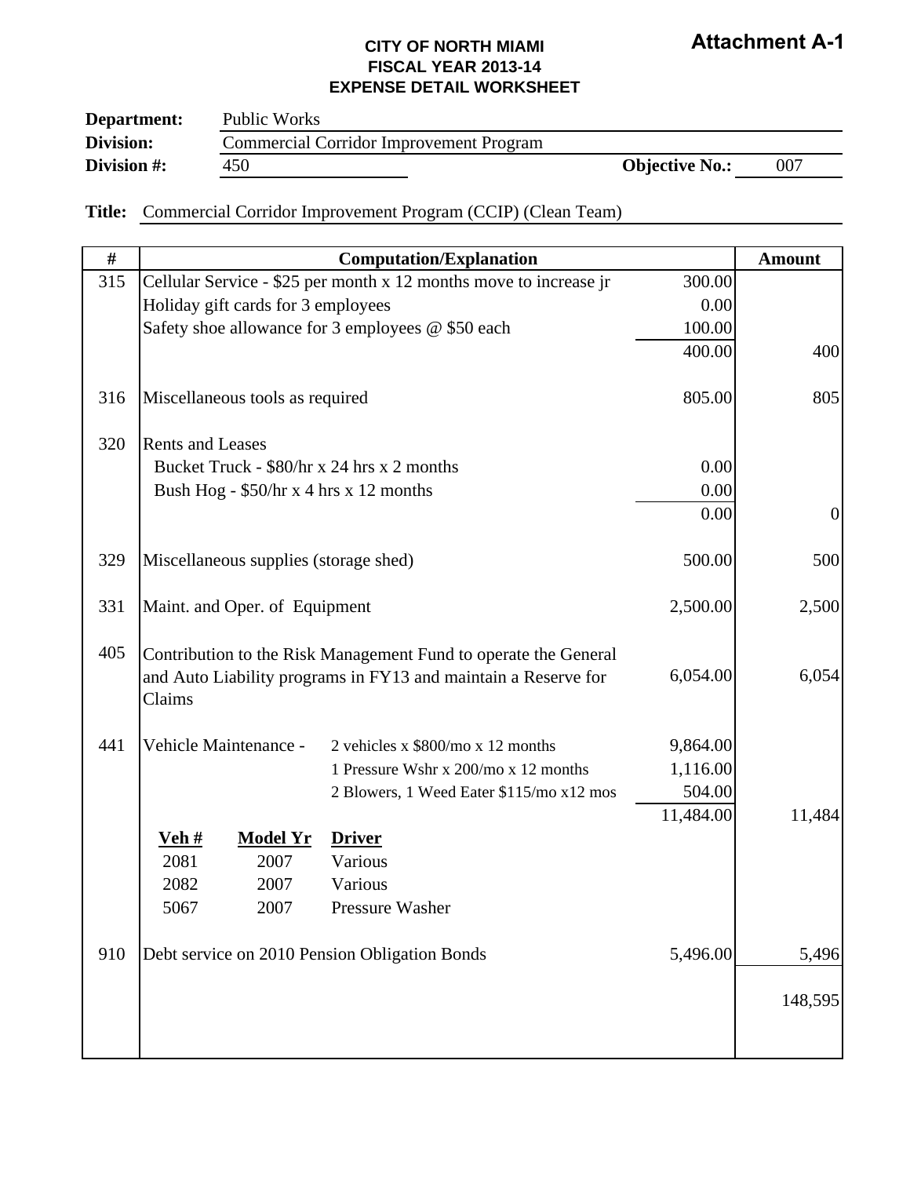**Attachment A-1**

**CITY OF NORTH MIAMI**
**FISCAL YEAR 2013-14**
**EXPENSE DETAIL WORKSHEET**

**Department:** Public Works
**Division:** Commercial Corridor Improvement Program
**Division #:** 450 **Objective No.:** 007

**Title:** Commercial Corridor Improvement Program (CCIP) (Clean Team)

| # | Computation/Explanation | | | | Amount |
|---|---|---|---|---|---|
| 315 | Cellular Service - $25 per month x 12 months move to increase jr | | | 300.00 | |
| | Holiday gift cards for 3 employees | | | 0.00 | |
| | Safety shoe allowance for 3 employees @ $50 each | | | 100.00 | |
| | | | | 400.00 | 400 |
| 316 | Miscellaneous tools as required | | | 805.00 | 805 |
| 320 | Rents and Leases | | | | |
| | Bucket Truck - $80/hr x 24 hrs x 2 months | | | 0.00 | |
| | Bush Hog - $50/hr x 4 hrs x 12 months | | | 0.00 | |
| | | | | 0.00 | 0 |
| 329 | Miscellaneous supplies (storage shed) | | | 500.00 | 500 |
| 331 | Maint. and Oper. of Equipment | | | 2,500.00 | 2,500 |
| 405 | Contribution to the Risk Management Fund to operate the General and Auto Liability programs in FY13 and maintain a Reserve for Claims | | | 6,054.00 | 6,054 |
| 441 | Vehicle Maintenance - | | 2 vehicles x $800/mo x 12 months | 9,864.00 | |
| | | | 1 Pressure Wshr x 200/mo x 12 months | 1,116.00 | |
| | | | 2 Blowers, 1 Weed Eater $115/mo x12 mos | 504.00 | |
| | | | | 11,484.00 | 11,484 |
| | **Veh #** | **Model Yr** | **Driver** | | |
| | 2081 | 2007 | Various | | |
| | 2082 | 2007 | Various | | |
| | 5067 | 2007 | Pressure Washer | | |
| 910 | Debt service on 2010 Pension Obligation Bonds | | | 5,496.00 | 5,496 |
| | | | | | 148,595 |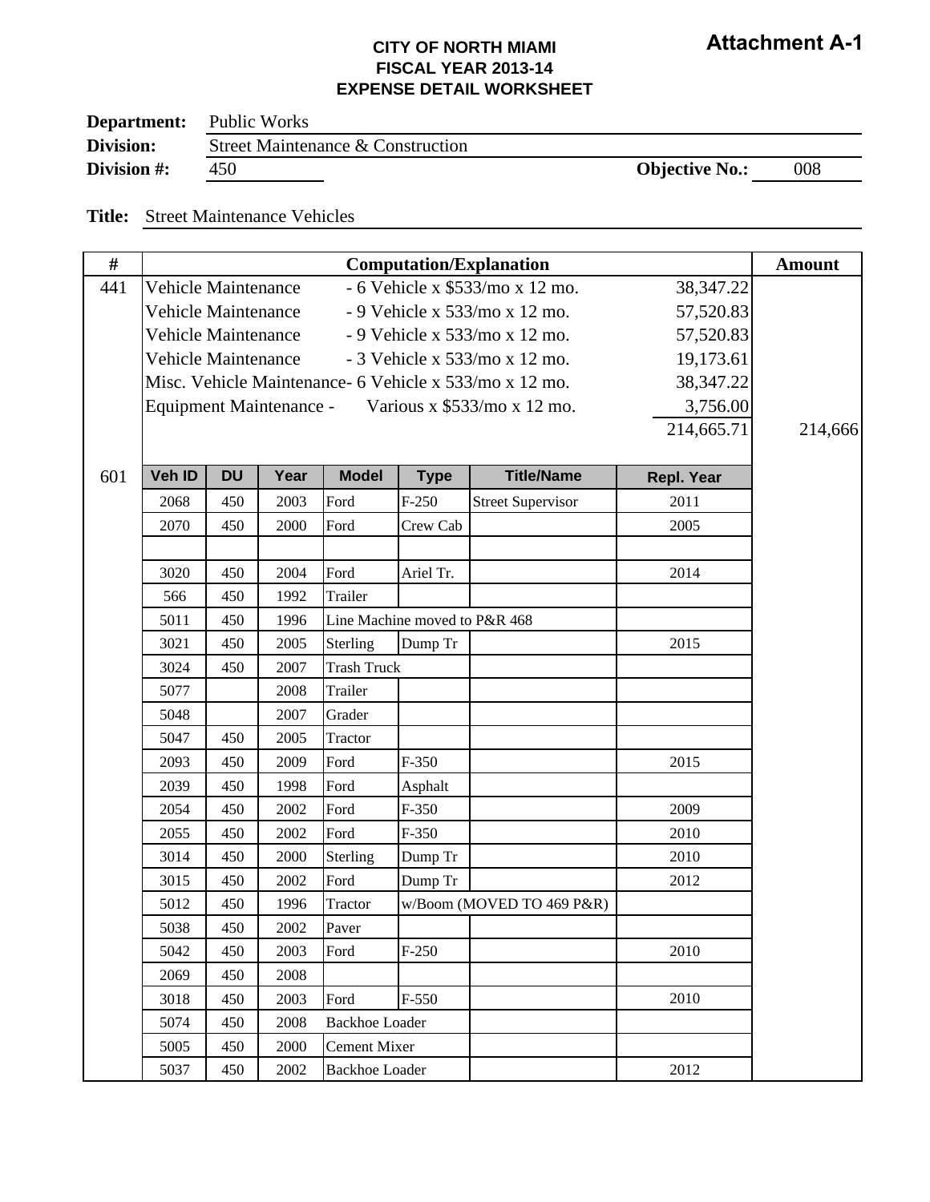**Attachment A-1**

**CITY OF NORTH MIAMI**
**FISCAL YEAR 2013-14**
**EXPENSE DETAIL WORKSHEET**

**Department:** Public Works
**Division:** Street Maintenance & Construction
**Division #:** 450 **Objective No.:** 008

**Title:** Street Maintenance Vehicles

| # | Computation/Explanation | | Amount |
|---|---|---|---|
| 441 | Vehicle Maintenance - 6 Vehicle x $533/mo x 12 mo. | 38,347.22 | |
| | Vehicle Maintenance - 9 Vehicle x 533/mo x 12 mo. | 57,520.83 | |
| | Vehicle Maintenance - 9 Vehicle x 533/mo x 12 mo. | 57,520.83 | |
| | Vehicle Maintenance - 3 Vehicle x 533/mo x 12 mo. | 19,173.61 | |
| | Misc. Vehicle Maintenance- 6 Vehicle x 533/mo x 12 mo. | 38,347.22 | |
| | Equipment Maintenance - Various x $533/mo x 12 mo. | 3,756.00 | |
| | | 214,665.71 | 214,666 |

| # | Veh ID | DU | Year | Model | Type | Title/Name | Repl. Year |
|---|---|---|---|---|---|---|---|
| 601 | 2068 | 450 | 2003 | Ford | F-250 | Street Supervisor | 2011 |
| | 2070 | 450 | 2000 | Ford | Crew Cab | | 2005 |
| | | | | | | | |
| | 3020 | 450 | 2004 | Ford | Ariel Tr. | | 2014 |
| | 566 | 450 | 1992 | Trailer | | | |
| | 5011 | 450 | 1996 | Line Machine moved to P&R 468 | | | |
| | 3021 | 450 | 2005 | Sterling | Dump Tr | | 2015 |
| | 3024 | 450 | 2007 | Trash Truck | | | |
| | 5077 | | 2008 | Trailer | | | |
| | 5048 | | 2007 | Grader | | | |
| | 5047 | 450 | 2005 | Tractor | | | |
| | 2093 | 450 | 2009 | Ford | F-350 | | 2015 |
| | 2039 | 450 | 1998 | Ford | Asphalt | | |
| | 2054 | 450 | 2002 | Ford | F-350 | | 2009 |
| | 2055 | 450 | 2002 | Ford | F-350 | | 2010 |
| | 3014 | 450 | 2000 | Sterling | Dump Tr | | 2010 |
| | 3015 | 450 | 2002 | Ford | Dump Tr | | 2012 |
| | 5012 | 450 | 1996 | Tractor | w/Boom (MOVED TO 469 P&R) | | |
| | 5038 | 450 | 2002 | Paver | | | |
| | 5042 | 450 | 2003 | Ford | F-250 | | 2010 |
| | 2069 | 450 | 2008 | | | | |
| | 3018 | 450 | 2003 | Ford | F-550 | | 2010 |
| | 5074 | 450 | 2008 | Backhoe Loader | | | |
| | 5005 | 450 | 2000 | Cement Mixer | | | |
| | 5037 | 450 | 2002 | Backhoe Loader | | | 2012 |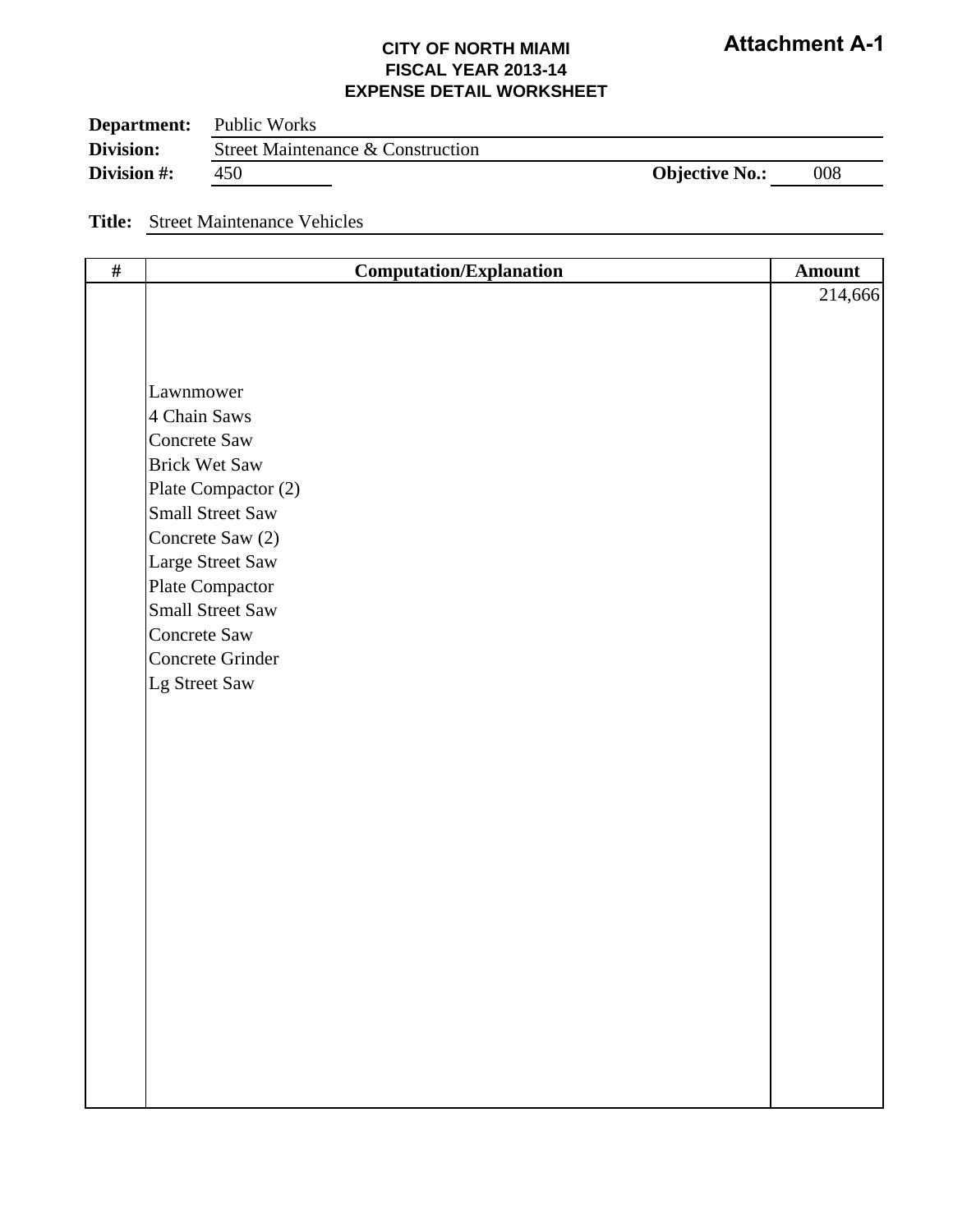**Attachment A-1**

**CITY OF NORTH MIAMI**
**FISCAL YEAR 2013-14**
**EXPENSE DETAIL WORKSHEET**

**Department:** Public Works
**Division:** Street Maintenance & Construction
**Division #:** 450 **Objective No.:** 008

**Title:** Street Maintenance Vehicles

| # | Computation/Explanation | Amount |
|---|---|---|
| | | 214,666 |
| | Lawnmower | |
| | 4 Chain Saws | |
| | Concrete Saw | |
| | Brick Wet Saw | |
| | Plate Compactor (2) | |
| | Small Street Saw | |
| | Concrete Saw (2) | |
| | Large Street Saw | |
| | Plate Compactor | |
| | Small Street Saw | |
| | Concrete Saw | |
| | Concrete Grinder | |
| | Lg Street Saw | |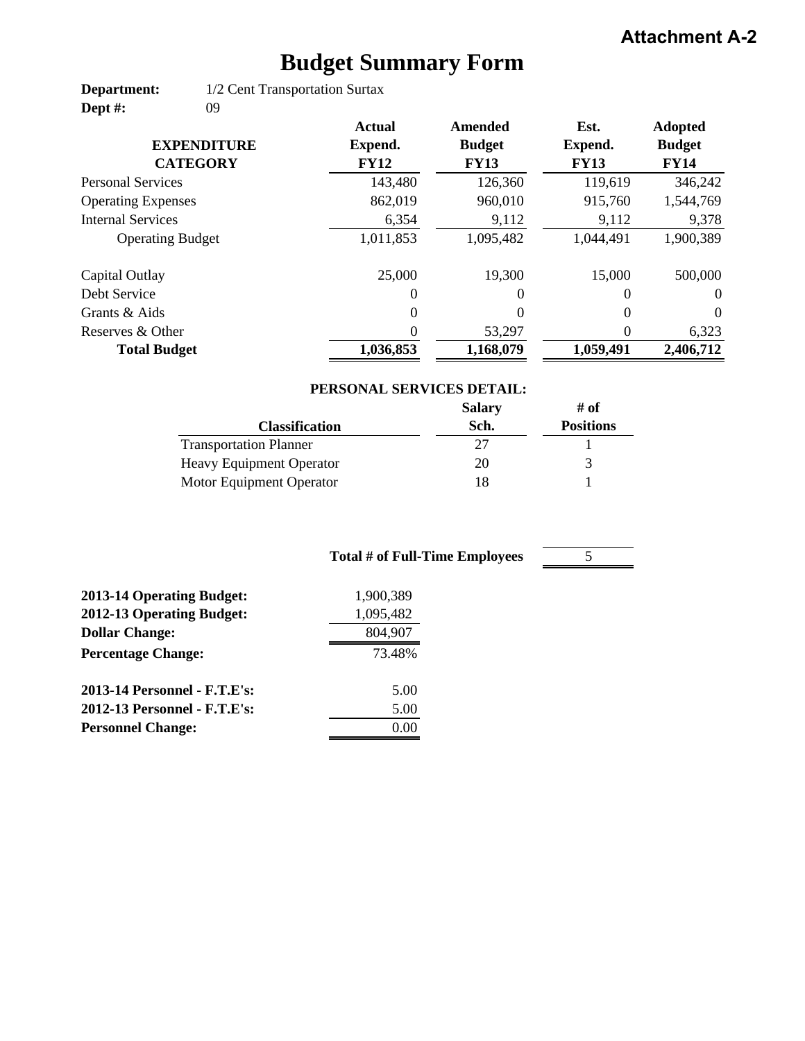**Attachment A-2**

# Budget Summary Form

**Department:** 1/2 Cent Transportation Surtax
**Dept #:** 09

| EXPENDITURE CATEGORY | Actual Expend. FY12 | Amended Budget FY13 | Est. Expend. FY13 | Adopted Budget FY14 |
|---|---|---|---|---|
| Personal Services | 143,480 | 126,360 | 119,619 | 346,242 |
| Operating Expenses | 862,019 | 960,010 | 915,760 | 1,544,769 |
| Internal Services | 6,354 | 9,112 | 9,112 | 9,378 |
| Operating Budget | 1,011,853 | 1,095,482 | 1,044,491 | 1,900,389 |
| Capital Outlay | 25,000 | 19,300 | 15,000 | 500,000 |
| Debt Service | 0 | 0 | 0 | 0 |
| Grants & Aids | 0 | 0 | 0 | 0 |
| Reserves & Other | 0 | 53,297 | 0 | 6,323 |
| **Total Budget** | **1,036,853** | **1,168,079** | **1,059,491** | **2,406,712** |

**PERSONAL SERVICES DETAIL:**

| Classification | Salary Sch. | # of Positions |
|---|---|---|
| Transportation Planner | 27 | 1 |
| Heavy Equipment Operator | 20 | 3 |
| Motor Equipment Operator | 18 | 1 |
| **Total # of Full-Time Employees** | | 5 |

| | |
|---|---|
| **2013-14 Operating Budget:** | 1,900,389 |
| **2012-13 Operating Budget:** | 1,095,482 |
| **Dollar Change:** | 804,907 |
| **Percentage Change:** | 73.48% |
| **2013-14 Personnel - F.T.E's:** | 5.00 |
| **2012-13 Personnel - F.T.E's:** | 5.00 |
| **Personnel Change:** | 0.00 |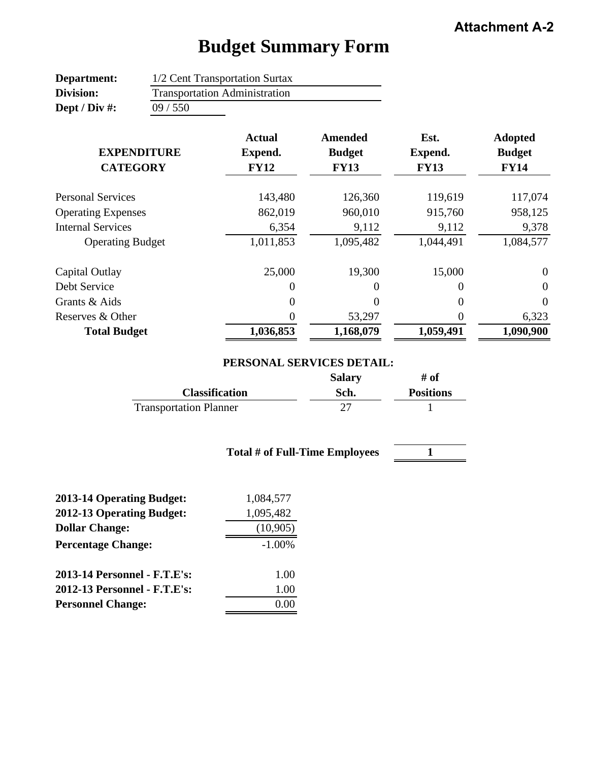**Attachment A-2**

# Budget Summary Form

**Department:** 1/2 Cent Transportation Surtax
**Division:** Transportation Administration
**Dept / Div #:** 09 / 550

| EXPENDITURE CATEGORY | Actual Expend. FY12 | Amended Budget FY13 | Est. Expend. FY13 | Adopted Budget FY14 |
|---|---|---|---|---|
| Personal Services | 143,480 | 126,360 | 119,619 | 117,074 |
| Operating Expenses | 862,019 | 960,010 | 915,760 | 958,125 |
| Internal Services | 6,354 | 9,112 | 9,112 | 9,378 |
| Operating Budget | 1,011,853 | 1,095,482 | 1,044,491 | 1,084,577 |
| Capital Outlay | 25,000 | 19,300 | 15,000 | 0 |
| Debt Service | 0 | 0 | 0 | 0 |
| Grants & Aids | 0 | 0 | 0 | 0 |
| Reserves & Other | 0 | 53,297 | 0 | 6,323 |
| **Total Budget** | **1,036,853** | **1,168,079** | **1,059,491** | **1,090,900** |

**PERSONAL SERVICES DETAIL:**

| Classification | Salary Sch. | # of Positions |
|---|---|---|
| Transportation Planner | 27 | 1 |
| **Total # of Full-Time Employees** | | **1** |

| | |
|---|---|
| **2013-14 Operating Budget:** | 1,084,577 |
| **2012-13 Operating Budget:** | 1,095,482 |
| **Dollar Change:** | (10,905) |
| **Percentage Change:** | -1.00% |
| **2013-14 Personnel - F.T.E's:** | 1.00 |
| **2012-13 Personnel - F.T.E's:** | 1.00 |
| **Personnel Change:** | 0.00 |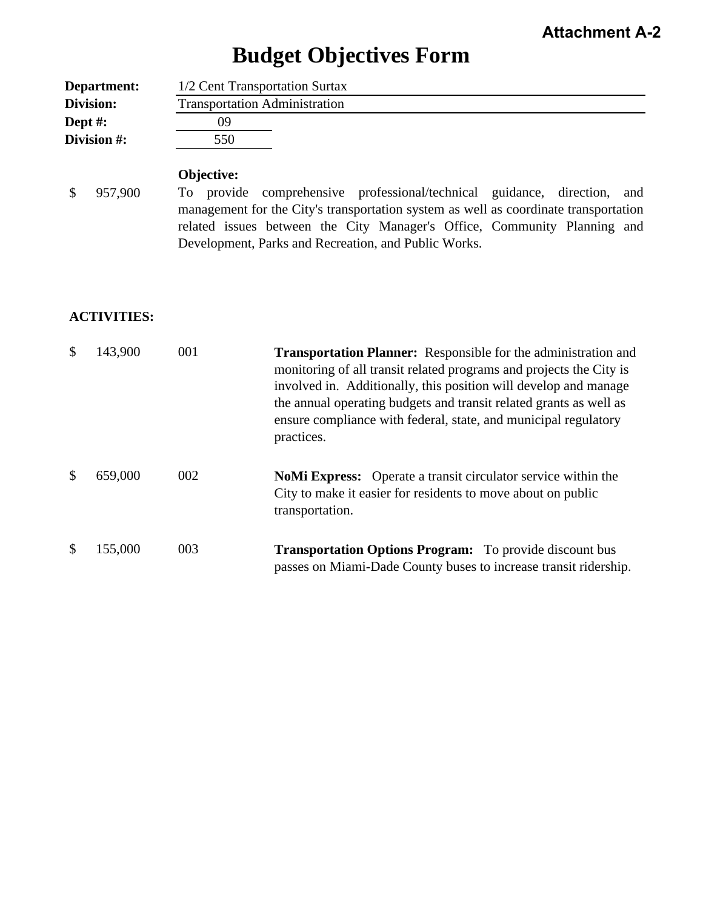**Attachment A-2**

# Budget Objectives Form

**Department:** 1/2 Cent Transportation Surtax
**Division:** Transportation Administration
**Dept #:** 09
**Division #:** 550

**Objective:**

$ 957,900 — To provide comprehensive professional/technical guidance, direction, and management for the City's transportation system as well as coordinate transportation related issues between the City Manager's Office, Community Planning and Development, Parks and Recreation, and Public Works.

**ACTIVITIES:**

| Amount | Activity # | Description |
|---|---|---|
| $ 143,900 | 001 | **Transportation Planner:** Responsible for the administration and monitoring of all transit related programs and projects the City is involved in. Additionally, this position will develop and manage the annual operating budgets and transit related grants as well as ensure compliance with federal, state, and municipal regulatory practices. |
| $ 659,000 | 002 | **NoMi Express:** Operate a transit circulator service within the City to make it easier for residents to move about on public transportation. |
| $ 155,000 | 003 | **Transportation Options Program:** To provide discount bus passes on Miami-Dade County buses to increase transit ridership. |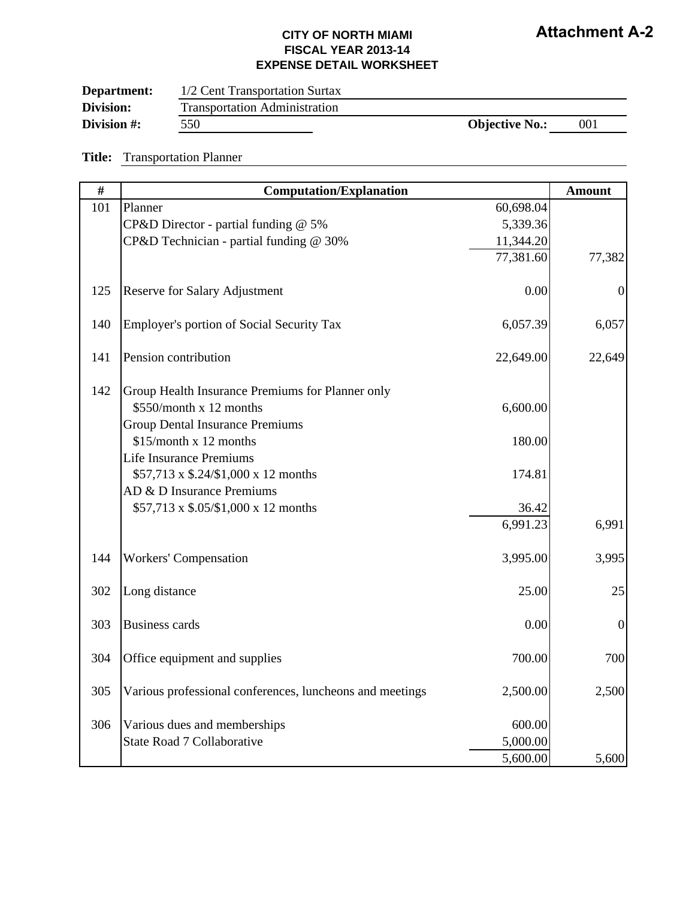**Attachment A-2**

**CITY OF NORTH MIAMI**
**FISCAL YEAR 2013-14**
**EXPENSE DETAIL WORKSHEET**

**Department:** 1/2 Cent Transportation Surtax
**Division:** Transportation Administration
**Division #:** 550 **Objective No.:** 001

**Title:** Transportation Planner

| # | Computation/Explanation | | Amount |
|---|---|---|---|
| 101 | Planner | 60,698.04 | |
| | CP&D Director - partial funding @ 5% | 5,339.36 | |
| | CP&D Technician - partial funding @ 30% | 11,344.20 | |
| | | 77,381.60 | 77,382 |
| 125 | Reserve for Salary Adjustment | 0.00 | 0 |
| 140 | Employer's portion of Social Security Tax | 6,057.39 | 6,057 |
| 141 | Pension contribution | 22,649.00 | 22,649 |
| 142 | Group Health Insurance Premiums for Planner only | | |
| | $550/month x 12 months | 6,600.00 | |
| | Group Dental Insurance Premiums | | |
| | $15/month x 12 months | 180.00 | |
| | Life Insurance Premiums | | |
| | $57,713 x $.24/$1,000 x 12 months | 174.81 | |
| | AD & D Insurance Premiums | | |
| | $57,713 x $.05/$1,000 x 12 months | 36.42 | |
| | | 6,991.23 | 6,991 |
| 144 | Workers' Compensation | 3,995.00 | 3,995 |
| 302 | Long distance | 25.00 | 25 |
| 303 | Business cards | 0.00 | 0 |
| 304 | Office equipment and supplies | 700.00 | 700 |
| 305 | Various professional conferences, luncheons and meetings | 2,500.00 | 2,500 |
| 306 | Various dues and memberships | 600.00 | |
| | State Road 7 Collaborative | 5,000.00 | |
| | | 5,600.00 | 5,600 |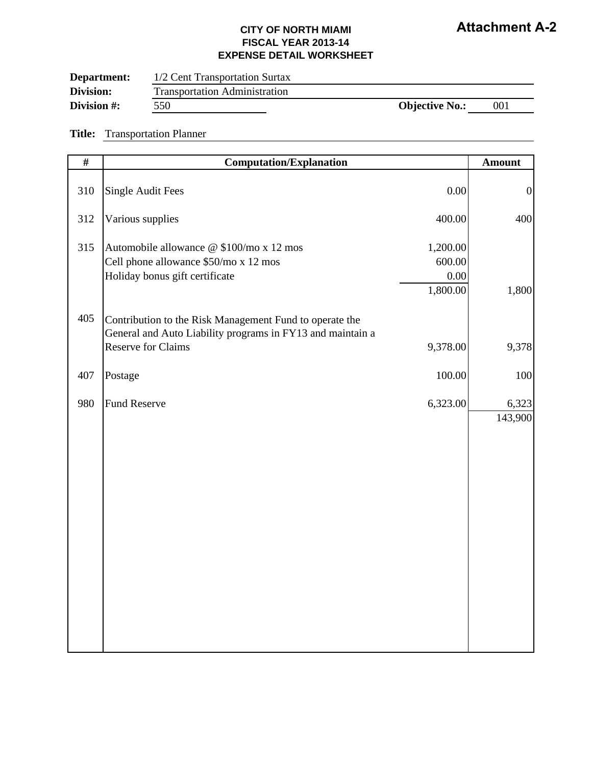**Attachment A-2**

**CITY OF NORTH MIAMI**
**FISCAL YEAR 2013-14**
**EXPENSE DETAIL WORKSHEET**

**Department:** 1/2 Cent Transportation Surtax
**Division:** Transportation Administration
**Division #:** 550 **Objective No.:** 001

**Title:** Transportation Planner

| # | Computation/Explanation | | Amount |
|---|---|---|---|
| 310 | Single Audit Fees | 0.00 | 0 |
| 312 | Various supplies | 400.00 | 400 |
| 315 | Automobile allowance @ $100/mo x 12 mos | 1,200.00 | |
| | Cell phone allowance $50/mo x 12 mos | 600.00 | |
| | Holiday bonus gift certificate | 0.00 | |
| | | 1,800.00 | 1,800 |
| 405 | Contribution to the Risk Management Fund to operate the General and Auto Liability programs in FY13 and maintain a Reserve for Claims | 9,378.00 | 9,378 |
| 407 | Postage | 100.00 | 100 |
| 980 | Fund Reserve | 6,323.00 | 6,323 |
| | | | 143,900 |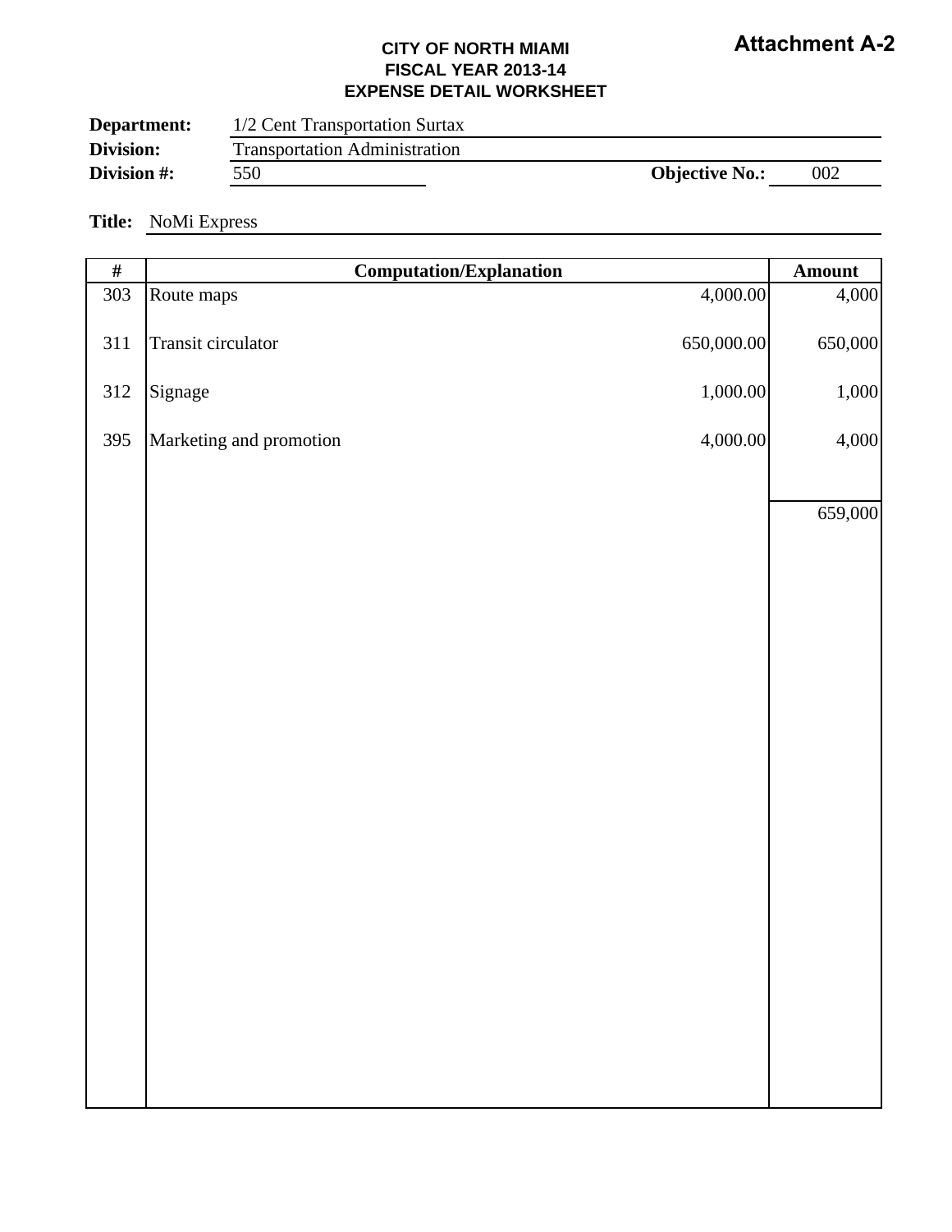**Attachment A-2**

**CITY OF NORTH MIAMI**
**FISCAL YEAR 2013-14**
**EXPENSE DETAIL WORKSHEET**

**Department:** 1/2 Cent Transportation Surtax
**Division:** Transportation Administration
**Division #:** 550 **Objective No.:** 002

**Title:** NoMi Express

| # | Computation/Explanation | | Amount |
|---|---|---|---|
| 303 | Route maps | 4,000.00 | 4,000 |
| 311 | Transit circulator | 650,000.00 | 650,000 |
| 312 | Signage | 1,000.00 | 1,000 |
| 395 | Marketing and promotion | 4,000.00 | 4,000 |
| | | | 659,000 |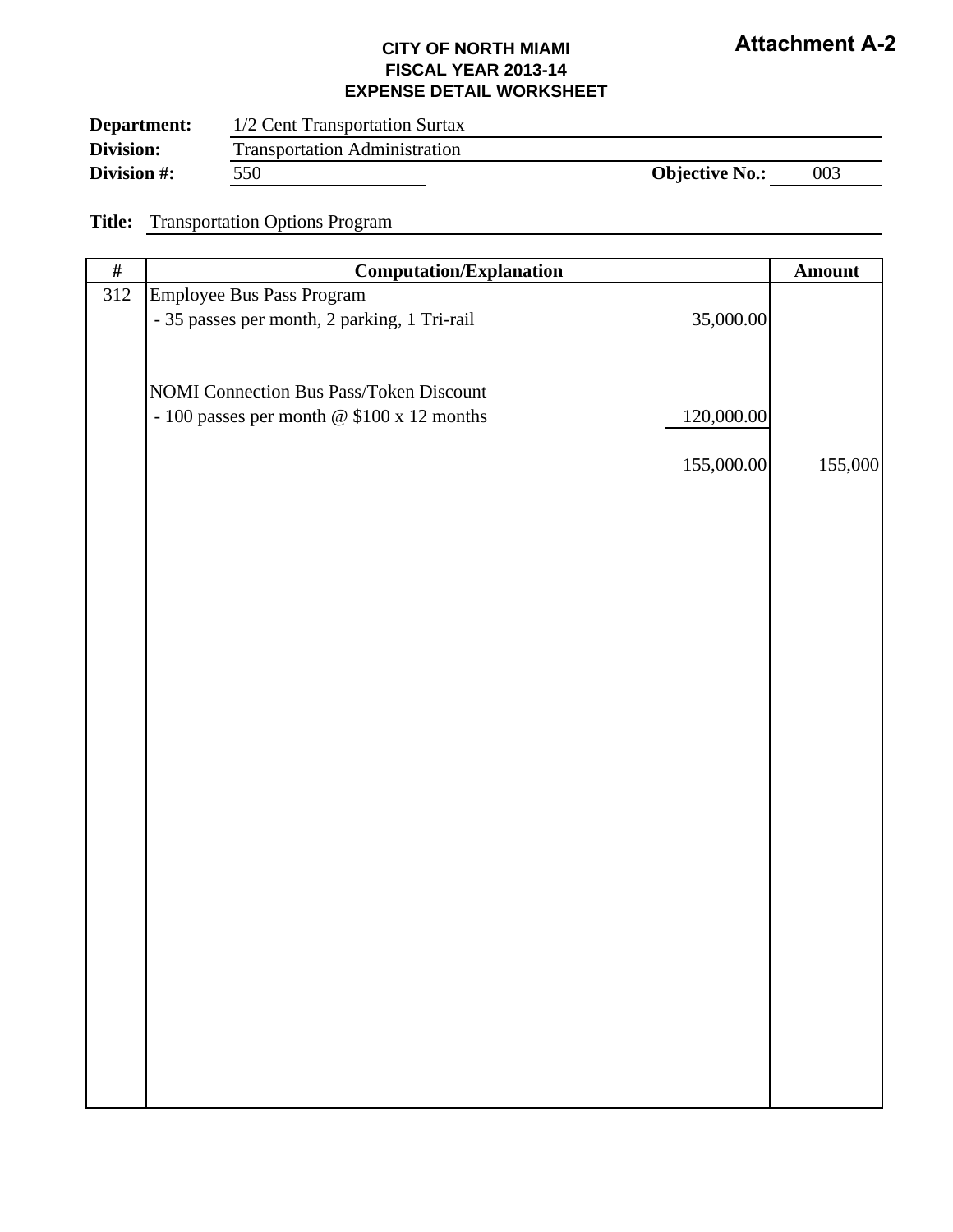**Attachment A-2**

**CITY OF NORTH MIAMI**
**FISCAL YEAR 2013-14**
**EXPENSE DETAIL WORKSHEET**

**Department:** 1/2 Cent Transportation Surtax
**Division:** Transportation Administration
**Division #:** 550 **Objective No.:** 003

**Title:** Transportation Options Program

| # | Computation/Explanation | | Amount |
|---|---|---|---|
| 312 | Employee Bus Pass Program | | |
| | - 35 passes per month, 2 parking, 1 Tri-rail | 35,000.00 | |
| | | | |
| | NOMI Connection Bus Pass/Token Discount | | |
| | - 100 passes per month @ $100 x 12 months | 120,000.00 | |
| | | 155,000.00 | 155,000 |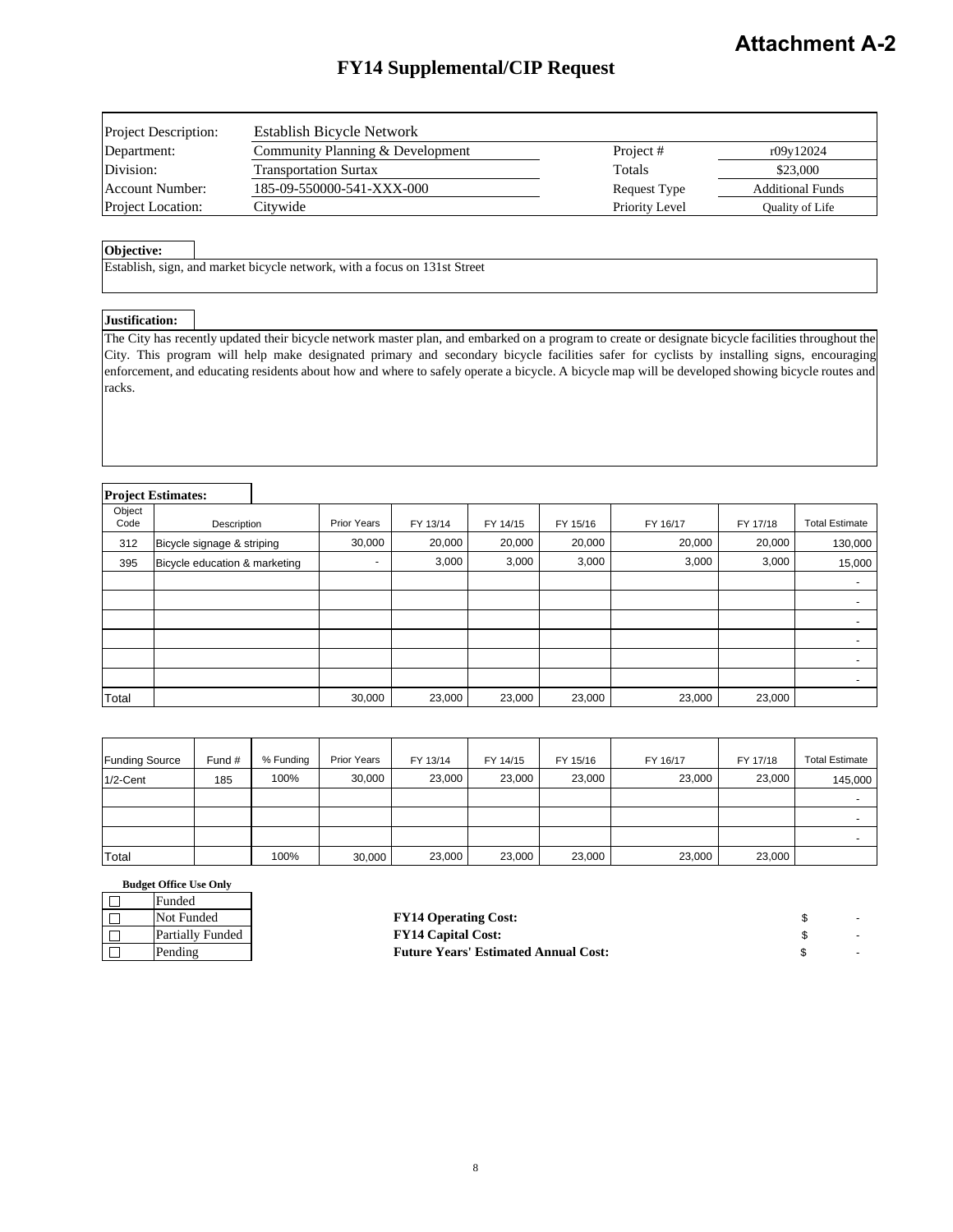# Attachment A-2

## FY14 Supplemental/CIP Request

| | | | |
|---|---|---|---|
| Project Description: | Establish Bicycle Network | | |
| Department: | Community Planning & Development | Project # | r09y12024 |
| Division: | Transportation Surtax | Totals | $23,000 |
| Account Number: | 185-09-550000-541-XXX-000 | Request Type | Additional Funds |
| Project Location: | Citywide | Priority Level | Quality of Life |

**Objective:**

Establish, sign, and market bicycle network, with a focus on 131st Street

**Justification:**

The City has recently updated their bicycle network master plan, and embarked on a program to create or designate bicycle facilities throughout the City. This program will help make designated primary and secondary bicycle facilities safer for cyclists by installing signs, encouraging enforcement, and educating residents about how and where to safely operate a bicycle. A bicycle map will be developed showing bicycle routes and racks.

**Project Estimates:**

| Object Code | Description | Prior Years | FY 13/14 | FY 14/15 | FY 15/16 | FY 16/17 | FY 17/18 | Total Estimate |
|---|---|---|---|---|---|---|---|---|
| 312 | Bicycle signage & striping | 30,000 | 20,000 | 20,000 | 20,000 | 20,000 | 20,000 | 130,000 |
| 395 | Bicycle education & marketing | - | 3,000 | 3,000 | 3,000 | 3,000 | 3,000 | 15,000 |
| | | | | | | | | - |
| | | | | | | | | - |
| | | | | | | | | - |
| | | | | | | | | - |
| | | | | | | | | - |
| | | | | | | | | - |
| Total | | 30,000 | 23,000 | 23,000 | 23,000 | 23,000 | 23,000 | |

| Funding Source | Fund # | % Funding | Prior Years | FY 13/14 | FY 14/15 | FY 15/16 | FY 16/17 | FY 17/18 | Total Estimate |
|---|---|---|---|---|---|---|---|---|---|
| 1/2-Cent | 185 | 100% | 30,000 | 23,000 | 23,000 | 23,000 | 23,000 | 23,000 | 145,000 |
| | | | | | | | | | - |
| | | | | | | | | | - |
| | | | | | | | | | - |
| Total | | 100% | 30,000 | 23,000 | 23,000 | 23,000 | 23,000 | 23,000 | |

**Budget Office Use Only**

- ☐ Funded
- ☐ Not Funded
- ☐ Partially Funded
- ☐ Pending

| | | |
|---|---|---|
| **FY14 Operating Cost:** | $ | - |
| **FY14 Capital Cost:** | $ | - |
| **Future Years' Estimated Annual Cost:** | $ | - |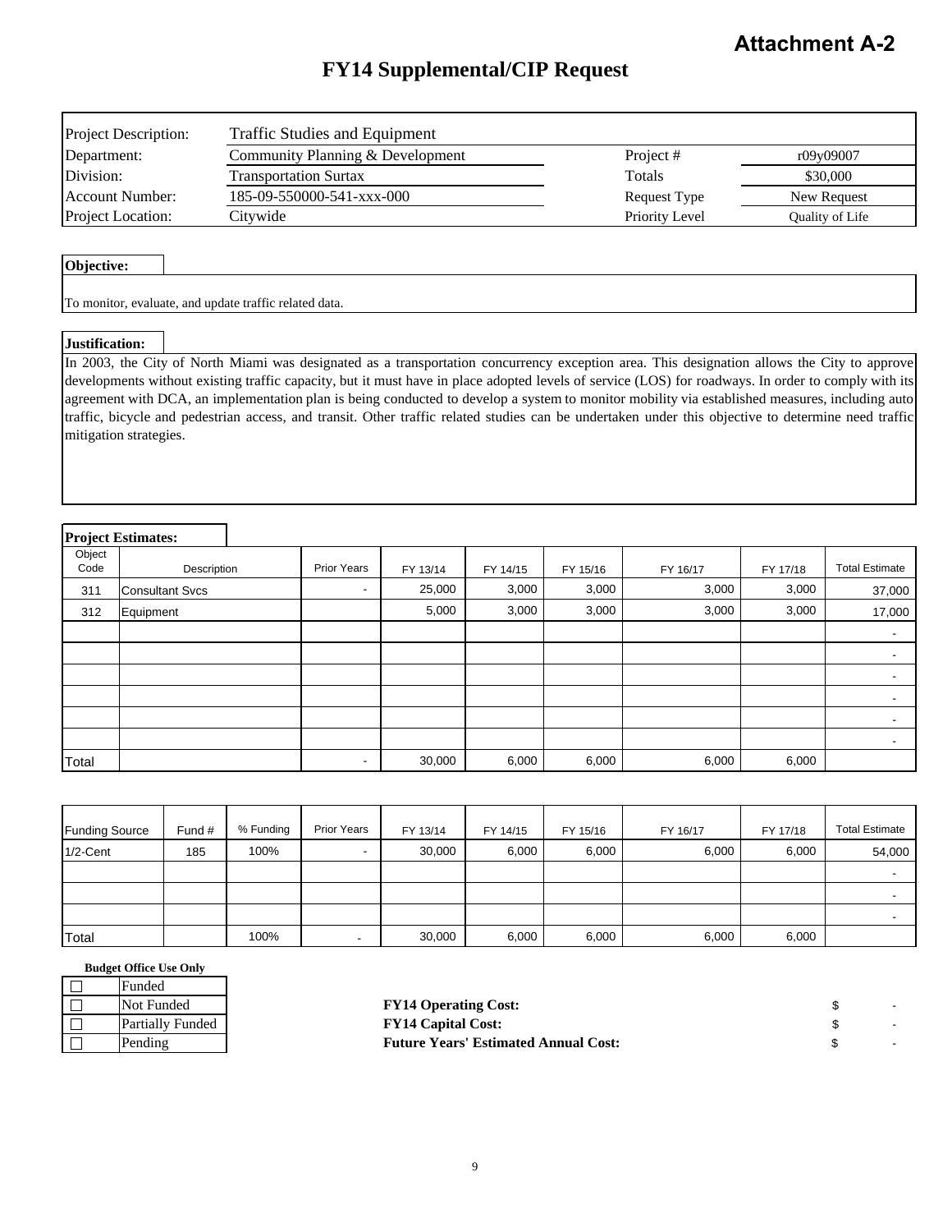**Attachment A-2**

# FY14 Supplemental/CIP Request

| | | | |
|---|---|---|---|
| Project Description: | Traffic Studies and Equipment | | |
| Department: | Community Planning & Development | Project # | r09y09007 |
| Division: | Transportation Surtax | Totals | $30,000 |
| Account Number: | 185-09-550000-541-xxx-000 | Request Type | New Request |
| Project Location: | Citywide | Priority Level | Quality of Life |

**Objective:**

To monitor, evaluate, and update traffic related data.

**Justification:**

In 2003, the City of North Miami was designated as a transportation concurrency exception area. This designation allows the City to approve developments without existing traffic capacity, but it must have in place adopted levels of service (LOS) for roadways. In order to comply with its agreement with DCA, an implementation plan is being conducted to develop a system to monitor mobility via established measures, including auto traffic, bicycle and pedestrian access, and transit. Other traffic related studies can be undertaken under this objective to determine need traffic mitigation strategies.

**Project Estimates:**

| Object Code | Description | Prior Years | FY 13/14 | FY 14/15 | FY 15/16 | FY 16/17 | FY 17/18 | Total Estimate |
|---|---|---|---|---|---|---|---|---|
| 311 | Consultant Svcs | - | 25,000 | 3,000 | 3,000 | 3,000 | 3,000 | 37,000 |
| 312 | Equipment | | 5,000 | 3,000 | 3,000 | 3,000 | 3,000 | 17,000 |
| | | | | | | | | - |
| | | | | | | | | - |
| | | | | | | | | - |
| | | | | | | | | - |
| | | | | | | | | - |
| | | | | | | | | - |
| Total | | - | 30,000 | 6,000 | 6,000 | 6,000 | 6,000 | |

| Funding Source | Fund # | % Funding | Prior Years | FY 13/14 | FY 14/15 | FY 15/16 | FY 16/17 | FY 17/18 | Total Estimate |
|---|---|---|---|---|---|---|---|---|---|
| 1/2-Cent | 185 | 100% | - | 30,000 | 6,000 | 6,000 | 6,000 | 6,000 | 54,000 |
| | | | | | | | | | - |
| | | | | | | | | | - |
| | | | | | | | | | - |
| Total | | 100% | - | 30,000 | 6,000 | 6,000 | 6,000 | 6,000 | |

**Budget Office Use Only**

| | |
|---|---|
| ☐ | Funded |
| ☐ | Not Funded |
| ☐ | Partially Funded |
| ☐ | Pending |

| | |
|---|---|
| **FY14 Operating Cost:** | $ - |
| **FY14 Capital Cost:** | $ - |
| **Future Years' Estimated Annual Cost:** | $ - |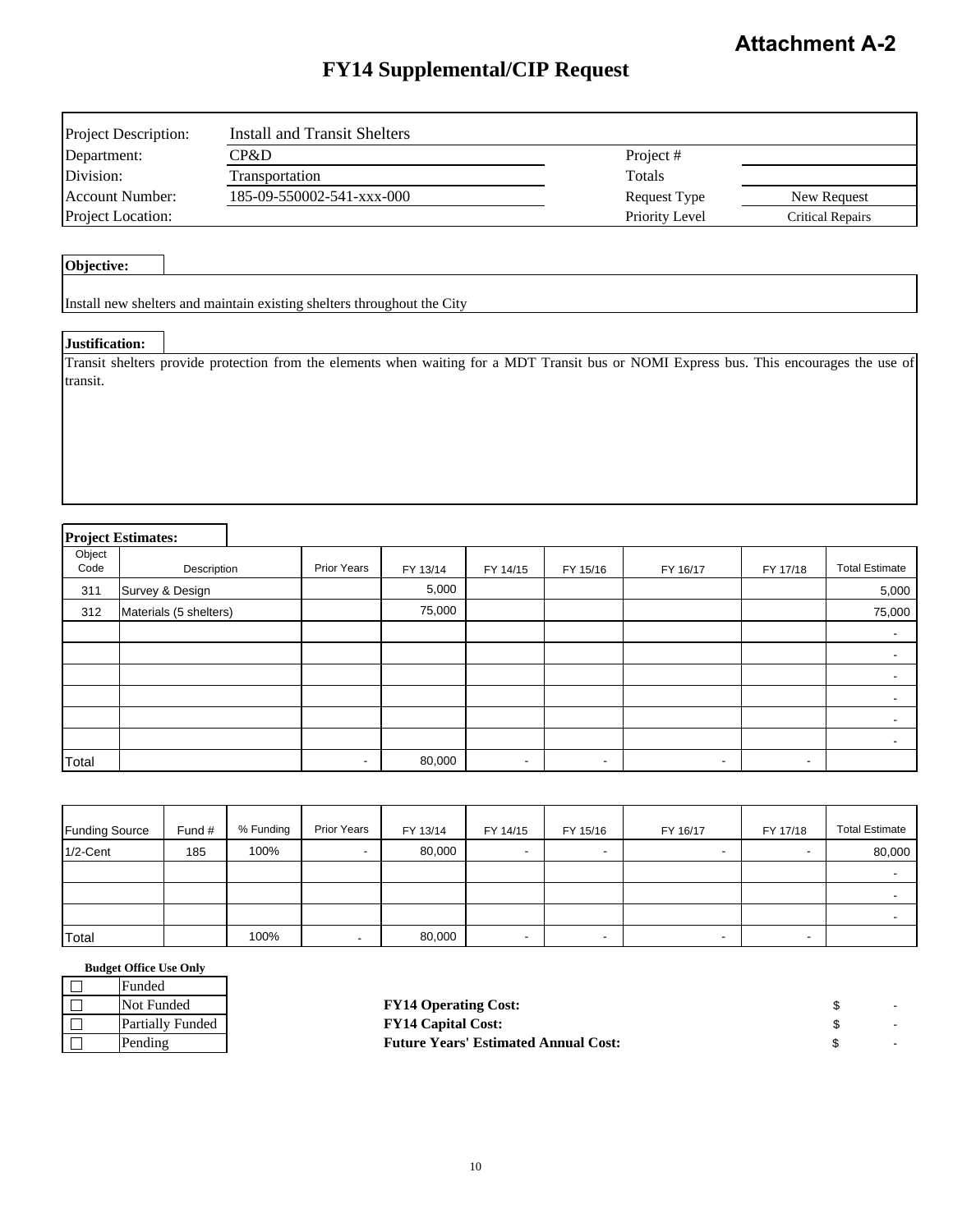**Attachment A-2**

# FY14 Supplemental/CIP Request

| | | | |
|---|---|---|---|
| Project Description: | Install and Transit Shelters | | |
| Department: | CP&D | Project # | |
| Division: | Transportation | Totals | |
| Account Number: | 185-09-550002-541-xxx-000 | Request Type | New Request |
| Project Location: | | Priority Level | Critical Repairs |

**Objective:**

Install new shelters and maintain existing shelters throughout the City

**Justification:**

Transit shelters provide protection from the elements when waiting for a MDT Transit bus or NOMI Express bus. This encourages the use of transit.

**Project Estimates:**

| Object Code | Description | Prior Years | FY 13/14 | FY 14/15 | FY 15/16 | FY 16/17 | FY 17/18 | Total Estimate |
|---|---|---|---|---|---|---|---|---|
| 311 | Survey & Design | | 5,000 | | | | | 5,000 |
| 312 | Materials (5 shelters) | | 75,000 | | | | | 75,000 |
| | | | | | | | | - |
| | | | | | | | | - |
| | | | | | | | | - |
| | | | | | | | | - |
| | | | | | | | | - |
| | | | | | | | | - |
| Total | | - | 80,000 | - | - | - | - | |

| Funding Source | Fund # | % Funding | Prior Years | FY 13/14 | FY 14/15 | FY 15/16 | FY 16/17 | FY 17/18 | Total Estimate |
|---|---|---|---|---|---|---|---|---|---|
| 1/2-Cent | 185 | 100% | - | 80,000 | - | - | - | - | 80,000 |
| | | | | | | | | | - |
| | | | | | | | | | - |
| | | | | | | | | | - |
| Total | | 100% | - | 80,000 | - | - | - | - | |

**Budget Office Use Only**

| | |
|---|---|
| ☐ | Funded |
| ☐ | Not Funded |
| ☐ | Partially Funded |
| ☐ | Pending |

| | |
|---|---|
| **FY14 Operating Cost:** | $ - |
| **FY14 Capital Cost:** | $ - |
| **Future Years' Estimated Annual Cost:** | $ - |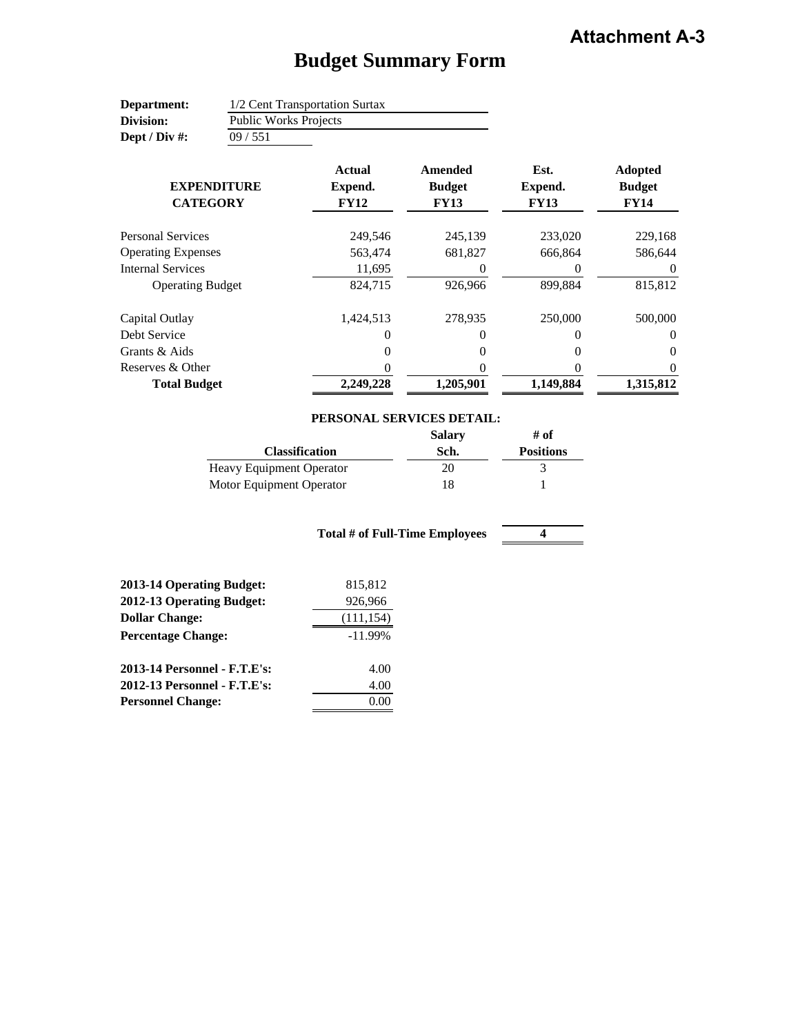**Attachment A-3**

# Budget Summary Form

**Department:** 1/2 Cent Transportation Surtax
**Division:** Public Works Projects
**Dept / Div #:** 09 / 551

| EXPENDITURE CATEGORY | Actual Expend. FY12 | Amended Budget FY13 | Est. Expend. FY13 | Adopted Budget FY14 |
|---|---|---|---|---|
| Personal Services | 249,546 | 245,139 | 233,020 | 229,168 |
| Operating Expenses | 563,474 | 681,827 | 666,864 | 586,644 |
| Internal Services | 11,695 | 0 | 0 | 0 |
| Operating Budget | 824,715 | 926,966 | 899,884 | 815,812 |
| Capital Outlay | 1,424,513 | 278,935 | 250,000 | 500,000 |
| Debt Service | 0 | 0 | 0 | 0 |
| Grants & Aids | 0 | 0 | 0 | 0 |
| Reserves & Other | 0 | 0 | 0 | 0 |
| **Total Budget** | **2,249,228** | **1,205,901** | **1,149,884** | **1,315,812** |

**PERSONAL SERVICES DETAIL:**

| Classification | Salary Sch. | # of Positions |
|---|---|---|
| Heavy Equipment Operator | 20 | 3 |
| Motor Equipment Operator | 18 | 1 |
| **Total # of Full-Time Employees** | | **4** |

| | |
|---|---|
| **2013-14 Operating Budget:** | 815,812 |
| **2012-13 Operating Budget:** | 926,966 |
| **Dollar Change:** | (111,154) |
| **Percentage Change:** | -11.99% |
| **2013-14 Personnel - F.T.E's:** | 4.00 |
| **2012-13 Personnel - F.T.E's:** | 4.00 |
| **Personnel Change:** | 0.00 |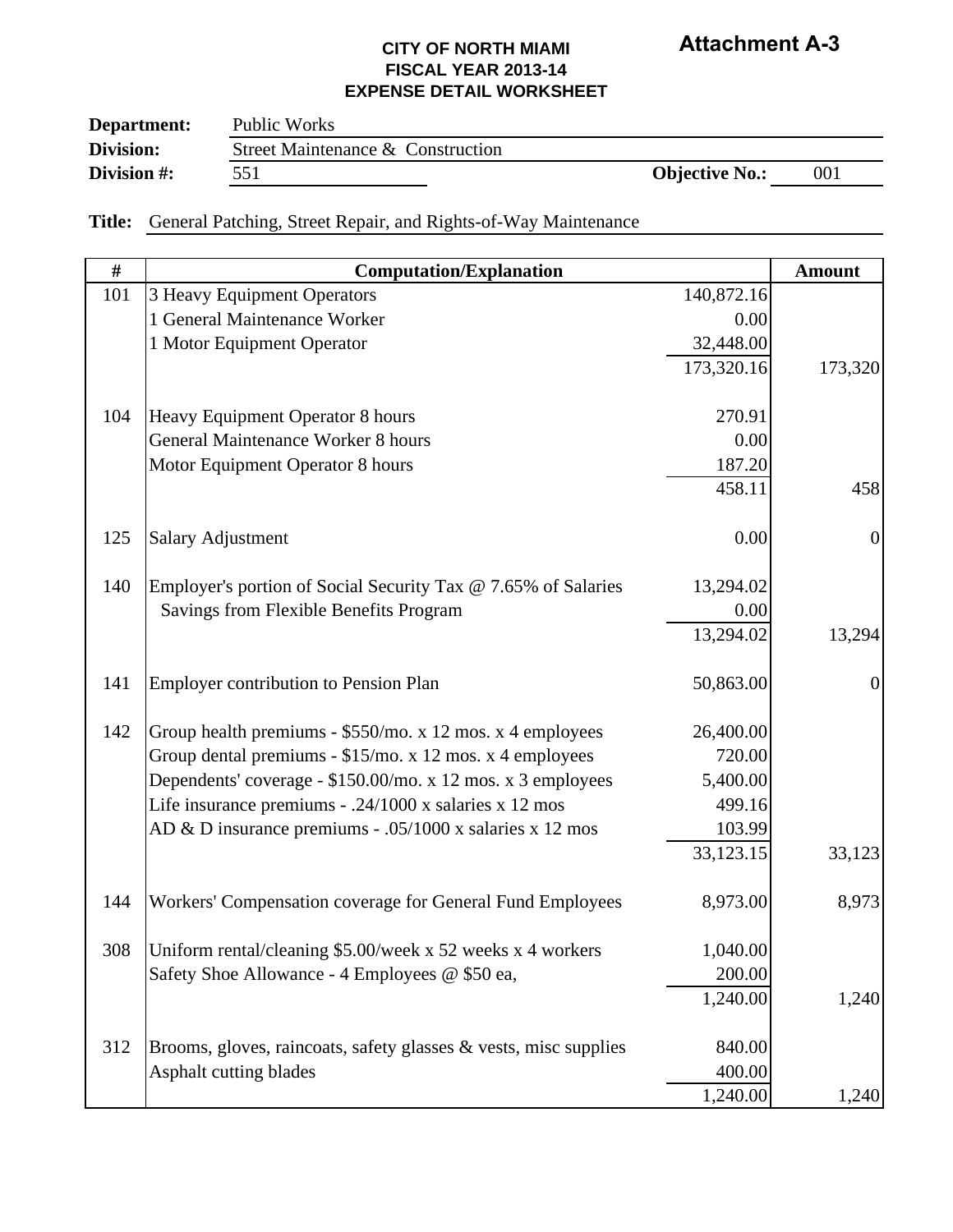**Attachment A-3**

**CITY OF NORTH MIAMI**
**FISCAL YEAR 2013-14**
**EXPENSE DETAIL WORKSHEET**

**Department:** Public Works
**Division:** Street Maintenance & Construction
**Division #:** 551 **Objective No.:** 001

**Title:** General Patching, Street Repair, and Rights-of-Way Maintenance

| # | Computation/Explanation | | Amount |
|---|---|---|---|
| 101 | 3 Heavy Equipment Operators | 140,872.16 | |
| | 1 General Maintenance Worker | 0.00 | |
| | 1 Motor Equipment Operator | 32,448.00 | |
| | | 173,320.16 | 173,320 |
| 104 | Heavy Equipment Operator 8 hours | 270.91 | |
| | General Maintenance Worker 8 hours | 0.00 | |
| | Motor Equipment Operator 8 hours | 187.20 | |
| | | 458.11 | 458 |
| 125 | Salary Adjustment | 0.00 | 0 |
| 140 | Employer's portion of Social Security Tax @ 7.65% of Salaries | 13,294.02 | |
| | Savings from Flexible Benefits Program | 0.00 | |
| | | 13,294.02 | 13,294 |
| 141 | Employer contribution to Pension Plan | 50,863.00 | 0 |
| 142 | Group health premiums - $550/mo. x 12 mos. x 4 employees | 26,400.00 | |
| | Group dental premiums - $15/mo. x 12 mos. x 4 employees | 720.00 | |
| | Dependents' coverage - $150.00/mo. x 12 mos. x 3 employees | 5,400.00 | |
| | Life insurance premiums - .24/1000 x salaries x 12 mos | 499.16 | |
| | AD & D insurance premiums - .05/1000 x salaries x 12 mos | 103.99 | |
| | | 33,123.15 | 33,123 |
| 144 | Workers' Compensation coverage for General Fund Employees | 8,973.00 | 8,973 |
| 308 | Uniform rental/cleaning $5.00/week x 52 weeks x 4 workers | 1,040.00 | |
| | Safety Shoe Allowance - 4 Employees @ $50 ea, | 200.00 | |
| | | 1,240.00 | 1,240 |
| 312 | Brooms, gloves, raincoats, safety glasses & vests, misc supplies | 840.00 | |
| | Asphalt cutting blades | 400.00 | |
| | | 1,240.00 | 1,240 |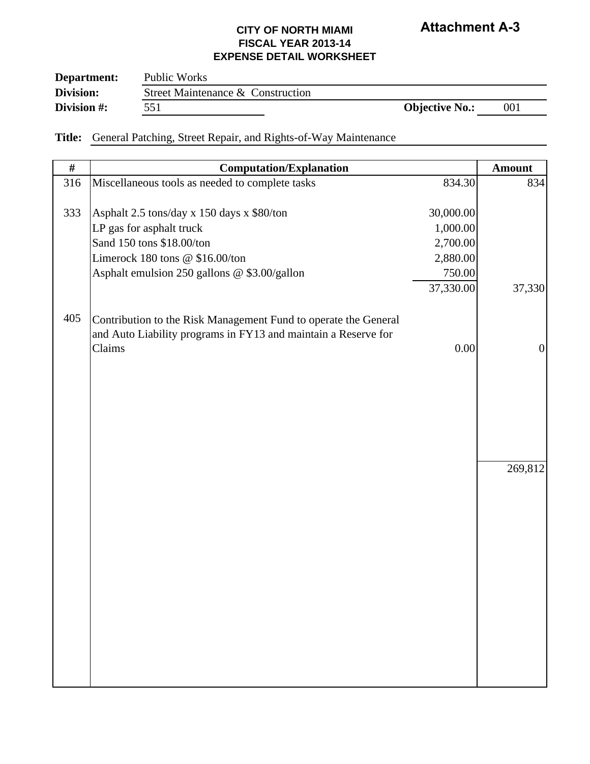**Attachment A-3**

**CITY OF NORTH MIAMI**
**FISCAL YEAR 2013-14**
**EXPENSE DETAIL WORKSHEET**

**Department:** Public Works
**Division:** Street Maintenance & Construction
**Division #:** 551 **Objective No.:** 001

**Title:** General Patching, Street Repair, and Rights-of-Way Maintenance

| # | Computation/Explanation | | Amount |
|---|---|---|---|
| 316 | Miscellaneous tools as needed to complete tasks | 834.30 | 834 |
| 333 | Asphalt 2.5 tons/day x 150 days x $80/ton | 30,000.00 | |
| | LP gas for asphalt truck | 1,000.00 | |
| | Sand 150 tons $18.00/ton | 2,700.00 | |
| | Limerock 180 tons @ $16.00/ton | 2,880.00 | |
| | Asphalt emulsion 250 gallons @ $3.00/gallon | 750.00 | |
| | | 37,330.00 | 37,330 |
| 405 | Contribution to the Risk Management Fund to operate the General and Auto Liability programs in FY13 and maintain a Reserve for Claims | 0.00 | 0 |
| | | | 269,812 |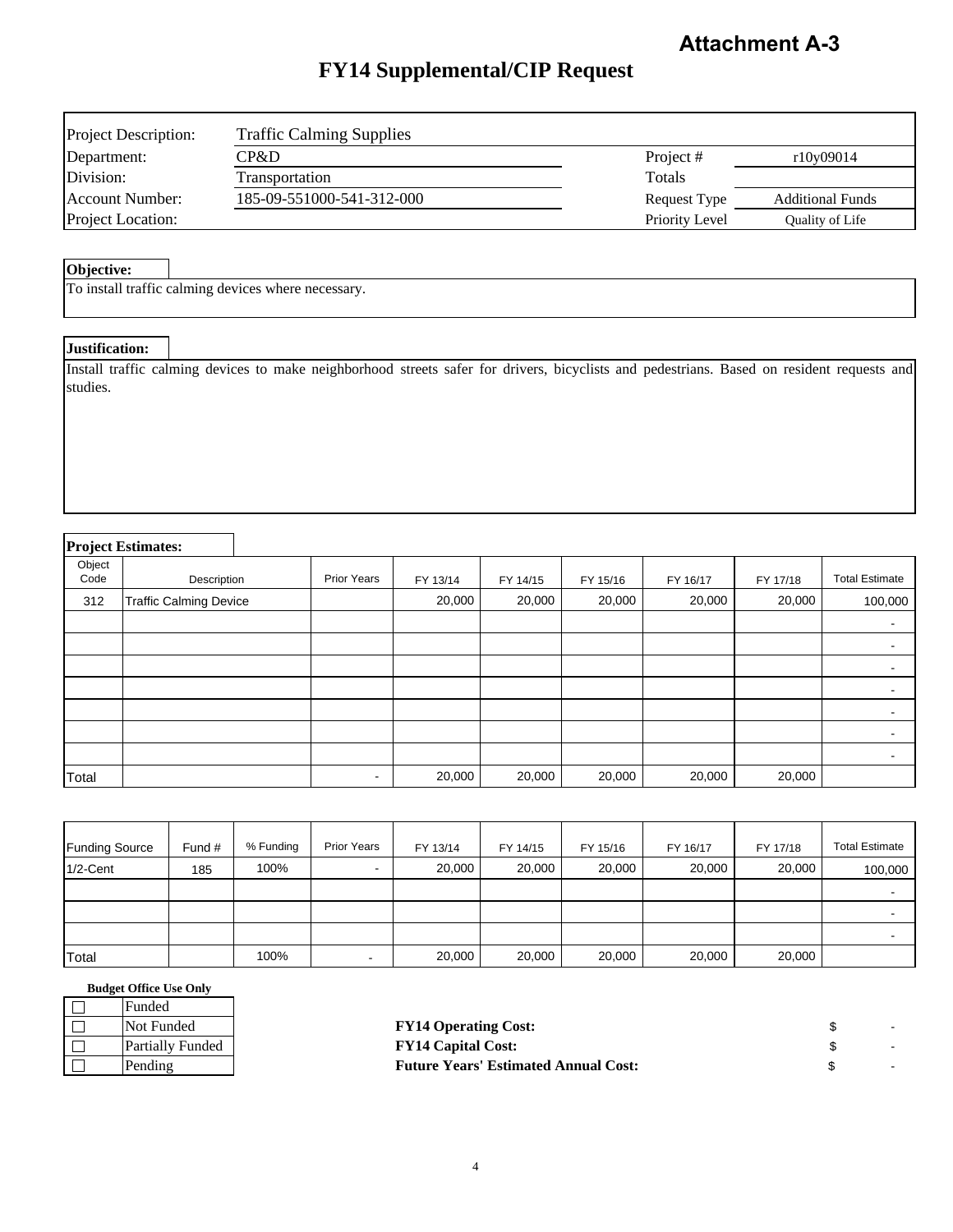**Attachment A-3**

# FY14 Supplemental/CIP Request

| | | | |
|---|---|---|---|
| Project Description: | Traffic Calming Supplies | | |
| Department: | CP&D | Project # | r10y09014 |
| Division: | Transportation | Totals | |
| Account Number: | 185-09-551000-541-312-000 | Request Type | Additional Funds |
| Project Location: | | Priority Level | Quality of Life |

**Objective:**

To install traffic calming devices where necessary.

**Justification:**

Install traffic calming devices to make neighborhood streets safer for drivers, bicyclists and pedestrians. Based on resident requests and studies.

**Project Estimates:**

| Object Code | Description | Prior Years | FY 13/14 | FY 14/15 | FY 15/16 | FY 16/17 | FY 17/18 | Total Estimate |
|---|---|---|---|---|---|---|---|---|
| 312 | Traffic Calming Device | | 20,000 | 20,000 | 20,000 | 20,000 | 20,000 | 100,000 |
| | | | | | | | | - |
| | | | | | | | | - |
| | | | | | | | | - |
| | | | | | | | | - |
| | | | | | | | | - |
| | | | | | | | | - |
| | | | | | | | | - |
| Total | | - | 20,000 | 20,000 | 20,000 | 20,000 | 20,000 | |

| Funding Source | Fund # | % Funding | Prior Years | FY 13/14 | FY 14/15 | FY 15/16 | FY 16/17 | FY 17/18 | Total Estimate |
|---|---|---|---|---|---|---|---|---|---|
| 1/2-Cent | 185 | 100% | - | 20,000 | 20,000 | 20,000 | 20,000 | 20,000 | 100,000 |
| | | | | | | | | | - |
| | | | | | | | | | - |
| | | | | | | | | | - |
| Total | | 100% | - | 20,000 | 20,000 | 20,000 | 20,000 | 20,000 | |

**Budget Office Use Only**

| | |
|---|---|
| ☐ | Funded |
| ☐ | Not Funded |
| ☐ | Partially Funded |
| ☐ | Pending |

| | | |
|---|---|---|
| **FY14 Operating Cost:** | $ | - |
| **FY14 Capital Cost:** | $ | - |
| **Future Years' Estimated Annual Cost:** | $ | - |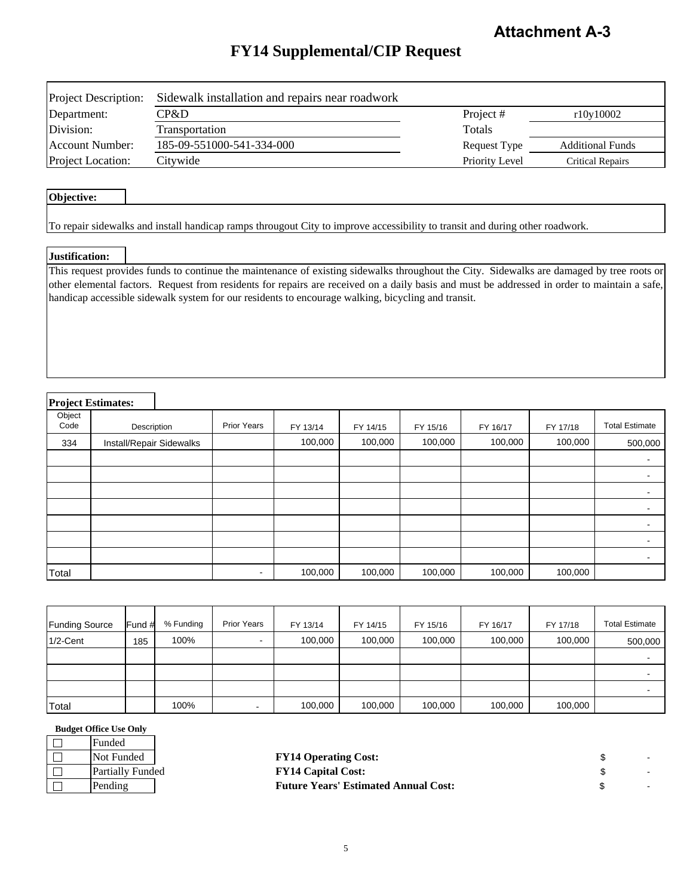**Attachment A-3**

# FY14 Supplemental/CIP Request

| | | | |
|---|---|---|---|
| Project Description: | Sidewalk installation and repairs near roadwork | | |
| Department: | CP&D | Project # | r10y10002 |
| Division: | Transportation | Totals | |
| Account Number: | 185-09-551000-541-334-000 | Request Type | Additional Funds |
| Project Location: | Citywide | Priority Level | Critical Repairs |

**Objective:**

To repair sidewalks and install handicap ramps througout City to improve accessibility to transit and during other roadwork.

**Justification:**

This request provides funds to continue the maintenance of existing sidewalks throughout the City. Sidewalks are damaged by tree roots or other elemental factors. Request from residents for repairs are received on a daily basis and must be addressed in order to maintain a safe, handicap accessible sidewalk system for our residents to encourage walking, bicycling and transit.

**Project Estimates:**

| Object Code | Description | Prior Years | FY 13/14 | FY 14/15 | FY 15/16 | FY 16/17 | FY 17/18 | Total Estimate |
|---|---|---|---|---|---|---|---|---|
| 334 | Install/Repair Sidewalks | | 100,000 | 100,000 | 100,000 | 100,000 | 100,000 | 500,000 |
| | | | | | | | | - |
| | | | | | | | | - |
| | | | | | | | | - |
| | | | | | | | | - |
| | | | | | | | | - |
| | | | | | | | | - |
| | | | | | | | | - |
| Total | | - | 100,000 | 100,000 | 100,000 | 100,000 | 100,000 | |

| Funding Source | Fund # | % Funding | Prior Years | FY 13/14 | FY 14/15 | FY 15/16 | FY 16/17 | FY 17/18 | Total Estimate |
|---|---|---|---|---|---|---|---|---|---|
| 1/2-Cent | 185 | 100% | - | 100,000 | 100,000 | 100,000 | 100,000 | 100,000 | 500,000 |
| | | | | | | | | | - |
| | | | | | | | | | - |
| | | | | | | | | | - |
| Total | | 100% | - | 100,000 | 100,000 | 100,000 | 100,000 | 100,000 | |

**Budget Office Use Only**

- ☐ Funded
- ☐ Not Funded
- ☐ Partially Funded
- ☐ Pending

| | | |
|---|---|---|
| **FY14 Operating Cost:** | $ | - |
| **FY14 Capital Cost:** | $ | - |
| **Future Years' Estimated Annual Cost:** | $ | - |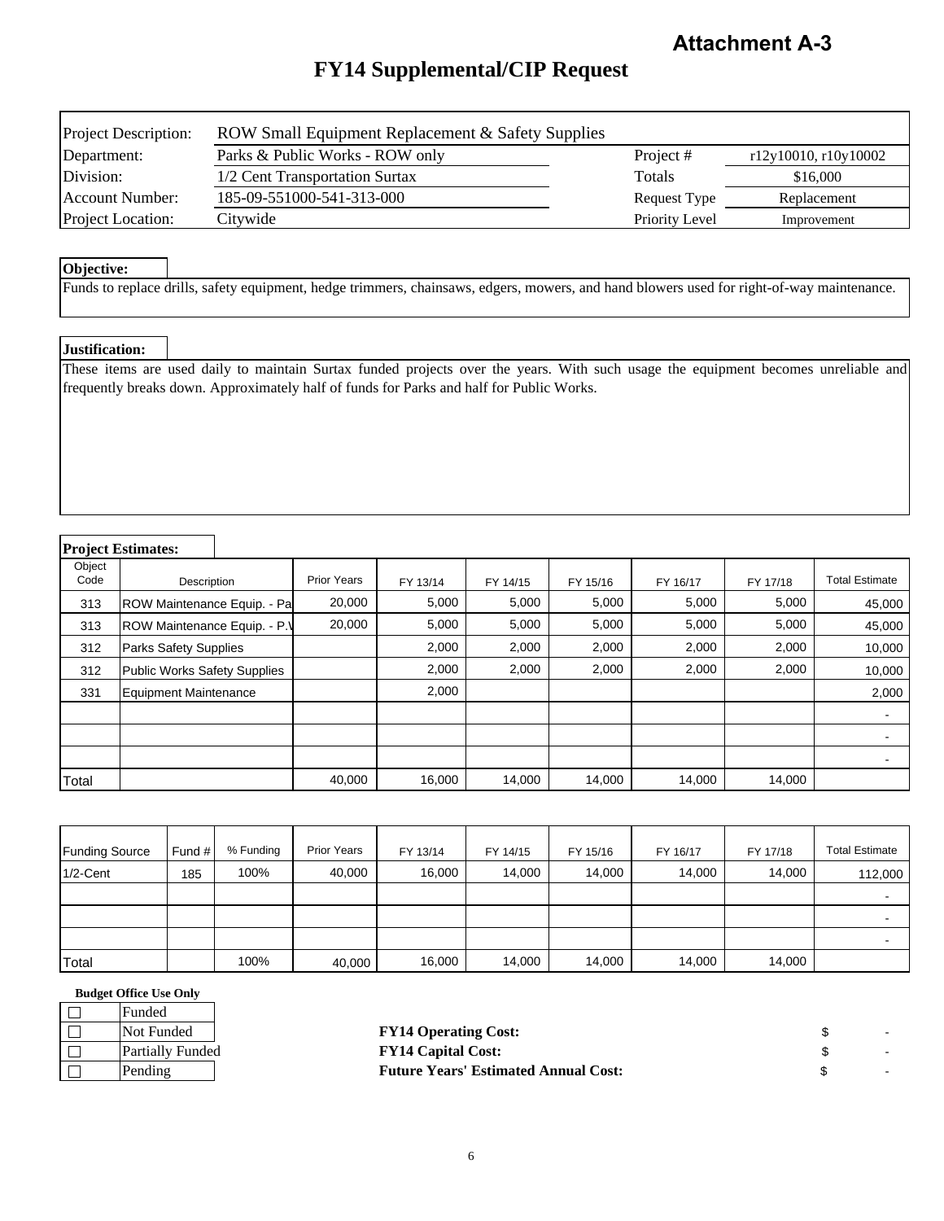**Attachment A-3**

# FY14 Supplemental/CIP Request

| | | | |
|---|---|---|---|
| Project Description: | ROW Small Equipment Replacement & Safety Supplies | | |
| Department: | Parks & Public Works - ROW only | Project # | r12y10010, r10y10002 |
| Division: | 1/2 Cent Transportation Surtax | Totals | $16,000 |
| Account Number: | 185-09-551000-541-313-000 | Request Type | Replacement |
| Project Location: | Citywide | Priority Level | Improvement |

**Objective:**

Funds to replace drills, safety equipment, hedge trimmers, chainsaws, edgers, mowers, and hand blowers used for right-of-way maintenance.

**Justification:**

These items are used daily to maintain Surtax funded projects over the years. With such usage the equipment becomes unreliable and frequently breaks down. Approximately half of funds for Parks and half for Public Works.

**Project Estimates:**

| Object Code | Description | Prior Years | FY 13/14 | FY 14/15 | FY 15/16 | FY 16/17 | FY 17/18 | Total Estimate |
|---|---|---|---|---|---|---|---|---|
| 313 | ROW Maintenance Equip. - Pa | 20,000 | 5,000 | 5,000 | 5,000 | 5,000 | 5,000 | 45,000 |
| 313 | ROW Maintenance Equip. - P.V | 20,000 | 5,000 | 5,000 | 5,000 | 5,000 | 5,000 | 45,000 |
| 312 | Parks Safety Supplies | | 2,000 | 2,000 | 2,000 | 2,000 | 2,000 | 10,000 |
| 312 | Public Works Safety Supplies | | 2,000 | 2,000 | 2,000 | 2,000 | 2,000 | 10,000 |
| 331 | Equipment Maintenance | | 2,000 | | | | | 2,000 |
| | | | | | | | | - |
| | | | | | | | | - |
| | | | | | | | | - |
| Total | | 40,000 | 16,000 | 14,000 | 14,000 | 14,000 | 14,000 | |

| Funding Source | Fund # | % Funding | Prior Years | FY 13/14 | FY 14/15 | FY 15/16 | FY 16/17 | FY 17/18 | Total Estimate |
|---|---|---|---|---|---|---|---|---|---|
| 1/2-Cent | 185 | 100% | 40,000 | 16,000 | 14,000 | 14,000 | 14,000 | 14,000 | 112,000 |
| | | | | | | | | | - |
| | | | | | | | | | - |
| | | | | | | | | | - |
| Total | | 100% | 40,000 | 16,000 | 14,000 | 14,000 | 14,000 | 14,000 | |

**Budget Office Use Only**

- ☐ Funded
- ☐ Not Funded
- ☐ Partially Funded
- ☐ Pending

| | | |
|---|---|---|
| **FY14 Operating Cost:** | $ | - |
| **FY14 Capital Cost:** | $ | - |
| **Future Years' Estimated Annual Cost:** | $ | - |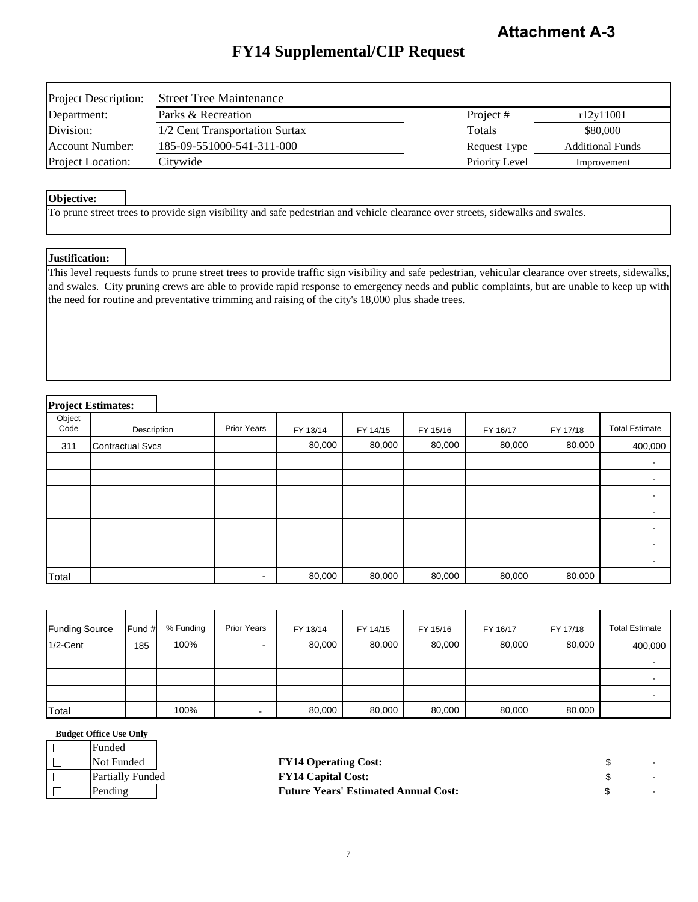**Attachment A-3**

# FY14 Supplemental/CIP Request

| | | | |
|---|---|---|---|
| Project Description: | Street Tree Maintenance | | |
| Department: | Parks & Recreation | Project # | r12y11001 |
| Division: | 1/2 Cent Transportation Surtax | Totals | $80,000 |
| Account Number: | 185-09-551000-541-311-000 | Request Type | Additional Funds |
| Project Location: | Citywide | Priority Level | Improvement |

**Objective:**

To prune street trees to provide sign visibility and safe pedestrian and vehicle clearance over streets, sidewalks and swales.

**Justification:**

This level requests funds to prune street trees to provide traffic sign visibility and safe pedestrian, vehicular clearance over streets, sidewalks, and swales. City pruning crews are able to provide rapid response to emergency needs and public complaints, but are unable to keep up with the need for routine and preventative trimming and raising of the city's 18,000 plus shade trees.

**Project Estimates:**

| Object Code | Description | Prior Years | FY 13/14 | FY 14/15 | FY 15/16 | FY 16/17 | FY 17/18 | Total Estimate |
|---|---|---|---|---|---|---|---|---|
| 311 | Contractual Svcs | | 80,000 | 80,000 | 80,000 | 80,000 | 80,000 | 400,000 |
| | | | | | | | | - |
| | | | | | | | | - |
| | | | | | | | | - |
| | | | | | | | | - |
| | | | | | | | | - |
| | | | | | | | | - |
| | | | | | | | | - |
| Total | | - | 80,000 | 80,000 | 80,000 | 80,000 | 80,000 | |

| Funding Source | Fund # | % Funding | Prior Years | FY 13/14 | FY 14/15 | FY 15/16 | FY 16/17 | FY 17/18 | Total Estimate |
|---|---|---|---|---|---|---|---|---|---|
| 1/2-Cent | 185 | 100% | - | 80,000 | 80,000 | 80,000 | 80,000 | 80,000 | 400,000 |
| | | | | | | | | | - |
| | | | | | | | | | - |
| | | | | | | | | | - |
| Total | | 100% | - | 80,000 | 80,000 | 80,000 | 80,000 | 80,000 | |

**Budget Office Use Only**

- ☐ Funded
- ☐ Not Funded
- ☐ Partially Funded
- ☐ Pending

**FY14 Operating Cost:** $ -

**FY14 Capital Cost:** $ -

**Future Years' Estimated Annual Cost:** $ -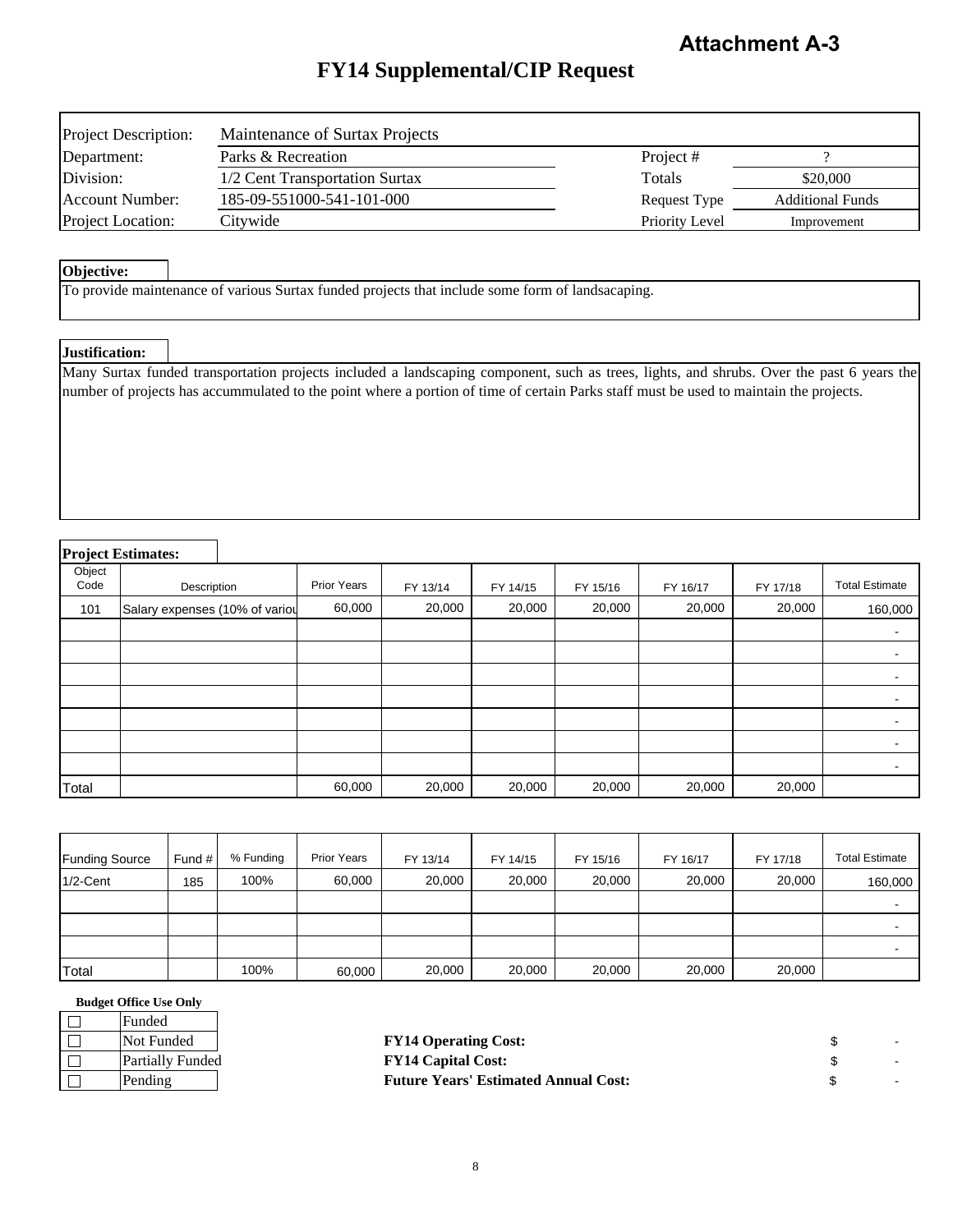**Attachment A-3**

# FY14 Supplemental/CIP Request

| | | | |
|---|---|---|---|
| Project Description: | Maintenance of Surtax Projects | | |
| Department: | Parks & Recreation | Project # | ? |
| Division: | 1/2 Cent Transportation Surtax | Totals | $20,000 |
| Account Number: | 185-09-551000-541-101-000 | Request Type | Additional Funds |
| Project Location: | Citywide | Priority Level | Improvement |

**Objective:**

To provide maintenance of various Surtax funded projects that include some form of landsacaping.

**Justification:**

Many Surtax funded transportation projects included a landscaping component, such as trees, lights, and shrubs. Over the past 6 years the number of projects has accummulated to the point where a portion of time of certain Parks staff must be used to maintain the projects.

**Project Estimates:**

| Object Code | Description | Prior Years | FY 13/14 | FY 14/15 | FY 15/16 | FY 16/17 | FY 17/18 | Total Estimate |
|---|---|---|---|---|---|---|---|---|
| 101 | Salary expenses (10% of variou | 60,000 | 20,000 | 20,000 | 20,000 | 20,000 | 20,000 | 160,000 |
| | | | | | | | | - |
| | | | | | | | | - |
| | | | | | | | | - |
| | | | | | | | | - |
| | | | | | | | | - |
| | | | | | | | | - |
| | | | | | | | | - |
| Total | | 60,000 | 20,000 | 20,000 | 20,000 | 20,000 | 20,000 | |

| Funding Source | Fund # | % Funding | Prior Years | FY 13/14 | FY 14/15 | FY 15/16 | FY 16/17 | FY 17/18 | Total Estimate |
|---|---|---|---|---|---|---|---|---|---|
| 1/2-Cent | 185 | 100% | 60,000 | 20,000 | 20,000 | 20,000 | 20,000 | 20,000 | 160,000 |
| | | | | | | | | | - |
| | | | | | | | | | - |
| | | | | | | | | | - |
| Total | | 100% | 60,000 | 20,000 | 20,000 | 20,000 | 20,000 | 20,000 | |

**Budget Office Use Only**

| | |
|---|---|
| ☐ | Funded |
| ☐ | Not Funded |
| ☐ | Partially Funded |
| ☐ | Pending |

| | | |
|---|---|---|
| **FY14 Operating Cost:** | $ | - |
| **FY14 Capital Cost:** | $ | - |
| **Future Years' Estimated Annual Cost:** | $ | - |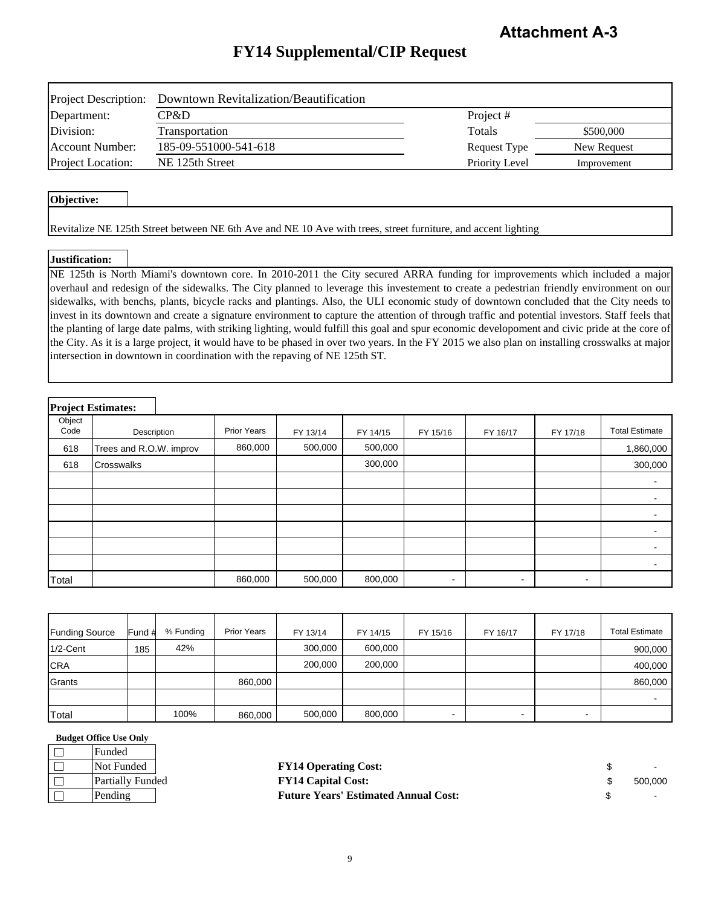**Attachment A-3**

# FY14 Supplemental/CIP Request

| | | | |
|---|---|---|---|
| Project Description: | Downtown Revitalization/Beautification | | |
| Department: | CP&D | Project # | |
| Division: | Transportation | Totals | $500,000 |
| Account Number: | 185-09-551000-541-618 | Request Type | New Request |
| Project Location: | NE 125th Street | Priority Level | Improvement |

**Objective:**

Revitalize NE 125th Street between NE 6th Ave and NE 10 Ave with trees, street furniture, and accent lighting

**Justification:**

NE 125th is North Miami's downtown core. In 2010-2011 the City secured ARRA funding for improvements which included a major overhaul and redesign of the sidewalks. The City planned to leverage this investement to create a pedestrian friendly environment on our sidewalks, with benchs, plants, bicycle racks and plantings. Also, the ULI economic study of downtown concluded that the City needs to invest in its downtown and create a signature environment to capture the attention of through traffic and potential investors. Staff feels that the planting of large date palms, with striking lighting, would fulfill this goal and spur economic developoment and civic pride at the core of the City. As it is a large project, it would have to be phased in over two years. In the FY 2015 we also plan on installing crosswalks at major intersection in downtown in coordination with the repaving of NE 125th ST.

**Project Estimates:**

| Object Code | Description | Prior Years | FY 13/14 | FY 14/15 | FY 15/16 | FY 16/17 | FY 17/18 | Total Estimate |
|---|---|---|---|---|---|---|---|---|
| 618 | Trees and R.O.W. improv | 860,000 | 500,000 | 500,000 | | | | 1,860,000 |
| 618 | Crosswalks | | | 300,000 | | | | 300,000 |
| | | | | | | | | - |
| | | | | | | | | - |
| | | | | | | | | - |
| | | | | | | | | - |
| | | | | | | | | - |
| | | | | | | | | - |
| Total | | 860,000 | 500,000 | 800,000 | - | - | - | |

| Funding Source | Fund # | % Funding | Prior Years | FY 13/14 | FY 14/15 | FY 15/16 | FY 16/17 | FY 17/18 | Total Estimate |
|---|---|---|---|---|---|---|---|---|---|
| 1/2-Cent | 185 | 42% | | 300,000 | 600,000 | | | | 900,000 |
| CRA | | | | 200,000 | 200,000 | | | | 400,000 |
| Grants | | | 860,000 | | | | | | 860,000 |
| | | | | | | | | | - |
| Total | | 100% | 860,000 | 500,000 | 800,000 | - | - | - | |

**Budget Office Use Only**

- ☐ Funded
- ☐ Not Funded
- ☐ Partially Funded
- ☐ Pending

| | | |
|---|---|---|
| **FY14 Operating Cost:** | $ | - |
| **FY14 Capital Cost:** | $ | 500,000 |
| **Future Years' Estimated Annual Cost:** | $ | - |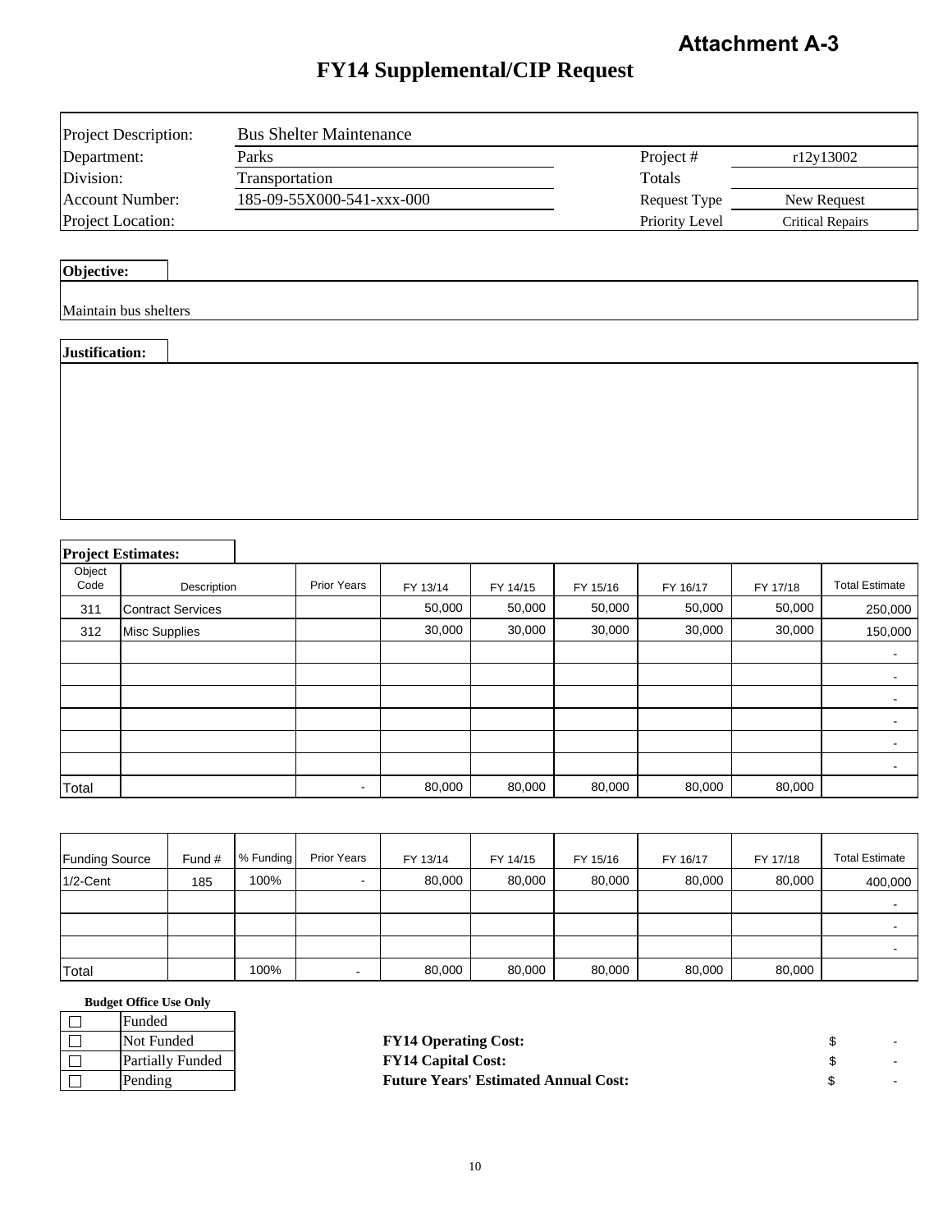**Attachment A-3**

# FY14 Supplemental/CIP Request

| | | | |
|---|---|---|---|
| Project Description: | Bus Shelter Maintenance | | |
| Department: | Parks | Project # | r12y13002 |
| Division: | Transportation | Totals | |
| Account Number: | 185-09-55X000-541-xxx-000 | Request Type | New Request |
| Project Location: | | Priority Level | Critical Repairs |

**Objective:**

Maintain bus shelters

**Justification:**

**Project Estimates:**

| Object Code | Description | Prior Years | FY 13/14 | FY 14/15 | FY 15/16 | FY 16/17 | FY 17/18 | Total Estimate |
|---|---|---|---|---|---|---|---|---|
| 311 | Contract Services | | 50,000 | 50,000 | 50,000 | 50,000 | 50,000 | 250,000 |
| 312 | Misc Supplies | | 30,000 | 30,000 | 30,000 | 30,000 | 30,000 | 150,000 |
| | | | | | | | | - |
| | | | | | | | | - |
| | | | | | | | | - |
| | | | | | | | | - |
| | | | | | | | | - |
| | | | | | | | | - |
| Total | | - | 80,000 | 80,000 | 80,000 | 80,000 | 80,000 | |

| Funding Source | Fund # | % Funding | Prior Years | FY 13/14 | FY 14/15 | FY 15/16 | FY 16/17 | FY 17/18 | Total Estimate |
|---|---|---|---|---|---|---|---|---|---|
| 1/2-Cent | 185 | 100% | - | 80,000 | 80,000 | 80,000 | 80,000 | 80,000 | 400,000 |
| | | | | | | | | | - |
| | | | | | | | | | - |
| | | | | | | | | | - |
| Total | | 100% | - | 80,000 | 80,000 | 80,000 | 80,000 | 80,000 | |

**Budget Office Use Only**

- ☐ Funded
- ☐ Not Funded
- ☐ Partially Funded
- ☐ Pending

| | |
|---|---|
| **FY14 Operating Cost:** | $ - |
| **FY14 Capital Cost:** | $ - |
| **Future Years' Estimated Annual Cost:** | $ - |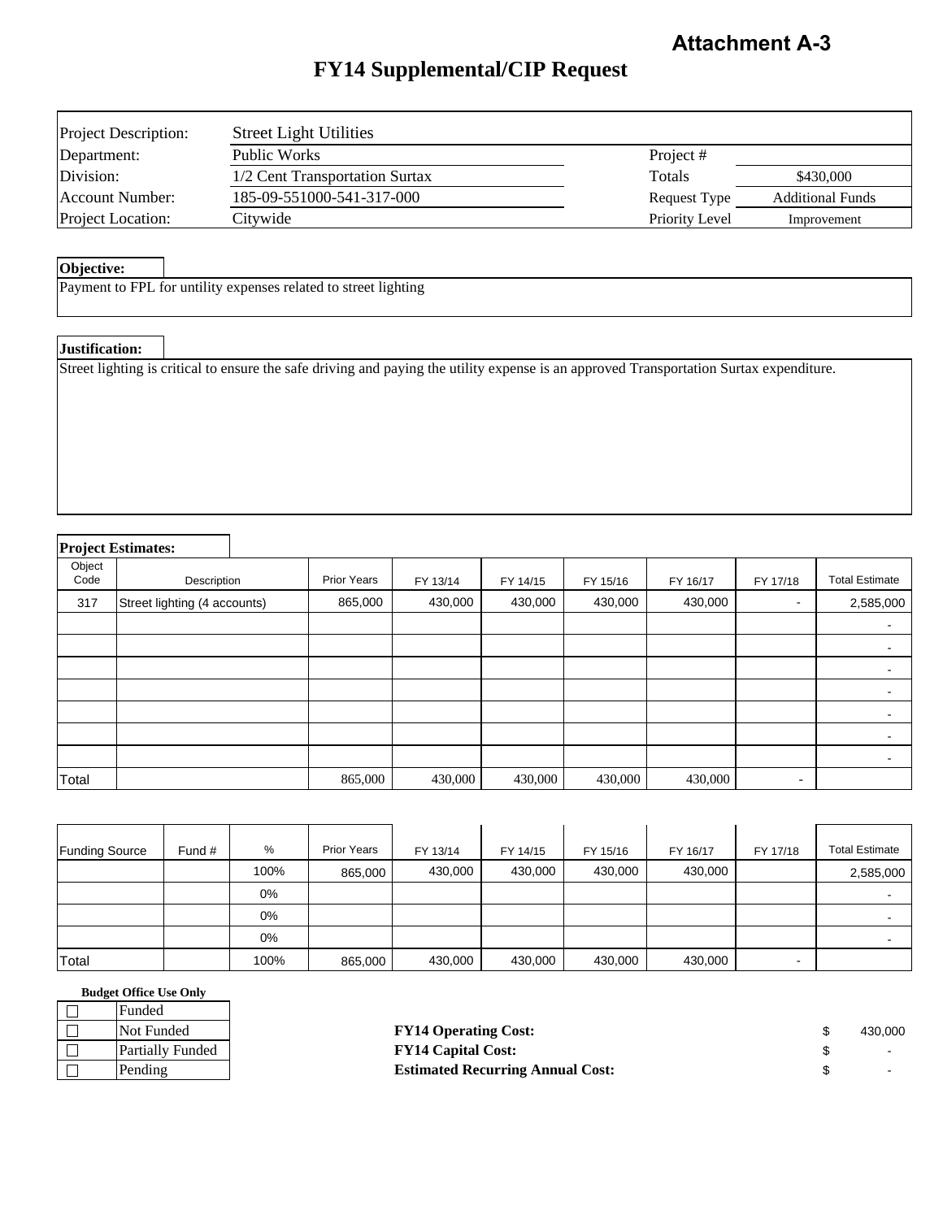**Attachment A-3**

# FY14 Supplemental/CIP Request

| | | | |
|---|---|---|---|
| Project Description: | Street Light Utilities | | |
| Department: | Public Works | Project # | |
| Division: | 1/2 Cent Transportation Surtax | Totals | $430,000 |
| Account Number: | 185-09-551000-541-317-000 | Request Type | Additional Funds |
| Project Location: | Citywide | Priority Level | Improvement |

**Objective:**

Payment to FPL for untility expenses related to street lighting

**Justification:**

Street lighting is critical to ensure the safe driving and paying the utility expense is an approved Transportation Surtax expenditure.

**Project Estimates:**

| Object Code | Description | Prior Years | FY 13/14 | FY 14/15 | FY 15/16 | FY 16/17 | FY 17/18 | Total Estimate |
|---|---|---|---|---|---|---|---|---|
| 317 | Street lighting (4 accounts) | 865,000 | 430,000 | 430,000 | 430,000 | 430,000 | - | 2,585,000 |
| | | | | | | | | - |
| | | | | | | | | - |
| | | | | | | | | - |
| | | | | | | | | - |
| | | | | | | | | - |
| | | | | | | | | - |
| | | | | | | | | - |
| Total | | 865,000 | 430,000 | 430,000 | 430,000 | 430,000 | - | |

| Funding Source | Fund # | % | Prior Years | FY 13/14 | FY 14/15 | FY 15/16 | FY 16/17 | FY 17/18 | Total Estimate |
|---|---|---|---|---|---|---|---|---|---|
| | | 100% | 865,000 | 430,000 | 430,000 | 430,000 | 430,000 | | 2,585,000 |
| | | 0% | | | | | | | - |
| | | 0% | | | | | | | - |
| | | 0% | | | | | | | - |
| Total | | 100% | 865,000 | 430,000 | 430,000 | 430,000 | 430,000 | - | |

**Budget Office Use Only**

- ☐ Funded
- ☐ Not Funded
- ☐ Partially Funded
- ☐ Pending

| | | |
|---|---|---|
| **FY14 Operating Cost:** | $ | 430,000 |
| **FY14 Capital Cost:** | $ | - |
| **Estimated Recurring Annual Cost:** | $ | - |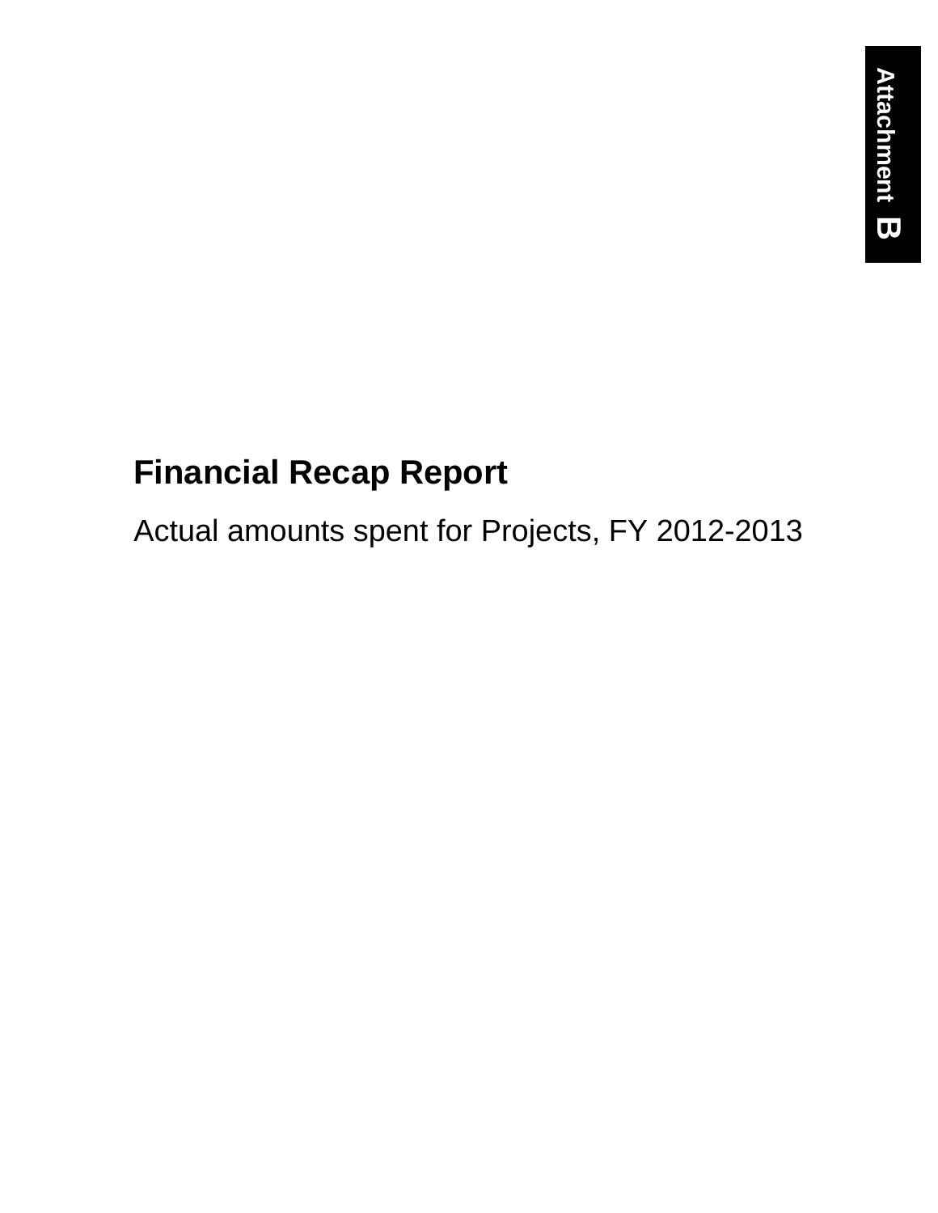Attachment B

# Financial Recap Report

Actual amounts spent for Projects, FY 2012-2013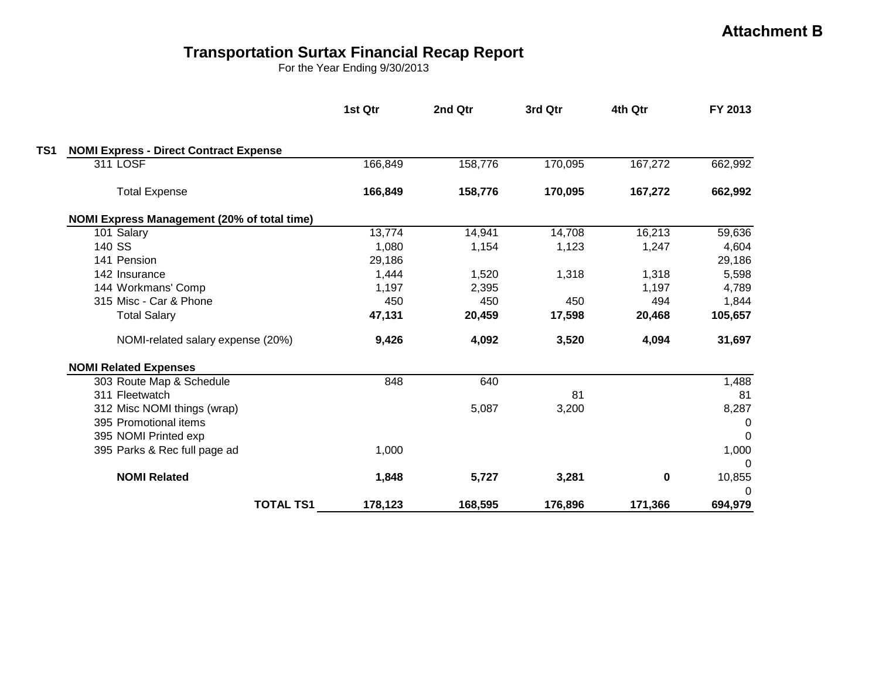**Attachment B**

# Transportation Surtax Financial Recap Report

For the Year Ending 9/30/2013

| | | 1st Qtr | 2nd Qtr | 3rd Qtr | 4th Qtr | FY 2013 |
|---|---|---|---|---|---|---|
| **TS1** | **NOMI Express - Direct Contract Expense** | | | | | |
| | 311 LOSF | 166,849 | 158,776 | 170,095 | 167,272 | 662,992 |
| | Total Expense | **166,849** | **158,776** | **170,095** | **167,272** | **662,992** |
| | **NOMI Express Management (20% of total time)** | | | | | |
| | 101 Salary | 13,774 | 14,941 | 14,708 | 16,213 | 59,636 |
| | 140 SS | 1,080 | 1,154 | 1,123 | 1,247 | 4,604 |
| | 141 Pension | 29,186 | | | | 29,186 |
| | 142 Insurance | 1,444 | 1,520 | 1,318 | 1,318 | 5,598 |
| | 144 Workmans' Comp | 1,197 | 2,395 | | 1,197 | 4,789 |
| | 315 Misc - Car & Phone | 450 | 450 | 450 | 494 | 1,844 |
| | Total Salary | **47,131** | **20,459** | **17,598** | **20,468** | **105,657** |
| | NOMI-related salary expense (20%) | **9,426** | **4,092** | **3,520** | **4,094** | **31,697** |
| | **NOMI Related Expenses** | | | | | |
| | 303 Route Map & Schedule | 848 | 640 | | | 1,488 |
| | 311 Fleetwatch | | | 81 | | 81 |
| | 312 Misc NOMI things (wrap) | | 5,087 | 3,200 | | 8,287 |
| | 395 Promotional items | | | | | 0 |
| | 395 NOMI Printed exp | | | | | 0 |
| | 395 Parks & Rec full page ad | 1,000 | | | | 1,000 |
| | | | | | | 0 |
| | **NOMI Related** | **1,848** | **5,727** | **3,281** | **0** | 10,855 |
| | | | | | | 0 |
| | **TOTAL TS1** | **178,123** | **168,595** | **176,896** | **171,366** | **694,979** |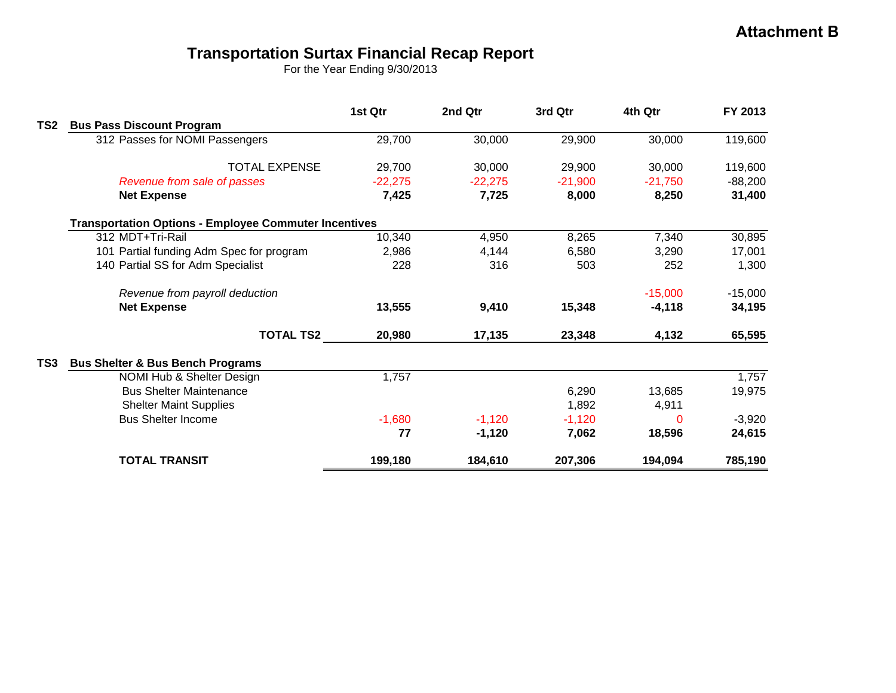**Attachment B**

# Transportation Surtax Financial Recap Report

For the Year Ending 9/30/2013

| | | 1st Qtr | 2nd Qtr | 3rd Qtr | 4th Qtr | FY 2013 |
|---|---|---|---|---|---|---|
| **TS2** | **Bus Pass Discount Program** | | | | | |
| | 312 Passes for NOMI Passengers | 29,700 | 30,000 | 29,900 | 30,000 | 119,600 |
| | TOTAL EXPENSE | 29,700 | 30,000 | 29,900 | 30,000 | 119,600 |
| | *Revenue from sale of passes* | -22,275 | -22,275 | -21,900 | -21,750 | -88,200 |
| | **Net Expense** | **7,425** | **7,725** | **8,000** | **8,250** | **31,400** |
| | **Transportation Options - Employee Commuter Incentives** | | | | | |
| | 312 MDT+Tri-Rail | 10,340 | 4,950 | 8,265 | 7,340 | 30,895 |
| | 101 Partial funding Adm Spec for program | 2,986 | 4,144 | 6,580 | 3,290 | 17,001 |
| | 140 Partial SS for Adm Specialist | 228 | 316 | 503 | 252 | 1,300 |
| | *Revenue from payroll deduction* | | | | -15,000 | -15,000 |
| | **Net Expense** | **13,555** | **9,410** | **15,348** | **-4,118** | **34,195** |
| | **TOTAL TS2** | **20,980** | **17,135** | **23,348** | **4,132** | **65,595** |
| **TS3** | **Bus Shelter & Bus Bench Programs** | | | | | |
| | NOMI Hub & Shelter Design | 1,757 | | | | 1,757 |
| | Bus Shelter Maintenance | | | 6,290 | 13,685 | 19,975 |
| | Shelter Maint Supplies | | | 1,892 | 4,911 | |
| | Bus Shelter Income | -1,680 | -1,120 | -1,120 | 0 | -3,920 |
| | | **77** | **-1,120** | **7,062** | **18,596** | **24,615** |
| | **TOTAL TRANSIT** | **199,180** | **184,610** | **207,306** | **194,094** | **785,190** |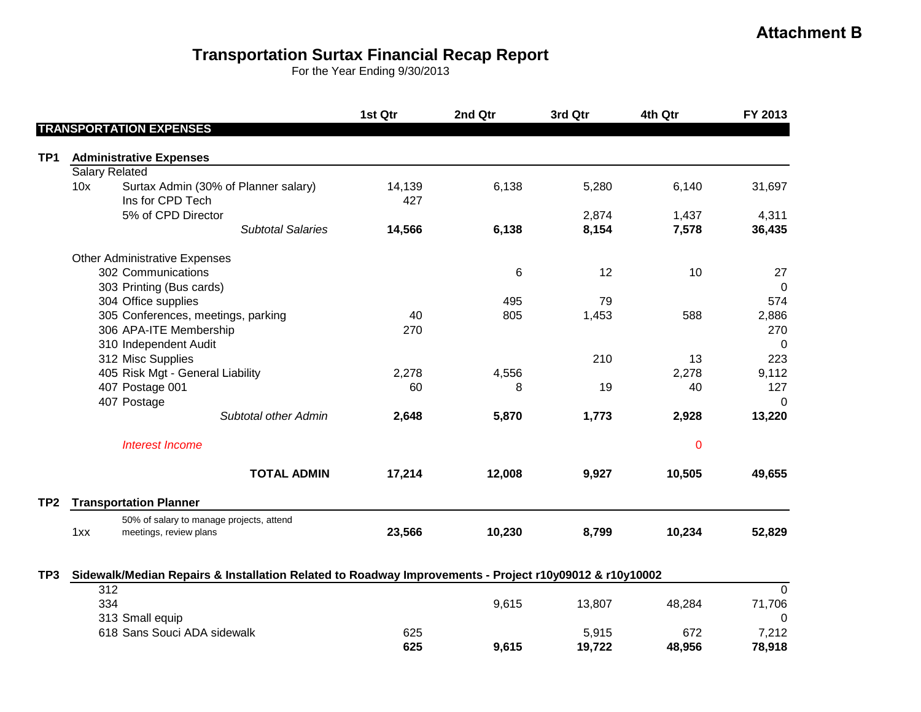**Attachment B**

# Transportation Surtax Financial Recap Report

For the Year Ending 9/30/2013

| | | 1st Qtr | 2nd Qtr | 3rd Qtr | 4th Qtr | FY 2013 |
|---|---|---|---|---|---|---|
| **TRANSPORTATION EXPENSES** | | | | | | |
| **TP1** | **Administrative Expenses** | | | | | |
| | Salary Related | | | | | |
| 10x | Surtax Admin (30% of Planner salary) | 14,139 | 6,138 | 5,280 | 6,140 | 31,697 |
| | Ins for CPD Tech | 427 | | | | |
| | 5% of CPD Director | | | 2,874 | 1,437 | 4,311 |
| | *Subtotal Salaries* | **14,566** | **6,138** | **8,154** | **7,578** | **36,435** |
| | Other Administrative Expenses | | | | | |
| | 302 Communications | | 6 | 12 | 10 | 27 |
| | 303 Printing (Bus cards) | | | | | 0 |
| | 304 Office supplies | | 495 | 79 | | 574 |
| | 305 Conferences, meetings, parking | 40 | 805 | 1,453 | 588 | 2,886 |
| | 306 APA-ITE Membership | 270 | | | | 270 |
| | 310 Independent Audit | | | | | 0 |
| | 312 Misc Supplies | | | 210 | 13 | 223 |
| | 405 Risk Mgt - General Liability | 2,278 | 4,556 | | 2,278 | 9,112 |
| | 407 Postage 001 | 60 | 8 | 19 | 40 | 127 |
| | 407 Postage | | | | | 0 |
| | *Subtotal other Admin* | **2,648** | **5,870** | **1,773** | **2,928** | **13,220** |
| | *Interest Income* | | | | 0 | |
| | **TOTAL ADMIN** | **17,214** | **12,008** | **9,927** | **10,505** | **49,655** |
| **TP2** | **Transportation Planner** | | | | | |
| 1xx | 50% of salary to manage projects, attend meetings, review plans | **23,566** | **10,230** | **8,799** | **10,234** | **52,829** |
| **TP3** | **Sidewalk/Median Repairs & Installation Related to Roadway Improvements - Project r10y09012 & r10y10002** | | | | | |
| | 312 | | | | | 0 |
| | 334 | | 9,615 | 13,807 | 48,284 | 71,706 |
| | 313 Small equip | | | | | 0 |
| | 618 Sans Souci ADA sidewalk | 625 | | 5,915 | 672 | 7,212 |
| | | **625** | **9,615** | **19,722** | **48,956** | **78,918** |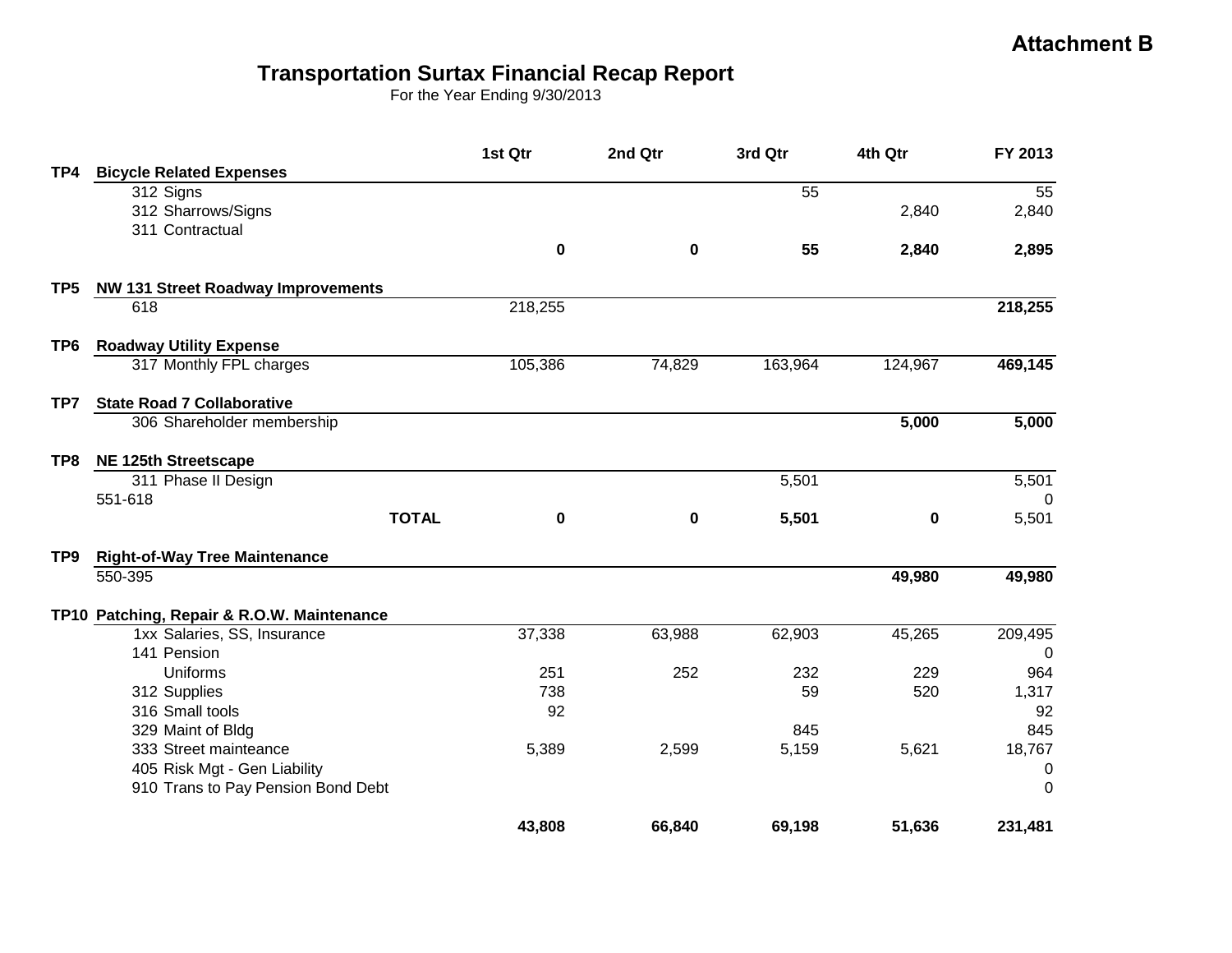**Attachment B**

# Transportation Surtax Financial Recap Report

For the Year Ending 9/30/2013

| | | 1st Qtr | 2nd Qtr | 3rd Qtr | 4th Qtr | FY 2013 |
|---|---|---|---|---|---|---|
| **TP4** | **Bicycle Related Expenses** | | | | | |
| | 312 Signs | | | 55 | | 55 |
| | 312 Sharrows/Signs | | | | 2,840 | 2,840 |
| | 311 Contractual | | | | | |
| | | **0** | **0** | **55** | **2,840** | **2,895** |
| **TP5** | **NW 131 Street Roadway Improvements** | | | | | |
| | 618 | 218,255 | | | | **218,255** |
| **TP6** | **Roadway Utility Expense** | | | | | |
| | 317 Monthly FPL charges | 105,386 | 74,829 | 163,964 | 124,967 | **469,145** |
| **TP7** | **State Road 7 Collaborative** | | | | | |
| | 306 Shareholder membership | | | | **5,000** | **5,000** |
| **TP8** | **NE 125th Streetscape** | | | | | |
| | 311 Phase II Design | | | 5,501 | | 5,501 |
| | 551-618 | | | | | 0 |
| | **TOTAL** | **0** | **0** | **5,501** | **0** | 5,501 |
| **TP9** | **Right-of-Way Tree Maintenance** | | | | | |
| | 550-395 | | | | **49,980** | **49,980** |
| **TP10** | **Patching, Repair & R.O.W. Maintenance** | | | | | |
| | 1xx Salaries, SS, Insurance | 37,338 | 63,988 | 62,903 | 45,265 | 209,495 |
| | 141 Pension | | | | | 0 |
| | Uniforms | 251 | 252 | 232 | 229 | 964 |
| | 312 Supplies | 738 | | 59 | 520 | 1,317 |
| | 316 Small tools | 92 | | | | 92 |
| | 329 Maint of Bldg | | | 845 | | 845 |
| | 333 Street mainteance | 5,389 | 2,599 | 5,159 | 5,621 | 18,767 |
| | 405 Risk Mgt - Gen Liability | | | | | 0 |
| | 910 Trans to Pay Pension Bond Debt | | | | | 0 |
| | | **43,808** | **66,840** | **69,198** | **51,636** | **231,481** |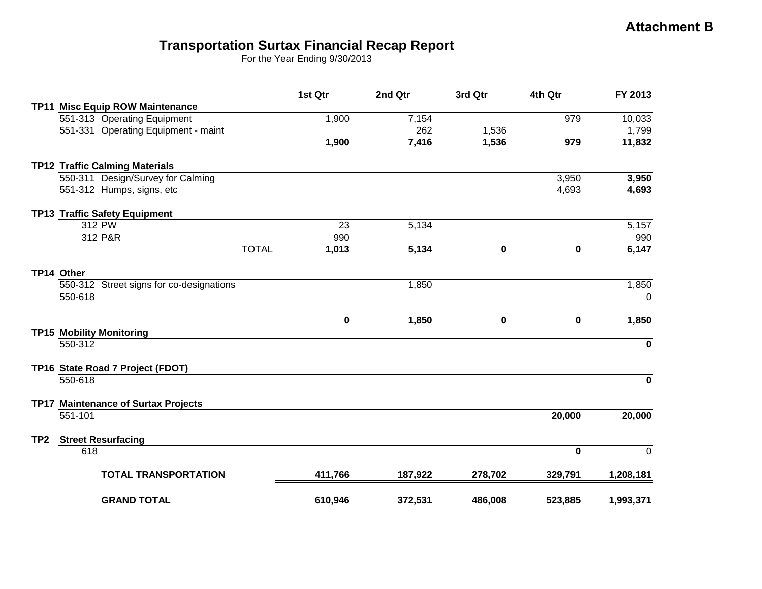**Attachment B**

# Transportation Surtax Financial Recap Report

For the Year Ending 9/30/2013

| | | 1st Qtr | 2nd Qtr | 3rd Qtr | 4th Qtr | FY 2013 |
|---|---|---|---|---|---|---|
| **TP11** | **Misc Equip ROW Maintenance** | | | | | |
| | 551-313 Operating Equipment | 1,900 | 7,154 | | 979 | 10,033 |
| | 551-331 Operating Equipment - maint | | 262 | 1,536 | | 1,799 |
| | | **1,900** | **7,416** | **1,536** | **979** | **11,832** |
| **TP12** | **Traffic Calming Materials** | | | | | |
| | 550-311 Design/Survey for Calming | | | | 3,950 | **3,950** |
| | 551-312 Humps, signs, etc | | | | 4,693 | **4,693** |
| **TP13** | **Traffic Safety Equipment** | | | | | |
| | 312 PW | 23 | 5,134 | | | 5,157 |
| | 312 P&R | 990 | | | | 990 |
| | TOTAL | **1,013** | **5,134** | **0** | **0** | **6,147** |
| **TP14** | **Other** | | | | | |
| | 550-312 Street signs for co-designations | | 1,850 | | | 1,850 |
| | 550-618 | | | | | 0 |
| | | **0** | **1,850** | **0** | **0** | **1,850** |
| **TP15** | **Mobility Monitoring** | | | | | |
| | 550-312 | | | | | **0** |
| **TP16** | **State Road 7 Project (FDOT)** | | | | | |
| | 550-618 | | | | | **0** |
| **TP17** | **Maintenance of Surtax Projects** | | | | | |
| | 551-101 | | | | **20,000** | **20,000** |
| **TP2** | **Street Resurfacing** | | | | | |
| | 618 | | | | **0** | 0 |
| | **TOTAL TRANSPORTATION** | **411,766** | **187,922** | **278,702** | **329,791** | **1,208,181** |
| | **GRAND TOTAL** | **610,946** | **372,531** | **486,008** | **523,885** | **1,993,371** |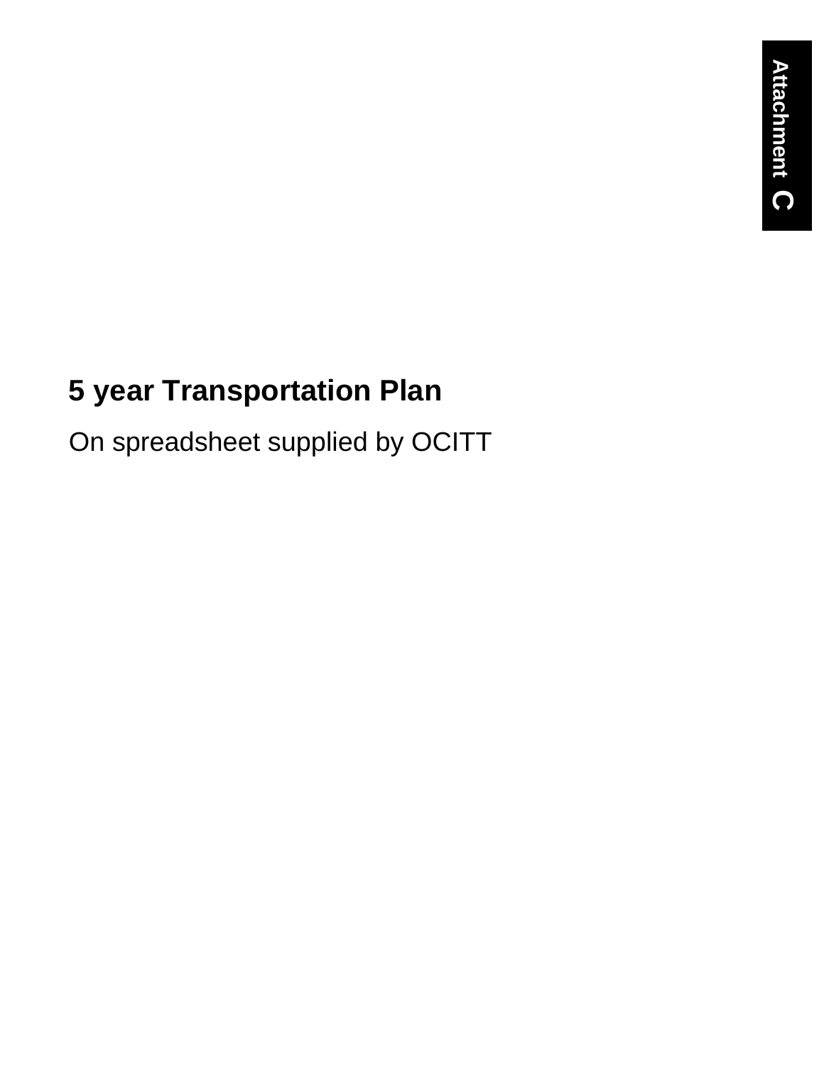Attachment C

# 5 year Transportation Plan

On spreadsheet supplied by OCITT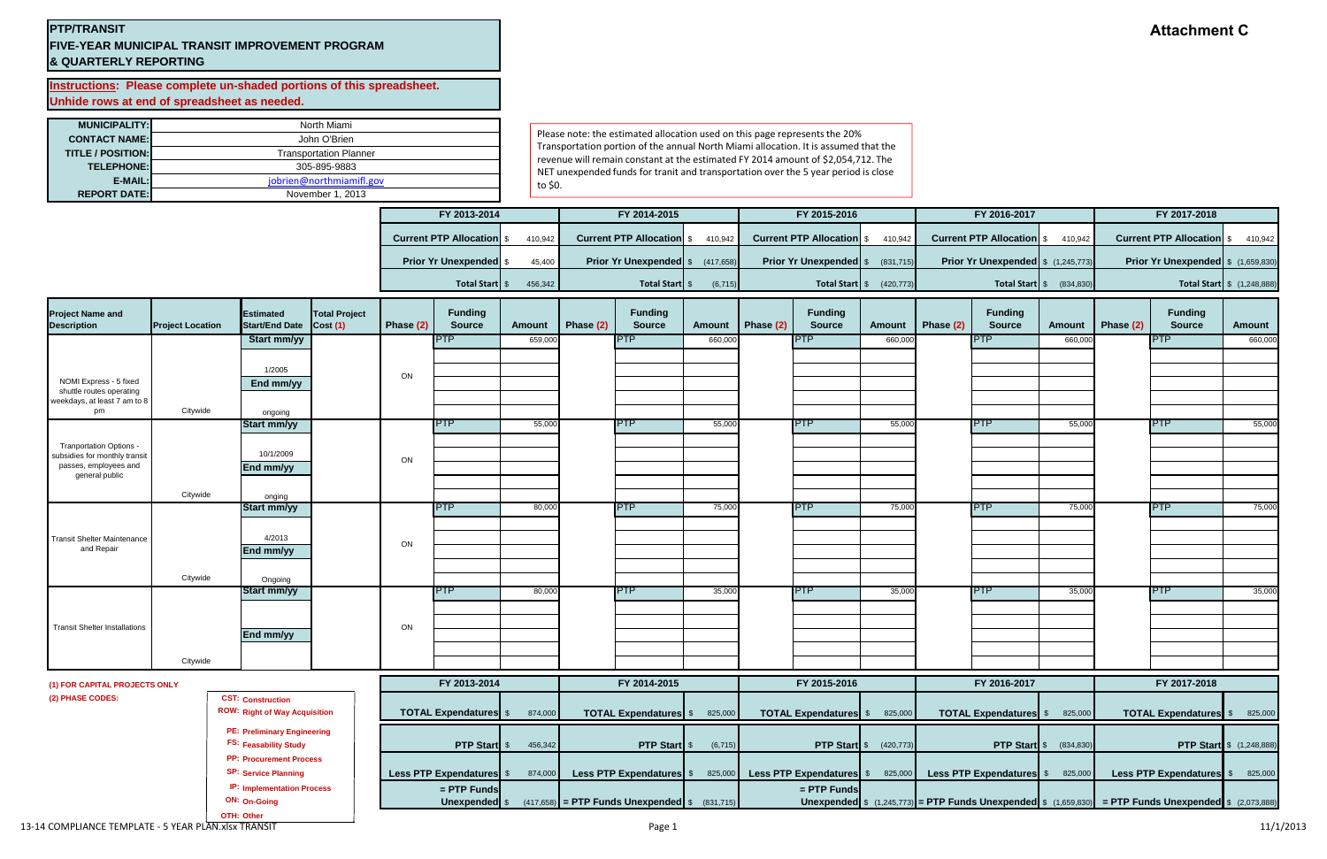**Attachment C**

**PTP/TRANSIT**
**FIVE-YEAR MUNICIPAL TRANSIT IMPROVEMENT PROGRAM**
**& QUARTERLY REPORTING**

**Instructions: Please complete un-shaded portions of this spreadsheet. Unhide rows at end of spreadsheet as needed.**

| | |
|---|---|
| **MUNICIPALITY:** | North Miami |
| **CONTACT NAME:** | John O'Brien |
| **TITLE / POSITION:** | Transportation Planner |
| **TELEPHONE:** | 305-895-9883 |
| **E-MAIL:** | jobrien@northmiamifl.gov |
| **REPORT DATE:** | November 1, 2013 |

Please note: the estimated allocation used on this page represents the 20% Transportation portion of the annual North Miami allocation. It is assumed that the revenue will remain constant at the estimated FY 2014 amount of $2,054,712. The NET unexpended funds for tranit and transportation over the 5 year period is close to $0.

| | FY 2013-2014 | FY 2014-2015 | FY 2015-2016 | FY 2016-2017 | FY 2017-2018 |
|---|---|---|---|---|---|
| **Current PTP Allocation** | $ 410,942 | $ 410,942 | $ 410,942 | $ 410,942 | $ 410,942 |
| **Prior Yr Unexpended** | $ 45,400 | $ (417,658) | $ (831,715) | $ (1,245,773) | $ (1,659,830) |
| **Total Start** | $ 456,342 | $ (6,715) | $ (420,773) | $ (834,830) | $ (1,248,888) |

| Project Name and Description | Project Location | Estimated Start/End Date | Total Project Cost (1) | Phase (2) | Funding Source | Amount | Phase (2) | Funding Source | Amount | Phase (2) | Funding Source | Amount | Phase (2) | Funding Source | Amount | Phase (2) | Funding Source | Amount |
|---|---|---|---|---|---|---|---|---|---|---|---|---|---|---|---|---|---|---|
| NOMI Express - 5 fixed shuttle routes operating weekdays, at least 7 am to 8 pm | Citywide | Start mm/yy: 1/2005; End mm/yy: ongoing | | ON | PTP | 659,000 | | PTP | 660,000 | | PTP | 660,000 | | PTP | 660,000 | | PTP | 660,000 |
| Tranportation Options - subsidies for monthly transit passes, employees and general public | Citywide | Start mm/yy: 10/1/2009; End mm/yy: ongoing | | ON | PTP | 55,000 | | PTP | 55,000 | | PTP | 55,000 | | PTP | 55,000 | | PTP | 55,000 |
| Transit Shelter Maintenance and Repair | Citywide | Start mm/yy: 4/2013; End mm/yy: Ongoing | | ON | PTP | 80,000 | | PTP | 75,000 | | PTP | 75,000 | | PTP | 75,000 | | PTP | 75,000 |
| Transit Shelter Installations | Citywide | Start mm/yy; End mm/yy | | ON | PTP | 80,000 | | PTP | 35,000 | | PTP | 35,000 | | PTP | 35,000 | | PTP | 35,000 |

**(1) FOR CAPITAL PROJECTS ONLY**

**(2) PHASE CODES:**
- **CST:** Construction
- **ROW:** Right of Way Acquisition
- **PE:** Preliminary Engineering
- **FS:** Feasability Study
- **PP:** Procurement Process
- **SP:** Service Planning
- **IP:** Implementation Process
- **ON:** On-Going
- **OTH:** Other

| | FY 2013-2014 | FY 2014-2015 | FY 2015-2016 | FY 2016-2017 | FY 2017-2018 |
|---|---|---|---|---|---|
| **TOTAL Expandatures** | $ 874,000 | $ 825,000 | $ 825,000 | $ 825,000 | $ 825,000 |
| **PTP Start** | $ 456,342 | $ (6,715) | $ (420,773) | $ (834,830) | $ (1,248,888) |
| **Less PTP Expandatures** | $ 874,000 | $ 825,000 | $ 825,000 | $ 825,000 | $ 825,000 |
| **= PTP Funds Unexpended** | $ (417,658) | $ (831,715) | $ (1,245,773) | $ (1,659,830) | $ (2,073,888) |

13-14 COMPLIANCE TEMPLATE - 5 YEAR PLAN.xlsx TRANSIT | 11/1/2013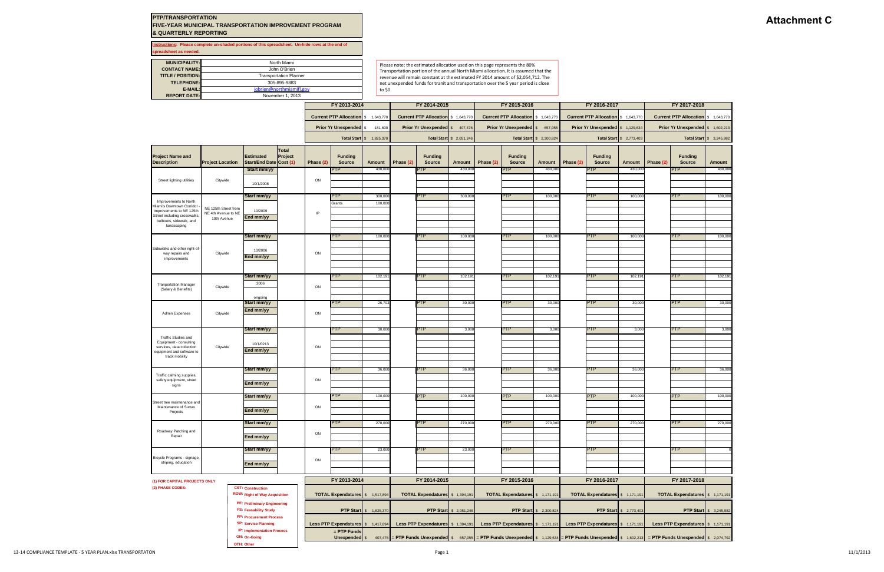# Attachment C

**PTP/TRANSPORTATION**
**FIVE-YEAR MUNICIPAL TRANSPORTATION IMPROVEMENT PROGRAM**
**& QUARTERLY REPORTING**

**Instructions: Please complete un-shaded portions of this spreadsheet. Un-hide rows at the end of spreadsheet as needed.**

| | |
|---|---|
| **MUNICIPALITY:** | North Miami |
| **CONTACT NAME:** | John O'Brien |
| **TITLE / POSITION:** | Transportation Planner |
| **TELEPHONE:** | 305-895-9883 |
| **E-MAIL:** | jobrien@northmiamifl.gov |
| **REPORT DATE:** | November 1, 2013 |

Please note: the estimated allocation used on this page represents the 80% Transportation portion of the annual North Miami allocation. It is assumed that the revenue will remain constant at the estimated FY 2014 amount of $2,054,712. The net unexpended funds for transit and transportation over the 5 year period is close to $0.

| | FY 2013-2014 | FY 2014-2015 | FY 2015-2016 | FY 2016-2017 | FY 2017-2018 |
|---|---|---|---|---|---|
| **Current PTP Allocation** | $ 1,643,770 | $ 1,643,770 | $ 1,643,770 | $ 1,643,770 | $ 1,643,770 |
| **Prior Yr Unexpended** | $ 181,600 | $ 407,476 | $ 657,055 | $ 1,129,634 | $ 1,602,213 |
| **Total Start** | $ 1,825,370 | $ 2,051,246 | $ 2,300,824 | $ 2,773,403 | $ 3,245,982 |

| Project Name and Description | Project Location | Estimated Start/End Date | Total Project Cost (1) | Phase (2) | FY 2013-2014 Funding Source | FY 2013-2014 Amount | Phase (2) | FY 2014-2015 Funding Source | FY 2014-2015 Amount | Phase (2) | FY 2015-2016 Funding Source | FY 2015-2016 Amount | Phase (2) | FY 2016-2017 Funding Source | FY 2016-2017 Amount | Phase (2) | FY 2017-2018 Funding Source | FY 2017-2018 Amount |
|---|---|---|---|---|---|---|---|---|---|---|---|---|---|---|---|---|---|---|
| Street lighting utilities | Citywide | Start mm/yy 10/1/2008 | | ON | PTP | 430,000 | | PTP | 430,000 | | PTP | 430,000 | | PTP | 430,000 | | PTP | 430,000 |
| Improvements to North Miami's Downtown Corridor - improvements to NE 125th Street including crosswalks, bulbouts, sidewalk, and landscaping | NE 125th Street from NE 4th Avenue to NE 10th Avenue | Start mm/yy 10/2009 End mm/yy | | IP | PTP | 300,000 | | PTP | 300,000 | | PTP | 100,000 | | PTP | 100,000 | | PTP | 100,000 |
| | | | | | Grants | 100,000 | | | | | | | | | | | | |
| Sidewalks and other right-of-way repairs and improvements | Citywide | Start mm/yy 10/2006 End mm/yy | | ON | PTP | 100,000 | | PTP | 100,000 | | PTP | 100,000 | | PTP | 100,000 | | PTP | 100,000 |
| Tranportation Manager (Salary & Benefits) | Citywide | Start mm/yy 2006 ongoing | | ON | PTP | 102,191 | | PTP | 102,191 | | PTP | 102,191 | | PTP | 102,191 | | PTP | 102,191 |
| Admin Expenses | Citywide | Start mm/yy End mm/yy | | ON | PTP | 26,703 | | PTP | 30,000 | | PTP | 30,000 | | PTP | 30,000 | | PTP | 30,000 |
| Traffic Studies and Equipment - consulting services, data collection equipment and software to track mobility | Citywide | Start mm/yy 10/1/0213 End mm/yy | | ON | PTP | 30,000 | | PTP | 3,000 | | PTP | 3,000 | | PTP | 3,000 | | PTP | 3,000 |
| Traffic calming supplies, safety equipment, street signs | | Start mm/yy End mm/yy | | ON | PTP | 36,000 | | PTP | 36,000 | | PTP | 36,000 | | PTP | 36,000 | | PTP | 36,000 |
| Street tree maintenance and Maintenance of Surtax Projects | | Start mm/yy End mm/yy | | ON | PTP | 100,000 | | PTP | 100,000 | | PTP | 100,000 | | PTP | 100,000 | | PTP | 100,000 |
| Roadway Patching and Repair | | Start mm/yy End mm/yy | | ON | PTP | 270,000 | | PTP | 270,000 | | PTP | 270,000 | | PTP | 270,000 | | PTP | 270,000 |
| Bicycle Programs - signage, striping, education | | Start mm/yy End mm/yy | | ON | PTP | 23,000 | | PTP | 23,000 | | PTP | | | PTP | | | PTP | 0 |

| | FY 2013-2014 | FY 2014-2015 | FY 2015-2016 | FY 2016-2017 | FY 2017-2018 |
|---|---|---|---|---|---|
| **TOTAL Expendatures** | $ 1,517,894 | $ 1,394,191 | $ 1,171,191 | $ 1,171,191 | $ 1,171,191 |
| **PTP Start** | $ 1,825,370 | $ 2,051,246 | $ 2,300,824 | $ 2,773,403 | $ 3,245,982 |
| **Less PTP Expendatures** | $ 1,417,894 | $ 1,394,191 | $ 1,171,191 | $ 1,171,191 | $ 1,171,191 |
| **= PTP Funds Unexpended** | $ 407,476 | $ 657,055 | $ 1,129,634 | $ 1,602,213 | $ 2,074,792 |

**(1) FOR CAPITAL PROJECTS ONLY**

**(2) PHASE CODES:**
- **CST:** Construction
- **ROW:** Right of Way Acquisition
- **PE:** Preliminary Engineering
- **FS:** Feasability Study
- **PP:** Procurement Process
- **SP:** Service Planning
- **IP:** Implementation Process
- **ON:** On-Going
- **OTH:** Other